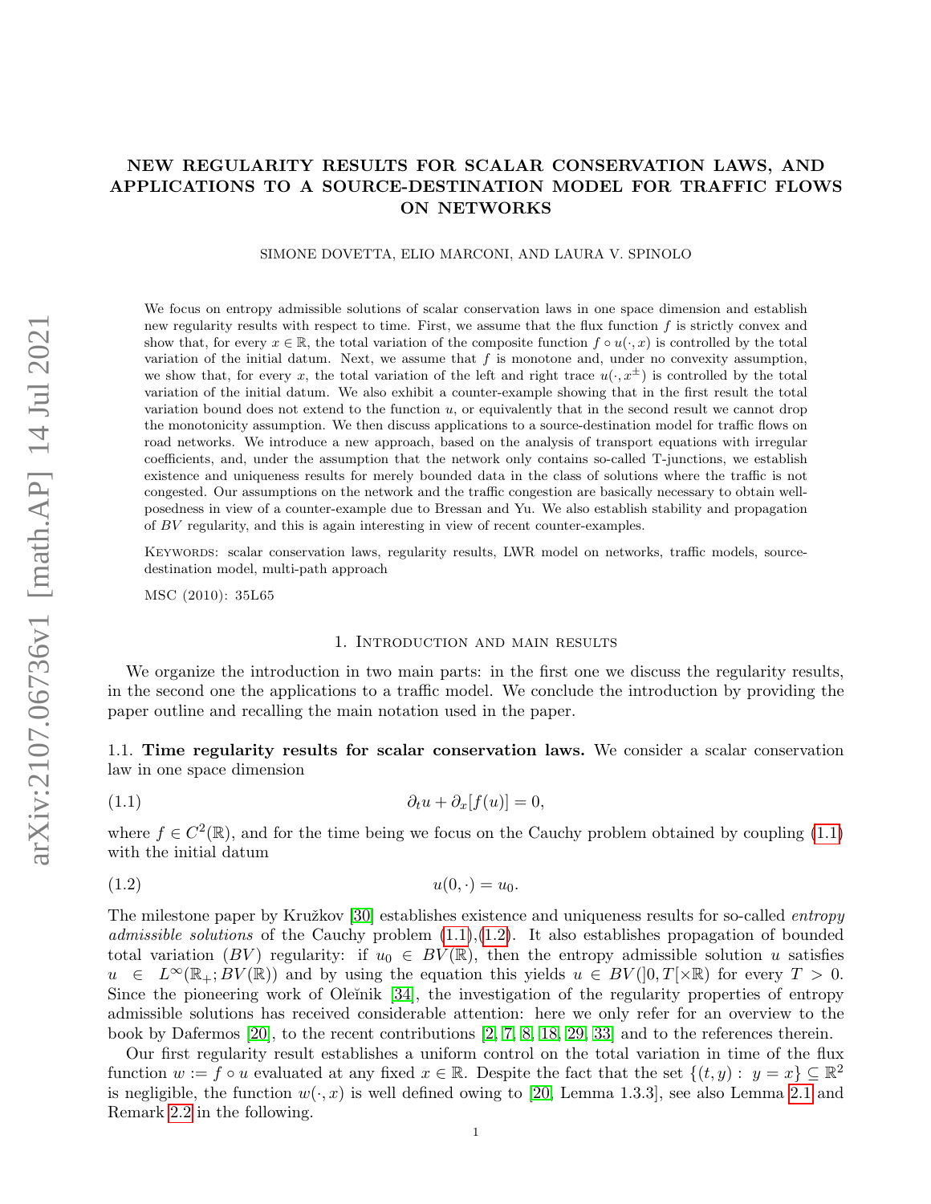# NEW REGULARITY RESULTS FOR SCALAR CONSERVATION LAWS, AND APPLICATIONS TO A SOURCE-DESTINATION MODEL FOR TRAFFIC FLOWS ON NETWORKS

SIMONE DOVETTA, ELIO MARCONI, AND LAURA V. SPINOLO

We focus on entropy admissible solutions of scalar conservation laws in one space dimension and establish new regularity results with respect to time. First, we assume that the flux function $f$ is strictly convex and show that, for every $x \in \mathbb{R}$, the total variation of the composite function $f \circ u(\cdot, x)$ is controlled by the total variation of the initial datum. Next, we assume that $f$ is monotone and, under no convexity assumption, we show that, for every $x$, the total variation of the left and right trace $u(\cdot, x^{\pm})$ is controlled by the total variation of the initial datum. We also exhibit a counter-example showing that in the first result the total variation bound does not extend to the function $u$, or equivalently that in the second result we cannot drop the monotonicity assumption. We then discuss applications to a source-destination model for traffic flows on road networks. We introduce a new approach, based on the analysis of transport equations with irregular coefficients, and, under the assumption that the network only contains so-called T-junctions, we establish existence and uniqueness results for merely bounded data in the class of solutions where the traffic is not congested. Our assumptions on the network and the traffic congestion are basically necessary to obtain well-posedness in view of a counter-example due to Bressan and Yu. We also establish stability and propagation of $BV$ regularity, and this is again interesting in view of recent counter-examples.

KEYWORDS: scalar conservation laws, regularity results, LWR model on networks, traffic models, source-destination model, multi-path approach

MSC (2010): 35L65

## 1. Introduction and main results

We organize the introduction in two main parts: in the first one we discuss the regularity results, in the second one the applications to a traffic model. We conclude the introduction by providing the paper outline and recalling the main notation used in the paper.

### 1.1. Time regularity results for scalar conservation laws.

We consider a scalar conservation law in one space dimension

$$\partial_t u + \partial_x [f(u)] = 0, \tag{1.1}$$

where $f \in C^2(\mathbb{R})$, and for the time being we focus on the Cauchy problem obtained by coupling (1.1) with the initial datum

$$u(0, \cdot) = u_0. \tag{1.2}$$

The milestone paper by Kružkov [30] establishes existence and uniqueness results for so-called *entropy admissible solutions* of the Cauchy problem (1.1),(1.2). It also establishes propagation of bounded total variation ($BV$) regularity: if $u_0 \in BV(\mathbb{R})$, then the entropy admissible solution $u$ satisfies $u \in L^\infty(\mathbb{R}_+; BV(\mathbb{R}))$ and by using the equation this yields $u \in BV(]0, T[\times\mathbb{R})$ for every $T > 0$. Since the pioneering work of Oleĭnik [34], the investigation of the regularity properties of entropy admissible solutions has received considerable attention: here we only refer for an overview to the book by Dafermos [20], to the recent contributions [2, 7, 8, 18, 29, 33] and to the references therein.

Our first regularity result establishes a uniform control on the total variation in time of the flux function $w := f \circ u$ evaluated at any fixed $x \in \mathbb{R}$. Despite the fact that the set $\{(t, y) : \ y = x\} \subseteq \mathbb{R}^2$ is negligible, the function $w(\cdot, x)$ is well defined owing to [20, Lemma 1.3.3], see also Lemma 2.1 and Remark 2.2 in the following.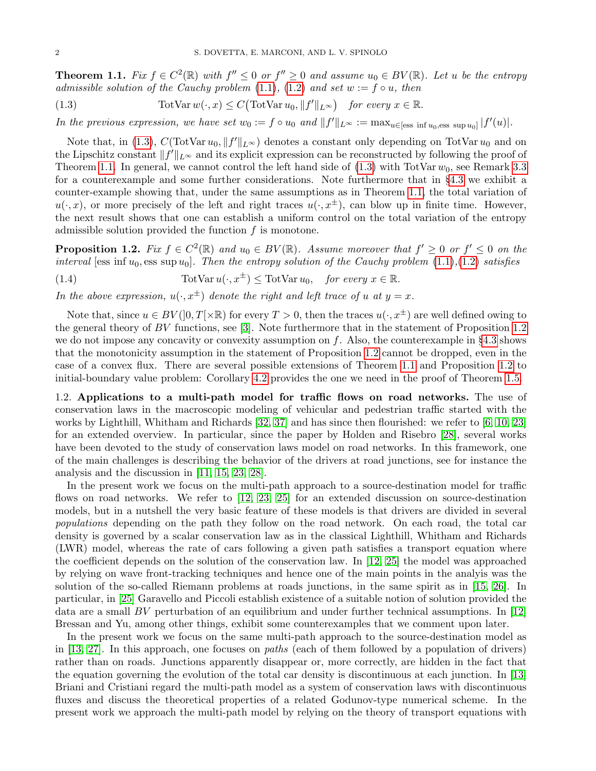**Theorem 1.1.** *Fix $f \in C^2(\mathbb{R})$ with $f'' \leq 0$ or $f'' \geq 0$ and assume $u_0 \in BV(\mathbb{R})$. Let $u$ be the entropy admissible solution of the Cauchy problem* (1.1), (1.2) *and set $w := f \circ u$, then*

$$\text{TotVar}\, w(\cdot, x) \leq C\big(\text{TotVar}\, u_0, \|f'\|_{L^\infty}\big) \quad \text{for every } x \in \mathbb{R}. \tag{1.3}$$

*In the previous expression, we have set $w_0 := f \circ u_0$ and $\|f'\|_{L^\infty} := \max_{u \in [\text{ess inf}\, u_0, \text{ess sup}\, u_0]} |f'(u)|$.*

Note that, in (1.3), $C(\text{TotVar}\, u_0, \|f'\|_{L^\infty})$ denotes a constant only depending on $\text{TotVar}\, u_0$ and on the Lipschitz constant $\|f'\|_{L^\infty}$ and its explicit expression can be reconstructed by following the proof of Theorem 1.1. In general, we cannot control the left hand side of (1.3) with $\text{TotVar}\, w_0$, see Remark 3.3 for a counterexample and some further considerations. Note furthermore that in §4.3 we exhibit a counter-example showing that, under the same assumptions as in Theorem 1.1, the total variation of $u(\cdot, x)$, or more precisely of the left and right traces $u(\cdot, x^\pm)$, can blow up in finite time. However, the next result shows that one can establish a uniform control on the total variation of the entropy admissible solution provided the function $f$ is monotone.

**Proposition 1.2.** *Fix $f \in C^2(\mathbb{R})$ and $u_0 \in BV(\mathbb{R})$. Assume moreover that $f' \geq 0$ or $f' \leq 0$ on the interval $[\text{ess inf}\, u_0, \text{ess sup}\, u_0]$. Then the entropy solution of the Cauchy problem* (1.1),(1.2) *satisfies*

$$\text{TotVar}\, u(\cdot, x^\pm) \leq \text{TotVar}\, u_0, \quad \text{for every } x \in \mathbb{R}. \tag{1.4}$$

*In the above expression, $u(\cdot, x^\pm)$ denote the right and left trace of $u$ at $y = x$.*

Note that, since $u \in BV(]0, T[\times\mathbb{R})$ for every $T > 0$, then the traces $u(\cdot, x^\pm)$ are well defined owing to the general theory of $BV$ functions, see [3]. Note furthermore that in the statement of Proposition 1.2 we do not impose any concavity or convexity assumption on $f$. Also, the counterexample in §4.3 shows that the monotonicity assumption in the statement of Proposition 1.2 cannot be dropped, even in the case of a convex flux. There are several possible extensions of Theorem 1.1 and Proposition 1.2 to initial-boundary value problem: Corollary 4.2 provides the one we need in the proof of Theorem 1.5.

1.2. **Applications to a multi-path model for traffic flows on road networks.** The use of conservation laws in the macroscopic modeling of vehicular and pedestrian traffic started with the works by Lighthill, Whitham and Richards [32, 37] and has since then flourished: we refer to [6, 10, 23] for an extended overview. In particular, since the paper by Holden and Risebro [28], several works have been devoted to the study of conservation laws model on road networks. In this framework, one of the main challenges is describing the behavior of the drivers at road junctions, see for instance the analysis and the discussion in [11, 15, 23, 28].

In the present work we focus on the multi-path approach to a source-destination model for traffic flows on road networks. We refer to [12, 23, 25] for an extended discussion on source-destination models, but in a nutshell the very basic feature of these models is that drivers are divided in several *populations* depending on the path they follow on the road network. On each road, the total car density is governed by a scalar conservation law as in the classical Lighthill, Whitham and Richards (LWR) model, whereas the rate of cars following a given path satisfies a transport equation where the coefficient depends on the solution of the conservation law. In [12, 25] the model was approached by relying on wave front-tracking techniques and hence one of the main points in the analyis was the solution of the so-called Riemann problems at roads junctions, in the same spirit as in [15, 26]. In particular, in [25] Garavello and Piccoli establish existence of a suitable notion of solution provided the data are a small $BV$ perturbation of an equilibrium and under further technical assumptions. In [12] Bressan and Yu, among other things, exhibit some counterexamples that we comment upon later.

In the present work we focus on the same multi-path approach to the source-destination model as in [13, 27]. In this approach, one focuses on *paths* (each of them followed by a population of drivers) rather than on roads. Junctions apparently disappear or, more correctly, are hidden in the fact that the equation governing the evolution of the total car density is discontinuous at each junction. In [13] Briani and Cristiani regard the multi-path model as a system of conservation laws with discontinuous fluxes and discuss the theoretical properties of a related Godunov-type numerical scheme. In the present work we approach the multi-path model by relying on the theory of transport equations with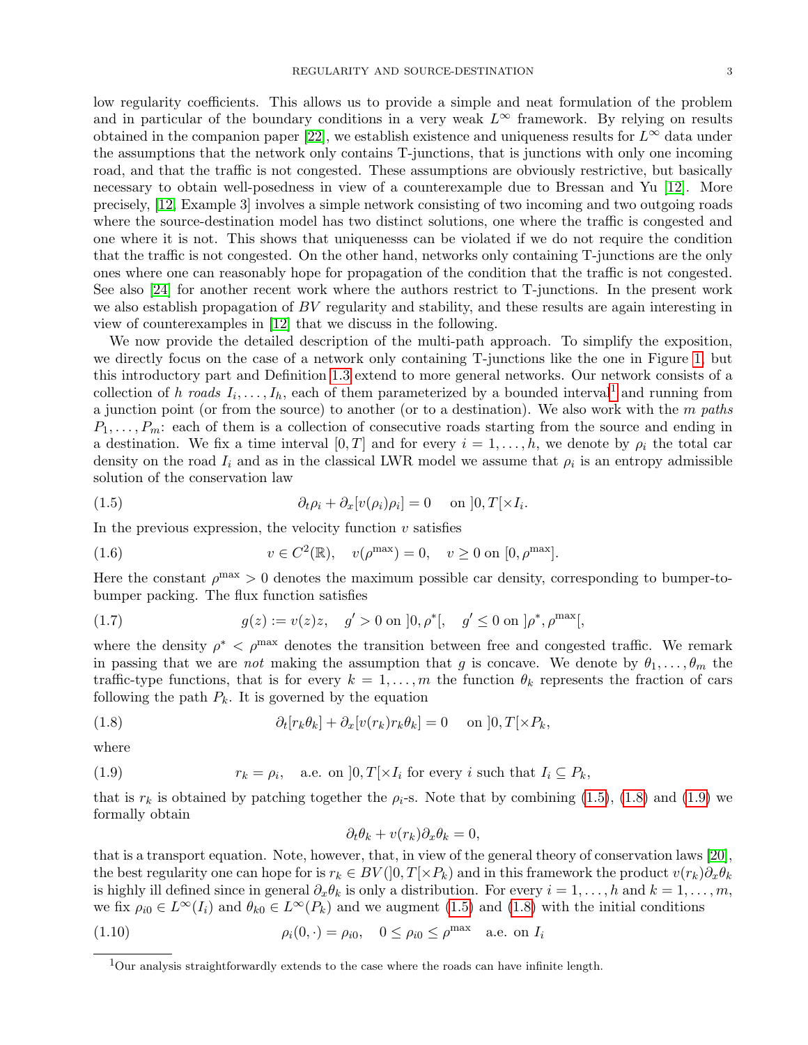low regularity coefficients. This allows us to provide a simple and neat formulation of the problem and in particular of the boundary conditions in a very weak $L^\infty$ framework. By relying on results obtained in the companion paper [22], we establish existence and uniqueness results for $L^\infty$ data under the assumptions that the network only contains T-junctions, that is junctions with only one incoming road, and that the traffic is not congested. These assumptions are obviously restrictive, but basically necessary to obtain well-posedness in view of a counterexample due to Bressan and Yu [12]. More precisely, [12, Example 3] involves a simple network consisting of two incoming and two outgoing roads where the source-destination model has two distinct solutions, one where the traffic is congested and one where it is not. This shows that uniqueness can be violated if we do not require the condition that the traffic is not congested. On the other hand, networks only containing T-junctions are the only ones where one can reasonably hope for propagation of the condition that the traffic is not congested. See also [24] for another recent work where the authors restrict to T-junctions. In the present work we also establish propagation of $BV$ regularity and stability, and these results are again interesting in view of counterexamples in [12] that we discuss in the following.

We now provide the detailed description of the multi-path approach. To simplify the exposition, we directly focus on the case of a network only containing T-junctions like the one in Figure 1, but this introductory part and Definition 1.3 extend to more general networks. Our network consists of a collection of $h$ *roads* $I_i, \dots, I_h$, each of them parameterized by a bounded interval[1] and running from a junction point (or from the source) to another (or to a destination). We also work with the $m$ *paths* $P_1, \dots, P_m$: each of them is a collection of consecutive roads starting from the source and ending in a destination. We fix a time interval $[0, T]$ and for every $i = 1, \dots, h$, we denote by $\rho_i$ the total car density on the road $I_i$ and as in the classical LWR model we assume that $\rho_i$ is an entropy admissible solution of the conservation law

$$\partial_t \rho_i + \partial_x [v(\rho_i)\rho_i] = 0 \quad \text{on } ]0, T[\times I_i. \tag{1.5}$$

In the previous expression, the velocity function $v$ satisfies

$$v \in C^2(\mathbb{R}), \quad v(\rho^{\max}) = 0, \quad v \geq 0 \text{ on } [0, \rho^{\max}]. \tag{1.6}$$

Here the constant $\rho^{\max} > 0$ denotes the maximum possible car density, corresponding to bumper-to-bumper packing. The flux function satisfies

$$g(z) := v(z)z, \quad g' > 0 \text{ on } ]0, \rho^*[, \quad g' \leq 0 \text{ on } ]\rho^*, \rho^{\max}[, \tag{1.7}$$

where the density $\rho^* < \rho^{\max}$ denotes the transition between free and congested traffic. We remark in passing that we are *not* making the assumption that $g$ is concave. We denote by $\theta_1, \dots, \theta_m$ the traffic-type functions, that is for every $k = 1, \dots, m$ the function $\theta_k$ represents the fraction of cars following the path $P_k$. It is governed by the equation

$$\partial_t [r_k \theta_k] + \partial_x [v(r_k) r_k \theta_k] = 0 \quad \text{on } ]0, T[\times P_k, \tag{1.8}$$

where

$$r_k = \rho_i, \quad \text{a.e. on } ]0, T[\times I_i \text{ for every } i \text{ such that } I_i \subseteq P_k, \tag{1.9}$$

that is $r_k$ is obtained by patching together the $\rho_i$-s. Note that by combining (1.5), (1.8) and (1.9) we formally obtain

$$\partial_t \theta_k + v(r_k)\partial_x \theta_k = 0,$$

that is a transport equation. Note, however, that, in view of the general theory of conservation laws [20], the best regularity one can hope for is $r_k \in BV(]0, T[\times P_k)$ and in this framework the product $v(r_k)\partial_x \theta_k$ is highly ill defined since in general $\partial_x \theta_k$ is only a distribution. For every $i = 1, \dots, h$ and $k = 1, \dots, m$, we fix $\rho_{i0} \in L^\infty(I_i)$ and $\theta_{k0} \in L^\infty(P_k)$ and we augment (1.5) and (1.8) with the initial conditions

$$\rho_i(0, \cdot) = \rho_{i0}, \quad 0 \leq \rho_{i0} \leq \rho^{\max} \quad \text{a.e. on } I_i \tag{1.10}$$

[1] Our analysis straightforwardly extends to the case where the roads can have infinite length.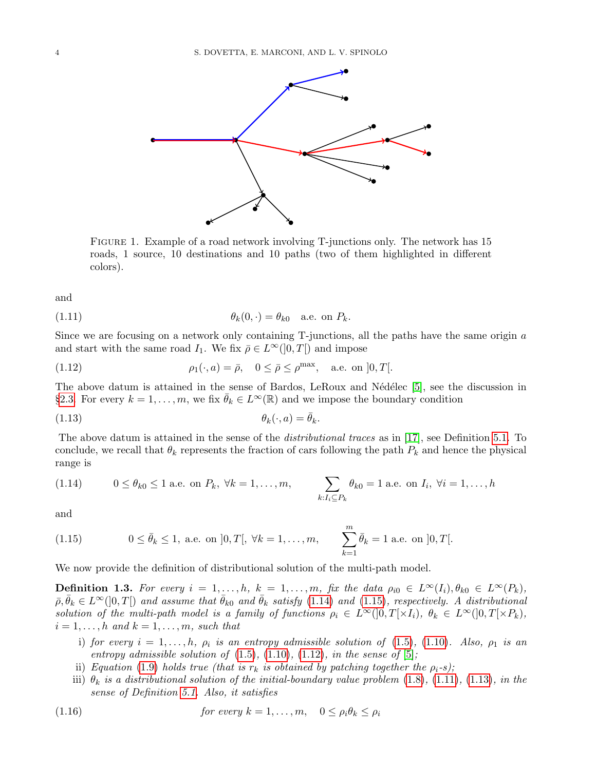FIGURE 1. Example of a road network involving T-junctions only. The network has 15 roads, 1 source, 10 destinations and 10 paths (two of them highlighted in different colors).

and

$$
\theta_k(0, \cdot) = \theta_{k0} \quad \text{a.e. on } P_k. \tag{1.11}
$$

Since we are focusing on a network only containing T-junctions, all the paths have the same origin $a$ and start with the same road $I_1$. We fix $\bar\rho \in L^\infty(]0, T[)$ and impose

$$
\rho_1(\cdot, a) = \bar\rho, \quad 0 \le \bar\rho \le \rho^{\max}, \quad \text{a.e. on } ]0, T[. \tag{1.12}
$$

The above datum is attained in the sense of Bardos, LeRoux and Nédélec [5], see the discussion in §2.3. For every $k = 1, \dots, m$, we fix $\bar\theta_k \in L^\infty(\mathbb{R})$ and we impose the boundary condition

$$
\theta_k(\cdot, a) = \bar\theta_k. \tag{1.13}
$$

The above datum is attained in the sense of the *distributional traces* as in [17], see Definition 5.1. To conclude, we recall that $\theta_k$ represents the fraction of cars following the path $P_k$ and hence the physical range is

$$
0 \le \theta_{k0} \le 1 \text{ a.e. on } P_k, \ \forall k = 1, \dots, m, \qquad \sum_{k: I_i \subseteq P_k} \theta_{k0} = 1 \text{ a.e. on } I_i, \ \forall i = 1, \dots, h \tag{1.14}
$$

and

$$
0 \le \bar\theta_k \le 1, \text{ a.e. on } ]0, T[, \ \forall k = 1, \dots, m, \qquad \sum_{k=1}^{m} \bar\theta_k = 1 \text{ a.e. on } ]0, T[. \tag{1.15}
$$

We now provide the definition of distributional solution of the multi-path model.

**Definition 1.3.** *For every $i = 1, \dots, h$, $k = 1, \dots, m$, fix the data $\rho_{i0} \in L^\infty(I_i), \theta_{k0} \in L^\infty(P_k)$, $\bar\rho, \bar\theta_k \in L^\infty(]0, T[)$ and assume that $\bar\theta_{k0}$ and $\bar\theta_k$ satisfy (1.14) and (1.15), respectively. A distributional solution of the multi-path model is a family of functions $\rho_i \in L^\infty(]0, T[\times I_i)$, $\theta_k \in L^\infty(]0, T[\times P_k)$, $i = 1, \dots, h$ and $k = 1, \dots, m$, such that*

i) *for every $i = 1, \dots, h$, $\rho_i$ is an entropy admissible solution of (1.5), (1.10). Also, $\rho_1$ is an entropy admissible solution of (1.5), (1.10), (1.12), in the sense of [5];*
ii) *Equation (1.9) holds true (that is $r_k$ is obtained by patching together the $\rho_i$-s);*
iii) *$\theta_k$ is a distributional solution of the initial-boundary value problem (1.8), (1.11), (1.13), in the sense of Definition 5.1. Also, it satisfies*

$$
\textit{for every } k = 1, \dots, m, \quad 0 \le \rho_i \theta_k \le \rho_i \tag{1.16}
$$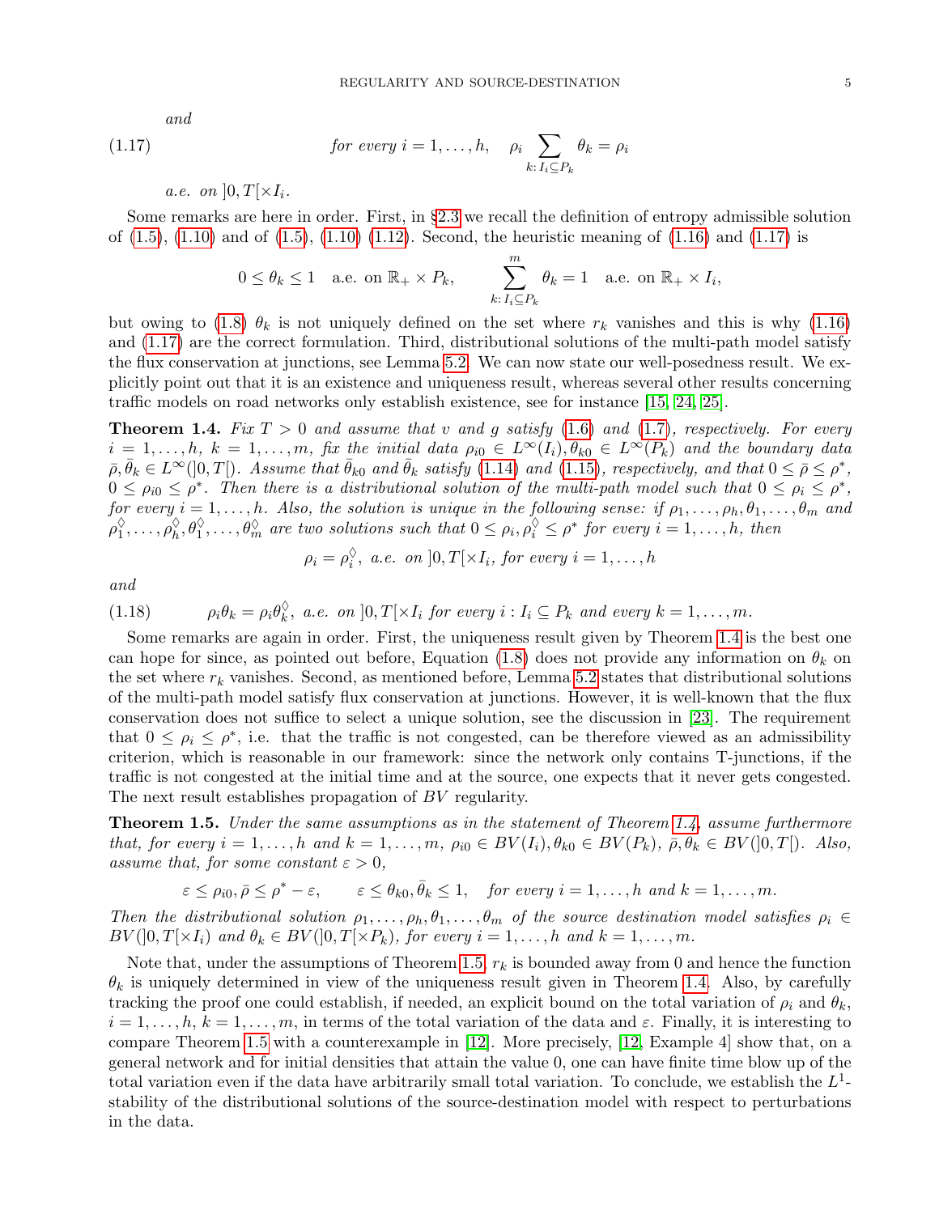*and*

$$\text{for every } i=1,\dots,h, \quad \rho_i \sum_{k:\, I_i \subseteq P_k} \theta_k = \rho_i \tag{1.17}$$

*a.e. on* $]0,T[\times I_i$.

Some remarks are here in order. First, in §2.3 we recall the definition of entropy admissible solution of (1.5), (1.10) and of (1.5), (1.10) (1.12). Second, the heuristic meaning of (1.16) and (1.17) is

$$0 \le \theta_k \le 1 \quad \text{a.e. on } \mathbb{R}_+ \times P_k, \qquad \sum_{k:\, I_i \subseteq P_k}^{m} \theta_k = 1 \quad \text{a.e. on } \mathbb{R}_+ \times I_i,$$

but owing to (1.8) $\theta_k$ is not uniquely defined on the set where $r_k$ vanishes and this is why (1.16) and (1.17) are the correct formulation. Third, distributional solutions of the multi-path model satisfy the flux conservation at junctions, see Lemma 5.2. We can now state our well-posedness result. We explicitly point out that it is an existence and uniqueness result, whereas several other results concerning traffic models on road networks only establish existence, see for instance [15, 24, 25].

**Theorem 1.4.** *Fix $T>0$ and assume that $v$ and $g$ satisfy (1.6) and (1.7), respectively. For every $i=1,\dots,h$, $k=1,\dots,m$, fix the initial data $\rho_{i0} \in L^\infty(I_i), \theta_{k0} \in L^\infty(P_k)$ and the boundary data $\bar\rho, \bar\theta_k \in L^\infty(]0,T[)$. Assume that $\bar\theta_{k0}$ and $\bar\theta_k$ satisfy (1.14) and (1.15), respectively, and that $0 \le \bar\rho \le \rho^*$, $0 \le \rho_{i0} \le \rho^*$. Then there is a distributional solution of the multi-path model such that $0 \le \rho_i \le \rho^*$, for every $i=1,\dots,h$. Also, the solution is unique in the following sense: if $\rho_1,\dots,\rho_h,\theta_1,\dots,\theta_m$ and $\rho_1^\diamondsuit,\dots,\rho_h^\diamondsuit,\theta_1^\diamondsuit,\dots,\theta_m^\diamondsuit$ are two solutions such that $0 \le \rho_i, \rho_i^\diamondsuit \le \rho^*$ for every $i=1,\dots,h$, then*

$$\rho_i = \rho_i^\diamondsuit, \text{ a.e. on } ]0,T[\times I_i, \text{ for every } i=1,\dots,h$$

*and*

$$\rho_i\theta_k = \rho_i\theta_k^\diamondsuit, \text{ a.e. on } ]0,T[\times I_i \text{ for every } i: I_i \subseteq P_k \text{ and every } k=1,\dots,m. \tag{1.18}$$

Some remarks are again in order. First, the uniqueness result given by Theorem 1.4 is the best one can hope for since, as pointed out before, Equation (1.8) does not provide any information on $\theta_k$ on the set where $r_k$ vanishes. Second, as mentioned before, Lemma 5.2 states that distributional solutions of the multi-path model satisfy flux conservation at junctions. However, it is well-known that the flux conservation does not suffice to select a unique solution, see the discussion in [23]. The requirement that $0 \le \rho_i \le \rho^*$, i.e. that the traffic is not congested, can be therefore viewed as an admissibility criterion, which is reasonable in our framework: since the network only contains T-junctions, if the traffic is not congested at the initial time and at the source, one expects that it never gets congested. The next result establishes propagation of $BV$ regularity.

**Theorem 1.5.** *Under the same assumptions as in the statement of Theorem 1.4, assume furthermore that, for every $i=1,\dots,h$ and $k=1,\dots,m$, $\rho_{i0} \in BV(I_i), \theta_{k0} \in BV(P_k)$, $\bar\rho, \bar\theta_k \in BV(]0,T[)$. Also, assume that, for some constant $\varepsilon>0$,*

$$\varepsilon \le \rho_{i0}, \bar\rho \le \rho^* - \varepsilon, \qquad \varepsilon \le \theta_{k0}, \bar\theta_k \le 1, \quad \text{for every } i=1,\dots,h \text{ and } k=1,\dots,m.$$

*Then the distributional solution $\rho_1,\dots,\rho_h,\theta_1,\dots,\theta_m$ of the source destination model satisfies $\rho_i \in BV(]0,T[\times I_i)$ and $\theta_k \in BV(]0,T[\times P_k)$, for every $i=1,\dots,h$ and $k=1,\dots,m$.*

Note that, under the assumptions of Theorem 1.5, $r_k$ is bounded away from 0 and hence the function $\theta_k$ is uniquely determined in view of the uniqueness result given in Theorem 1.4. Also, by carefully tracking the proof one could establish, if needed, an explicit bound on the total variation of $\rho_i$ and $\theta_k$, $i=1,\dots,h$, $k=1,\dots,m$, in terms of the total variation of the data and $\varepsilon$. Finally, it is interesting to compare Theorem 1.5 with a counterexample in [12]. More precisely, [12, Example 4] show that, on a general network and for initial densities that attain the value 0, one can have finite time blow up of the total variation even if the data have arbitrarily small total variation. To conclude, we establish the $L^1$-stability of the distributional solutions of the source-destination model with respect to perturbations in the data.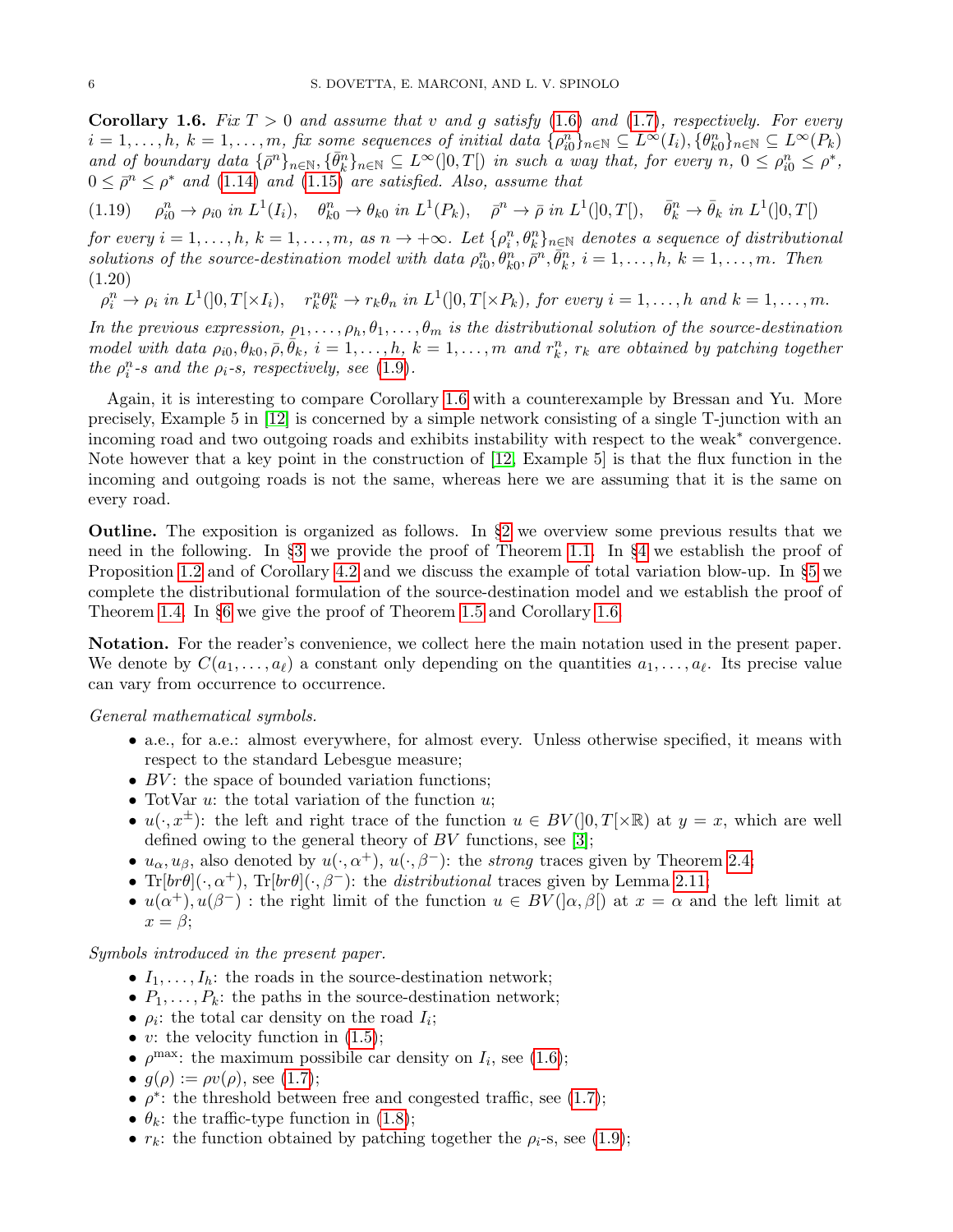**Corollary 1.6.** *Fix $T > 0$ and assume that $v$ and $g$ satisfy (1.6) and (1.7), respectively. For every $i = 1, \dots, h$, $k = 1, \dots, m$, fix some sequences of initial data $\{\rho^n_{i0}\}_{n\in\mathbb{N}} \subseteq L^\infty(I_i), \{\theta^n_{k0}\}_{n\in\mathbb{N}} \subseteq L^\infty(P_k)$ and of boundary data $\{\bar\rho^n\}_{n\in\mathbb{N}}, \{\bar\theta^n_k\}_{n\in\mathbb{N}} \subseteq L^\infty(]0,T[)$ in such a way that, for every $n$, $0 \le \rho^n_{i0} \le \rho^*$, $0 \le \bar\rho^n \le \rho^*$ and (1.14) and (1.15) are satisfied. Also, assume that*

$$
(1.19) \qquad \rho^n_{i0} \to \rho_{i0} \text{ in } L^1(I_i), \quad \theta^n_{k0} \to \theta_{k0} \text{ in } L^1(P_k), \quad \bar\rho^n \to \bar\rho \text{ in } L^1(]0,T[), \quad \bar\theta^n_k \to \bar\theta_k \text{ in } L^1(]0,T[)
$$

*for every $i = 1, \dots, h$, $k = 1, \dots, m$, as $n \to +\infty$. Let $\{\rho^n_i, \theta^n_k\}_{n\in\mathbb{N}}$ denotes a sequence of distributional solutions of the source-destination model with data $\rho^n_{i0}, \theta^n_{k0}, \bar\rho^n, \bar\theta^n_k$, $i = 1, \dots, h$, $k = 1, \dots, m$. Then*

$$
(1.20) \qquad \rho^n_i \to \rho_i \text{ in } L^1(]0,T[\times I_i), \quad r^n_k\theta^n_k \to r_k\theta_n \text{ in } L^1(]0,T[\times P_k), \text{ for every } i = 1, \dots, h \text{ and } k = 1, \dots, m.
$$

*In the previous expression, $\rho_1, \dots, \rho_h, \theta_1, \dots, \theta_m$ is the distributional solution of the source-destination model with data $\rho_{i0}, \theta_{k0}, \bar\rho, \bar\theta_k$, $i = 1, \dots, h$, $k = 1, \dots, m$ and $r^n_k$, $r_k$ are obtained by patching together the $\rho^n_i$-s and the $\rho_i$-s, respectively, see (1.9).*

Again, it is interesting to compare Corollary 1.6 with a counterexample by Bressan and Yu. More precisely, Example 5 in [12] is concerned by a simple network consisting of a single T-junction with an incoming road and two outgoing roads and exhibits instability with respect to the weak$^*$ convergence. Note however that a key point in the construction of [12, Example 5] is that the flux function in the incoming and outgoing roads is not the same, whereas here we are assuming that it is the same on every road.

**Outline.** The exposition is organized as follows. In §2 we overview some previous results that we need in the following. In §3 we provide the proof of Theorem 1.1. In §4 we establish the proof of Proposition 1.2 and of Corollary 4.2 and we discuss the example of total variation blow-up. In §5 we complete the distributional formulation of the source-destination model and we establish the proof of Theorem 1.4. In §6 we give the proof of Theorem 1.5 and Corollary 1.6.

**Notation.** For the reader's convenience, we collect here the main notation used in the present paper. We denote by $C(a_1, \dots, a_\ell)$ a constant only depending on the quantities $a_1, \dots, a_\ell$. Its precise value can vary from occurrence to occurrence.

*General mathematical symbols.*

- a.e., for a.e.: almost everywhere, for almost every. Unless otherwise specified, it means with respect to the standard Lebesgue measure;
- $BV$: the space of bounded variation functions;
- TotVar $u$: the total variation of the function $u$;
- $u(\cdot, x^\pm)$: the left and right trace of the function $u \in BV(]0,T[\times\mathbb{R})$ at $y = x$, which are well defined owing to the general theory of $BV$ functions, see [3];
- $u_\alpha, u_\beta$, also denoted by $u(\cdot, \alpha^+)$, $u(\cdot, \beta^-)$: the *strong* traces given by Theorem 2.4;
- $\mathrm{Tr}[br\theta](\cdot, \alpha^+)$, $\mathrm{Tr}[br\theta](\cdot, \beta^-)$: the *distributional* traces given by Lemma 2.11;
- $u(\alpha^+), u(\beta^-)$ : the right limit of the function $u \in BV(]\alpha, \beta[)$ at $x = \alpha$ and the left limit at $x = \beta$;

*Symbols introduced in the present paper.*

- $I_1, \dots, I_h$: the roads in the source-destination network;
- $P_1, \dots, P_k$: the paths in the source-destination network;
- $\rho_i$: the total car density on the road $I_i$;
- $v$: the velocity function in (1.5);
- $\rho^{\max}$: the maximum possibile car density on $I_i$, see (1.6);
- $g(\rho) := \rho v(\rho)$, see (1.7);
- $\rho^*$: the threshold between free and congested traffic, see (1.7);
- $\theta_k$: the traffic-type function in (1.8);
- $r_k$: the function obtained by patching together the $\rho_i$-s, see (1.9);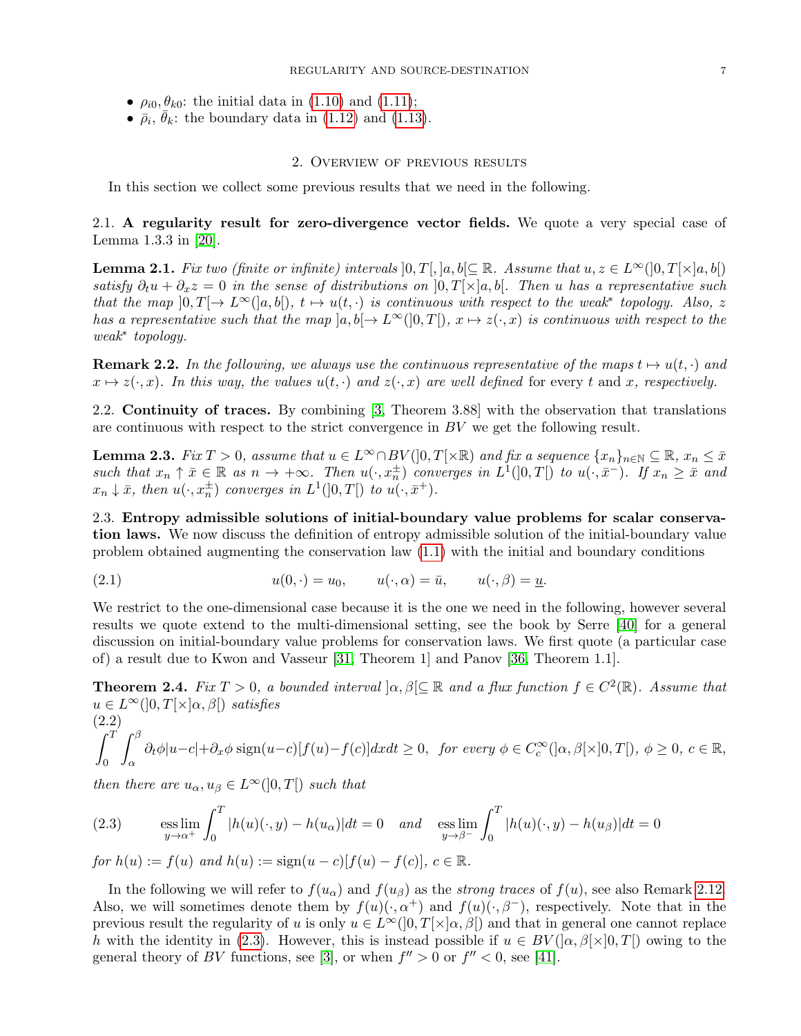- $\rho_{i0}, \theta_{k0}$: the initial data in (1.10) and (1.11);
- $\bar\rho_i$, $\bar\theta_k$: the boundary data in (1.12) and (1.13).

## 2. Overview of previous results

In this section we collect some previous results that we need in the following.

### 2.1. A regularity result for zero-divergence vector fields.

We quote a very special case of Lemma 1.3.3 in [20].

**Lemma 2.1.** *Fix two (finite or infinite) intervals $]0,T[, ]a,b[ \subseteq \mathbb{R}$. Assume that $u, z \in L^\infty(]0,T[\times]a,b[)$ satisfy $\partial_t u + \partial_x z = 0$ in the sense of distributions on $]0,T[\times]a,b[$. Then $u$ has a representative such that the map $]0,T[\to L^\infty(]a,b[)$, $t \mapsto u(t,\cdot)$ is continuous with respect to the weak$^*$ topology. Also, $z$ has a representative such that the map $]a,b[\to L^\infty(]0,T[)$, $x \mapsto z(\cdot,x)$ is continuous with respect to the weak$^*$ topology.*

**Remark 2.2.** *In the following, we always use the continuous representative of the maps $t \mapsto u(t,\cdot)$ and $x \mapsto z(\cdot,x)$. In this way, the values $u(t,\cdot)$ and $z(\cdot,x)$ are well defined* for every $t$ and $x$, *respectively.*

### 2.2. Continuity of traces.

By combining [3, Theorem 3.88] with the observation that translations are continuous with respect to the strict convergence in $BV$ we get the following result.

**Lemma 2.3.** *Fix $T>0$, assume that $u \in L^\infty \cap BV(]0,T[\times\mathbb{R})$ and fix a sequence $\{x_n\}_{n\in\mathbb{N}} \subseteq \mathbb{R}$, $x_n \le \bar x$ such that $x_n \uparrow \bar x \in \mathbb{R}$ as $n \to +\infty$. Then $u(\cdot, x_n^\pm)$ converges in $L^1(]0,T[)$ to $u(\cdot,\bar x^-)$. If $x_n \ge \bar x$ and $x_n \downarrow \bar x$, then $u(\cdot,x_n^\pm)$ converges in $L^1(]0,T[)$ to $u(\cdot,\bar x^+)$.*

### 2.3. Entropy admissible solutions of initial-boundary value problems for scalar conservation laws.

We now discuss the definition of entropy admissible solution of the initial-boundary value problem obtained augmenting the conservation law (1.1) with the initial and boundary conditions

$$
u(0,\cdot) = u_0, \qquad u(\cdot,\alpha) = \bar u, \qquad u(\cdot,\beta) = \underline{u}. \tag{2.1}
$$

We restrict to the one-dimensional case because it is the one we need in the following, however several results we quote extend to the multi-dimensional setting, see the book by Serre [40] for a general discussion on initial-boundary value problems for conservation laws. We first quote (a particular case of) a result due to Kwon and Vasseur [31, Theorem 1] and Panov [36, Theorem 1.1].

**Theorem 2.4.** *Fix $T>0$, a bounded interval $]\alpha,\beta[\subseteq \mathbb{R}$ and a flux function $f \in C^2(\mathbb{R})$. Assume that $u \in L^\infty(]0,T[\times]\alpha,\beta[)$ satisfies*

$$
\int_0^T \int_\alpha^\beta \partial_t \phi |u-c| + \partial_x \phi \,\mathrm{sign}(u-c)[f(u)-f(c)]dxdt \ge 0, \ \text{ for every } \phi \in C^\infty_c(]\alpha,\beta[\times]0,T[),\ \phi \ge 0,\ c \in \mathbb{R}, \tag{2.2}
$$

*then there are $u_\alpha, u_\beta \in L^\infty(]0,T[)$ such that*

$$
\operatorname*{ess\,lim}_{y\to\alpha^+} \int_0^T |h(u)(\cdot,y) - h(u_\alpha)|dt = 0 \quad \text{and} \quad \operatorname*{ess\,lim}_{y\to\beta^-} \int_0^T |h(u)(\cdot,y) - h(u_\beta)|dt = 0 \tag{2.3}
$$

*for $h(u) := f(u)$ and $h(u) := \mathrm{sign}(u-c)[f(u)-f(c)]$, $c \in \mathbb{R}$.*

In the following we will refer to $f(u_\alpha)$ and $f(u_\beta)$ as the *strong traces* of $f(u)$, see also Remark 2.12. Also, we will sometimes denote them by $f(u)(\cdot,\alpha^+)$ and $f(u)(\cdot,\beta^-)$, respectively. Note that in the previous result the regularity of $u$ is only $u \in L^\infty(]0,T[\times]\alpha,\beta[)$ and that in general one cannot replace $h$ with the identity in (2.3). However, this is instead possible if $u \in BV(]\alpha,\beta[\times]0,T[)$ owing to the general theory of $BV$ functions, see [3], or when $f''>0$ or $f''<0$, see [41].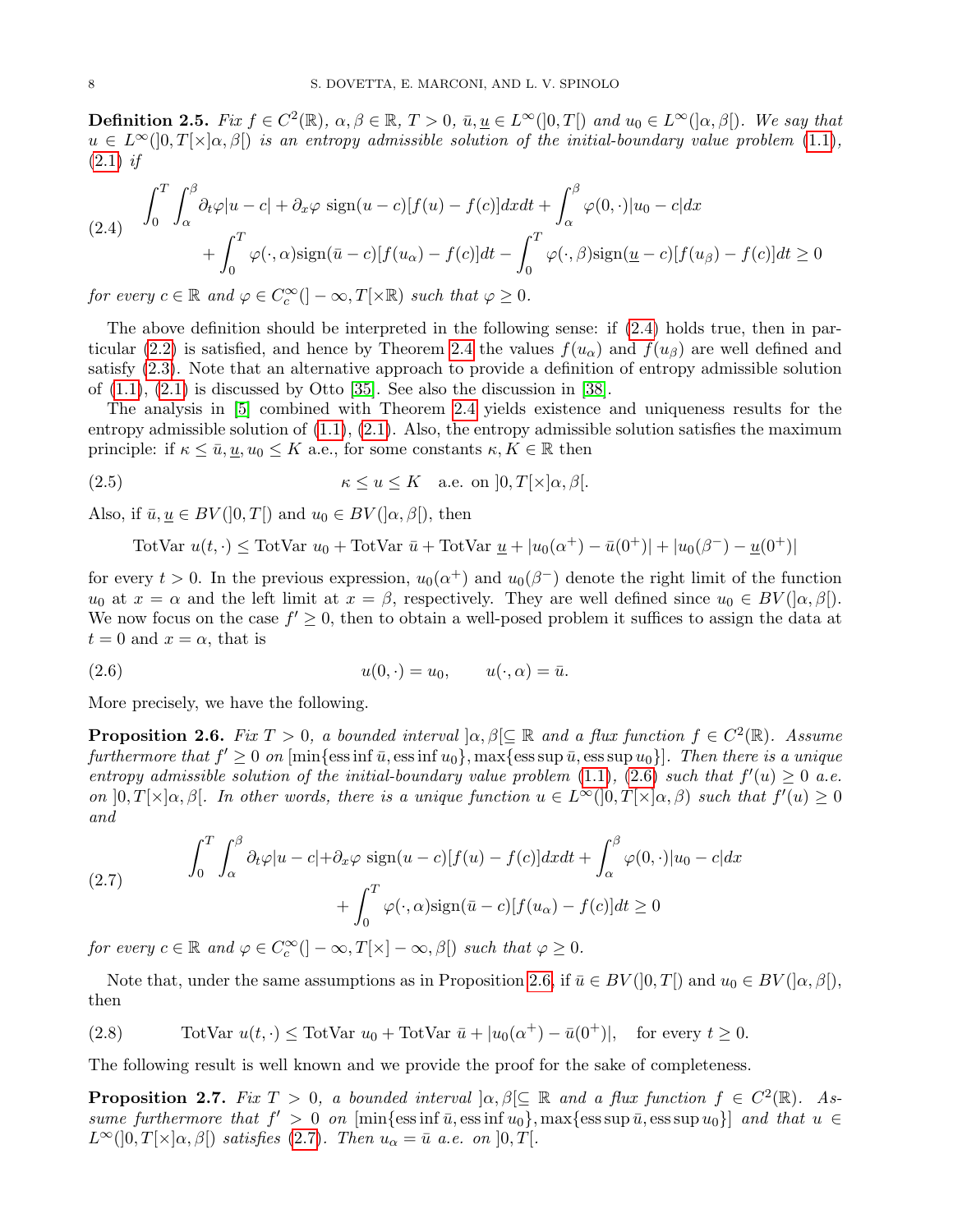**Definition 2.5.** *Fix $f \in C^2(\mathbb{R})$, $\alpha, \beta \in \mathbb{R}$, $T > 0$, $\bar{u}, \underline{u} \in L^\infty(]0,T[)$ and $u_0 \in L^\infty(]\alpha, \beta[)$. We say that $u \in L^\infty(]0,T[\times]\alpha,\beta[)$ is an entropy admissible solution of the initial-boundary value problem (1.1), (2.1) if*

$$
\begin{aligned}
(2.4) \qquad \int_0^T \int_\alpha^\beta \partial_t \varphi |u - c| + \partial_x \varphi \ \text{sign}(u-c)[f(u) - f(c)] dx dt + \int_\alpha^\beta \varphi(0, \cdot)|u_0 - c| dx \\
+ \int_0^T \varphi(\cdot, \alpha) \text{sign}(\bar{u} - c)[f(u_\alpha) - f(c)] dt - \int_0^T \varphi(\cdot, \beta) \text{sign}(\underline{u} - c)[f(u_\beta) - f(c)] dt \geq 0
\end{aligned}
$$

*for every $c \in \mathbb{R}$ and $\varphi \in C^\infty_c(]-\infty, T[\times \mathbb{R})$ such that $\varphi \geq 0$.*

The above definition should be interpreted in the following sense: if (2.4) holds true, then in particular (2.2) is satisfied, and hence by Theorem 2.4 the values $f(u_\alpha)$ and $f(u_\beta)$ are well defined and satisfy (2.3). Note that an alternative approach to provide a definition of entropy admissible solution of (1.1), (2.1) is discussed by Otto [35]. See also the discussion in [38].

The analysis in [5] combined with Theorem 2.4 yields existence and uniqueness results for the entropy admissible solution of (1.1), (2.1). Also, the entropy admissible solution satisfies the maximum principle: if $\kappa \leq \bar{u}, \underline{u}, u_0 \leq K$ a.e., for some constants $\kappa, K \in \mathbb{R}$ then

$$
(2.5) \qquad \kappa \leq u \leq K \quad \text{a.e. on } ]0,T[\times]\alpha,\beta[.
$$

Also, if $\bar{u}, \underline{u} \in BV(]0,T[)$ and $u_0 \in BV(]\alpha,\beta[)$, then

$$
\text{TotVar } u(t, \cdot) \leq \text{TotVar } u_0 + \text{TotVar } \bar{u} + \text{TotVar } \underline{u} + |u_0(\alpha^+) - \bar{u}(0^+)| + |u_0(\beta^-) - \underline{u}(0^+)|
$$

for every $t > 0$. In the previous expression, $u_0(\alpha^+)$ and $u_0(\beta^-)$ denote the right limit of the function $u_0$ at $x = \alpha$ and the left limit at $x = \beta$, respectively. They are well defined since $u_0 \in BV(]\alpha,\beta[)$. We now focus on the case $f' \geq 0$, then to obtain a well-posed problem it suffices to assign the data at $t = 0$ and $x = \alpha$, that is

$$
(2.6) \qquad u(0, \cdot) = u_0, \qquad u(\cdot, \alpha) = \bar{u}.
$$

More precisely, we have the following.

**Proposition 2.6.** *Fix $T > 0$, a bounded interval $]\alpha,\beta[\subseteq \mathbb{R}$ and a flux function $f \in C^2(\mathbb{R})$. Assume furthermore that $f' \geq 0$ on $[\min\{\text{ess inf } \bar{u}, \text{ess inf } u_0\}, \max\{\text{ess sup } \bar{u}, \text{ess sup } u_0\}]$. Then there is a unique entropy admissible solution of the initial-boundary value problem (1.1), (2.6) such that $f'(u) \geq 0$ a.e. on $]0,T[\times]\alpha,\beta[$. In other words, there is a unique function $u \in L^\infty(]0,T[\times]\alpha,\beta)$ such that $f'(u) \geq 0$ and*

$$
\begin{aligned}
(2.7) \qquad \int_0^T \int_\alpha^\beta \partial_t \varphi |u - c| + \partial_x \varphi \ \text{sign}(u-c)[f(u) - f(c)] dx dt + \int_\alpha^\beta \varphi(0, \cdot)|u_0 - c| dx \\
+ \int_0^T \varphi(\cdot, \alpha) \text{sign}(\bar{u} - c)[f(u_\alpha) - f(c)] dt \geq 0
\end{aligned}
$$

*for every $c \in \mathbb{R}$ and $\varphi \in C^\infty_c(]-\infty, T[\times]-\infty, \beta[)$ such that $\varphi \geq 0$.*

Note that, under the same assumptions as in Proposition 2.6, if $\bar{u} \in BV(]0,T[)$ and $u_0 \in BV(]\alpha,\beta[)$, then

$$
(2.8) \qquad \text{TotVar } u(t, \cdot) \leq \text{TotVar } u_0 + \text{TotVar } \bar{u} + |u_0(\alpha^+) - \bar{u}(0^+)|, \quad \text{for every } t \geq 0.
$$

The following result is well known and we provide the proof for the sake of completeness.

**Proposition 2.7.** *Fix $T > 0$, a bounded interval $]\alpha,\beta[\subseteq \mathbb{R}$ and a flux function $f \in C^2(\mathbb{R})$. Assume furthermore that $f' > 0$ on $[\min\{\text{ess inf } \bar{u}, \text{ess inf } u_0\}, \max\{\text{ess sup } \bar{u}, \text{ess sup } u_0\}]$ and that $u \in L^\infty(]0,T[\times]\alpha,\beta[)$ satisfies (2.7). Then $u_\alpha = \bar{u}$ a.e. on $]0,T[$.*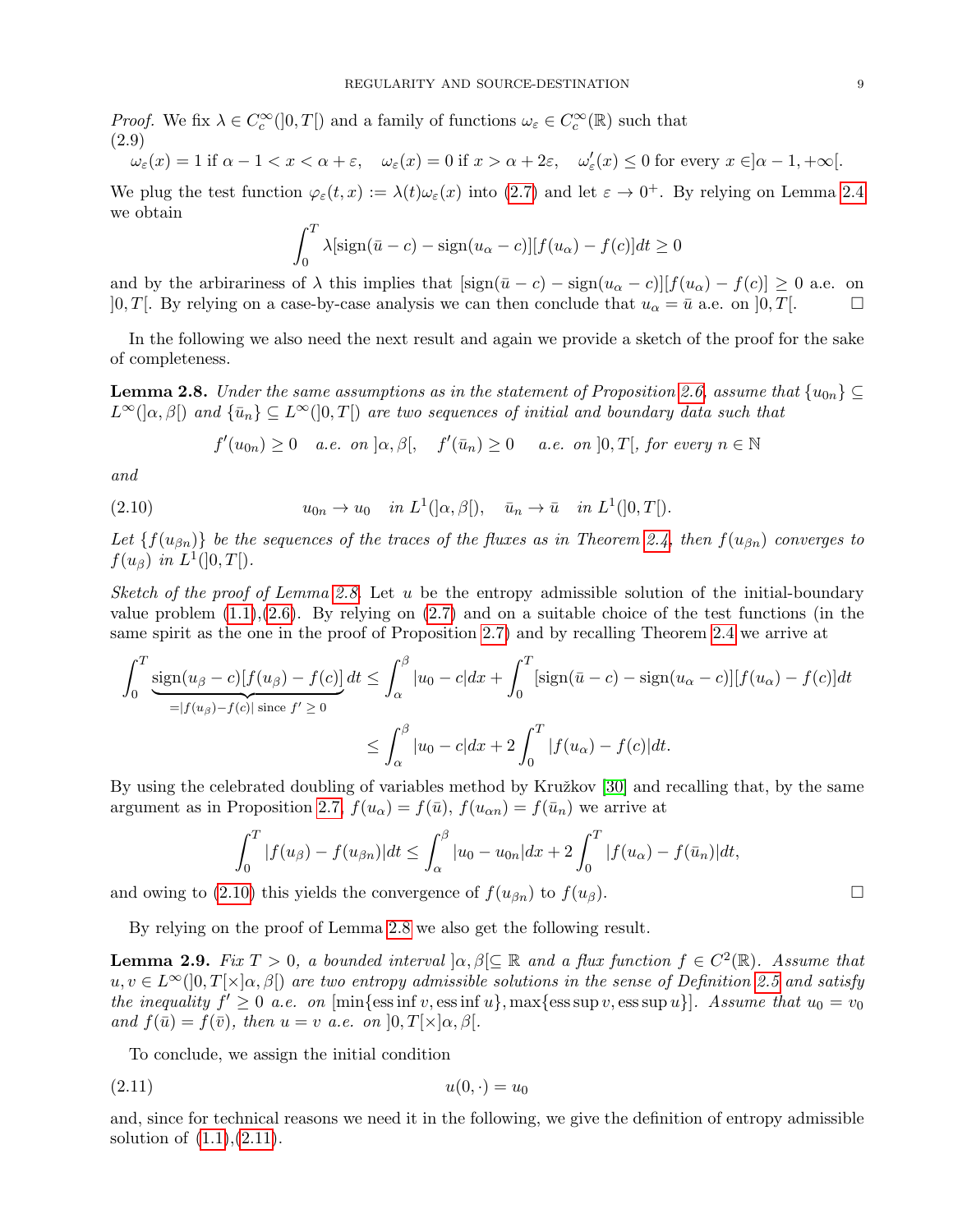*Proof.* We fix $\lambda \in C_c^\infty(]0,T[)$ and a family of functions $\omega_\varepsilon \in C_c^\infty(\mathbb{R})$ such that

(2.9)
$$\omega_\varepsilon(x) = 1 \text{ if } \alpha - 1 < x < \alpha + \varepsilon, \quad \omega_\varepsilon(x) = 0 \text{ if } x > \alpha + 2\varepsilon, \quad \omega_\varepsilon'(x) \le 0 \text{ for every } x \in ]\alpha - 1, +\infty[.$$

We plug the test function $\varphi_\varepsilon(t,x) := \lambda(t)\omega_\varepsilon(x)$ into (2.7) and let $\varepsilon \to 0^+$. By relying on Lemma 2.4 we obtain

$$\int_0^T \lambda[\text{sign}(\bar{u} - c) - \text{sign}(u_\alpha - c)][f(u_\alpha) - f(c)]dt \ge 0$$

and by the arbirariness of $\lambda$ this implies that $[\text{sign}(\bar{u} - c) - \text{sign}(u_\alpha - c)][f(u_\alpha) - f(c)] \ge 0$ a.e. on $]0,T[$. By relying on a case-by-case analysis we can then conclude that $u_\alpha = \bar{u}$ a.e. on $]0,T[$. □

In the following we also need the next result and again we provide a sketch of the proof for the sake of completeness.

**Lemma 2.8.** *Under the same assumptions as in the statement of Proposition 2.6, assume that $\{u_{0n}\} \subseteq L^\infty(]\alpha,\beta[)$ and $\{\bar{u}_n\} \subseteq L^\infty(]0,T[)$ are two sequences of initial and boundary data such that*

$$f'(u_{0n}) \ge 0 \quad \text{a.e. on } ]\alpha,\beta[, \quad f'(\bar{u}_n) \ge 0 \quad \text{a.e. on } ]0,T[, \text{ for every } n \in \mathbb{N}$$

*and*

$$u_{0n} \to u_0 \quad \text{in } L^1(]\alpha,\beta[), \quad \bar{u}_n \to \bar{u} \quad \text{in } L^1(]0,T[). \tag{2.10}$$

*Let $\{f(u_{\beta n})\}$ be the sequences of the traces of the fluxes as in Theorem 2.4, then $f(u_{\beta n})$ converges to $f(u_\beta)$ in $L^1(]0,T[)$.*

*Sketch of the proof of Lemma 2.8.* Let $u$ be the entropy admissible solution of the initial-boundary value problem (1.1),(2.6). By relying on (2.7) and on a suitable choice of the test functions (in the same spirit as the one in the proof of Proposition 2.7) and by recalling Theorem 2.4 we arrive at

$$\int_0^T \underbrace{\text{sign}(u_\beta - c)[f(u_\beta) - f(c)]}_{=|f(u_\beta)-f(c)| \text{ since } f' \ge 0} dt \le \int_\alpha^\beta |u_0 - c|dx + \int_0^T [\text{sign}(\bar{u} - c) - \text{sign}(u_\alpha - c)][f(u_\alpha) - f(c)]dt$$

$$\le \int_\alpha^\beta |u_0 - c|dx + 2\int_0^T |f(u_\alpha) - f(c)|dt.$$

By using the celebrated doubling of variables method by Kružkov [30] and recalling that, by the same argument as in Proposition 2.7, $f(u_\alpha) = f(\bar{u})$, $f(u_{\alpha n}) = f(\bar{u}_n)$ we arrive at

$$\int_0^T |f(u_\beta) - f(u_{\beta n})|dt \le \int_\alpha^\beta |u_0 - u_{0n}|dx + 2\int_0^T |f(u_\alpha) - f(\bar{u}_n)|dt,$$

and owing to (2.10) this yields the convergence of $f(u_{\beta n})$ to $f(u_\beta)$. □

By relying on the proof of Lemma 2.8 we also get the following result.

**Lemma 2.9.** *Fix $T > 0$, a bounded interval $]\alpha,\beta[ \subseteq \mathbb{R}$ and a flux function $f \in C^2(\mathbb{R})$. Assume that $u, v \in L^\infty(]0,T[\times]\alpha,\beta[)$ are two entropy admissible solutions in the sense of Definition 2.5 and satisfy the inequality $f' \ge 0$ a.e. on $[\min\{\text{ess inf } v, \text{ess inf } u\}, \max\{\text{ess sup } v, \text{ess sup } u\}]$. Assume that $u_0 = v_0$ and $f(\bar{u}) = f(\bar{v})$, then $u = v$ a.e. on $]0,T[\times]\alpha,\beta[$.*

To conclude, we assign the initial condition

$$u(0,\cdot) = u_0 \tag{2.11}$$

and, since for technical reasons we need it in the following, we give the definition of entropy admissible solution of (1.1),(2.11).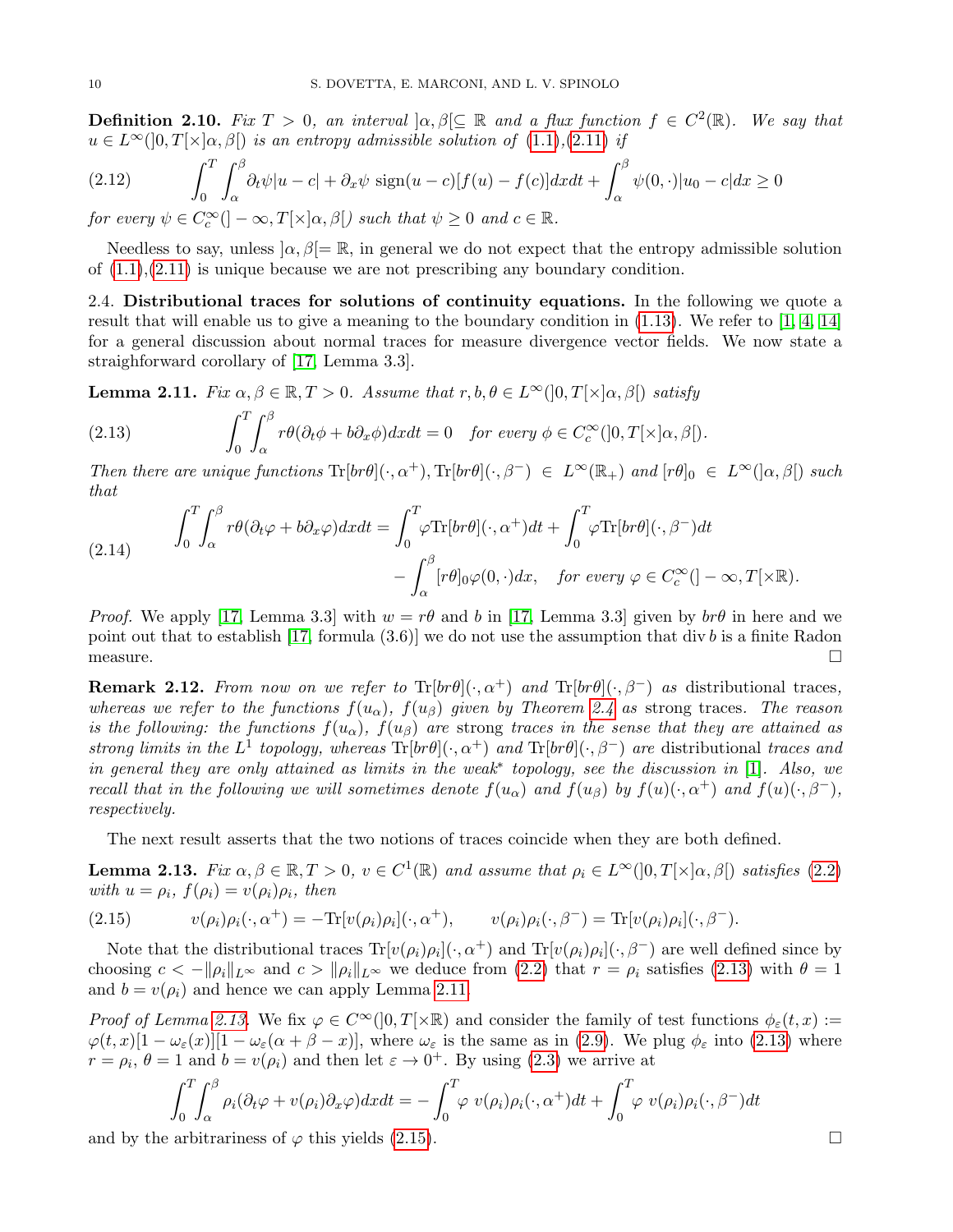**Definition 2.10.** *Fix $T > 0$, an interval $]\alpha, \beta[\subseteq \mathbb{R}$ and a flux function $f \in C^2(\mathbb{R})$. We say that $u \in L^\infty(]0,T[\times]\alpha,\beta[)$ is an entropy admissible solution of (1.1),(2.11) if*

$$\int_0^T \int_\alpha^\beta \partial_t \psi |u - c| + \partial_x \psi \ \text{sign}(u-c)[f(u) - f(c)]dxdt + \int_\alpha^\beta \psi(0,\cdot)|u_0 - c|dx \geq 0 \tag{2.12}$$

*for every $\psi \in C^\infty_c(]-\infty, T[\times]\alpha,\beta[)$ such that $\psi \geq 0$ and $c \in \mathbb{R}$.*

Needless to say, unless $]\alpha,\beta[= \mathbb{R}$, in general we do not expect that the entropy admissible solution of (1.1),(2.11) is unique because we are not prescribing any boundary condition.

2.4. **Distributional traces for solutions of continuity equations.** In the following we quote a result that will enable us to give a meaning to the boundary condition in (1.13). We refer to [1, 4, 14] for a general discussion about normal traces for measure divergence vector fields. We now state a straighforward corollary of [17, Lemma 3.3].

**Lemma 2.11.** *Fix $\alpha, \beta \in \mathbb{R}, T > 0$. Assume that $r, b, \theta \in L^\infty(]0,T[\times]\alpha,\beta[)$ satisfy*

$$\int_0^T \int_\alpha^\beta r\theta(\partial_t \phi + b\partial_x \phi)dxdt = 0 \quad \text{for every } \phi \in C^\infty_c(]0,T[\times]\alpha,\beta[). \tag{2.13}$$

*Then there are unique functions $\text{Tr}[br\theta](\cdot,\alpha^+), \text{Tr}[br\theta](\cdot,\beta^-) \in L^\infty(\mathbb{R}_+)$ and $[r\theta]_0 \in L^\infty(]\alpha,\beta[)$ such that*

$$\begin{aligned}\int_0^T \int_\alpha^\beta r\theta(\partial_t \varphi + b\partial_x \varphi)dxdt &= \int_0^T \varphi \text{Tr}[br\theta](\cdot,\alpha^+)dt + \int_0^T \varphi \text{Tr}[br\theta](\cdot,\beta^-)dt \\ &\quad - \int_\alpha^\beta [r\theta]_0 \varphi(0,\cdot)dx, \quad \text{for every } \varphi \in C^\infty_c(]-\infty,T[\times\mathbb{R}).\end{aligned} \tag{2.14}$$

*Proof.* We apply [17, Lemma 3.3] with $w = r\theta$ and $b$ in [17, Lemma 3.3] given by $br\theta$ in here and we point out that to establish [17, formula (3.6)] we do not use the assumption that $\text{div}\, b$ is a finite Radon measure. □

**Remark 2.12.** *From now on we refer to $\text{Tr}[br\theta](\cdot,\alpha^+)$ and $\text{Tr}[br\theta](\cdot,\beta^-)$ as* distributional traces*, whereas we refer to the functions $f(u_\alpha)$, $f(u_\beta)$ given by Theorem 2.4 as* strong traces*. The reason is the following: the functions $f(u_\alpha)$, $f(u_\beta)$ are* strong *traces in the sense that they are attained as strong limits in the $L^1$ topology, whereas $\text{Tr}[br\theta](\cdot,\alpha^+)$ and $\text{Tr}[br\theta](\cdot,\beta^-)$ are* distributional *traces and in general they are only attained as limits in the weak\* topology, see the discussion in [1]. Also, we recall that in the following we will sometimes denote $f(u_\alpha)$ and $f(u_\beta)$ by $f(u)(\cdot,\alpha^+)$ and $f(u)(\cdot,\beta^-)$, respectively.*

The next result asserts that the two notions of traces coincide when they are both defined.

**Lemma 2.13.** *Fix $\alpha, \beta \in \mathbb{R}, T > 0$, $v \in C^1(\mathbb{R})$ and assume that $\rho_i \in L^\infty(]0,T[\times]\alpha,\beta[)$ satisfies (2.2) with $u = \rho_i$, $f(\rho_i) = v(\rho_i)\rho_i$, then*

$$v(\rho_i)\rho_i(\cdot,\alpha^+) = -\text{Tr}[v(\rho_i)\rho_i](\cdot,\alpha^+), \qquad v(\rho_i)\rho_i(\cdot,\beta^-) = \text{Tr}[v(\rho_i)\rho_i](\cdot,\beta^-). \tag{2.15}$$

Note that the distributional traces $\text{Tr}[v(\rho_i)\rho_i](\cdot,\alpha^+)$ and $\text{Tr}[v(\rho_i)\rho_i](\cdot,\beta^-)$ are well defined since by choosing $c < -\|\rho_i\|_{L^\infty}$ and $c > \|\rho_i\|_{L^\infty}$ we deduce from (2.2) that $r = \rho_i$ satisfies (2.13) with $\theta = 1$ and $b = v(\rho_i)$ and hence we can apply Lemma 2.11.

*Proof of Lemma 2.13.* We fix $\varphi \in C^\infty(]0,T[\times\mathbb{R})$ and consider the family of test functions $\phi_\varepsilon(t,x) := \varphi(t,x)[1-\omega_\varepsilon(x)][1-\omega_\varepsilon(\alpha+\beta-x)]$, where $\omega_\varepsilon$ is the same as in (2.9). We plug $\phi_\varepsilon$ into (2.13) where $r = \rho_i$, $\theta = 1$ and $b = v(\rho_i)$ and then let $\varepsilon \to 0^+$. By using (2.3) we arrive at

$$\int_0^T \int_\alpha^\beta \rho_i(\partial_t \varphi + v(\rho_i)\partial_x \varphi)dxdt = -\int_0^T \varphi \ v(\rho_i)\rho_i(\cdot,\alpha^+)dt + \int_0^T \varphi \ v(\rho_i)\rho_i(\cdot,\beta^-)dt$$

and by the arbitrariness of $\varphi$ this yields (2.15). □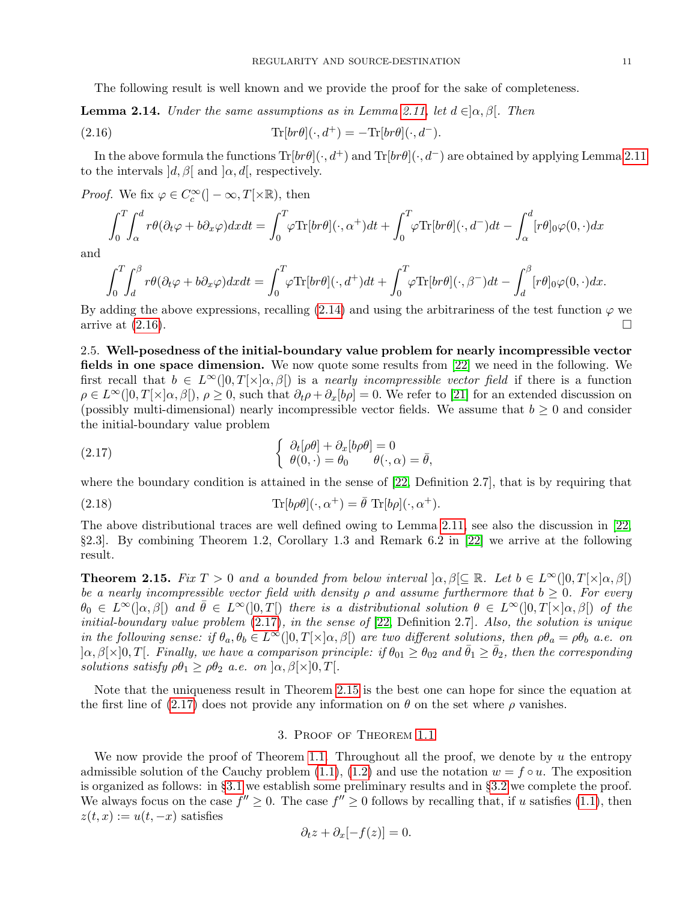The following result is well known and we provide the proof for the sake of completeness.

**Lemma 2.14.** *Under the same assumptions as in Lemma 2.11, let $d \in ]\alpha, \beta[$. Then*

$$\mathrm{Tr}[br\theta](\cdot, d^+) = -\mathrm{Tr}[br\theta](\cdot, d^-). \tag{2.16}$$

In the above formula the functions $\mathrm{Tr}[br\theta](\cdot, d^+)$ and $\mathrm{Tr}[br\theta](\cdot, d^-)$ are obtained by applying Lemma 2.11 to the intervals $]d, \beta[$ and $]\alpha, d[$, respectively.

*Proof.* We fix $\varphi \in C^\infty_c(]-\infty, T[\times \mathbb{R})$, then

$$\int_0^T \int_\alpha^d r\theta(\partial_t \varphi + b\partial_x \varphi) dx dt = \int_0^T \varphi \mathrm{Tr}[br\theta](\cdot, \alpha^+) dt + \int_0^T \varphi \mathrm{Tr}[br\theta](\cdot, d^-) dt - \int_\alpha^d [r\theta]_0 \varphi(0, \cdot) dx$$

and

$$\int_0^T \int_d^\beta r\theta(\partial_t \varphi + b\partial_x \varphi) dx dt = \int_0^T \varphi \mathrm{Tr}[br\theta](\cdot, d^+) dt + \int_0^T \varphi \mathrm{Tr}[br\theta](\cdot, \beta^-) dt - \int_d^\beta [r\theta]_0 \varphi(0, \cdot) dx.$$

By adding the above expressions, recalling (2.14) and using the arbitrariness of the test function $\varphi$ we arrive at (2.16). □

2.5. **Well-posedness of the initial-boundary value problem for nearly incompressible vector fields in one space dimension.** We now quote some results from [22] we need in the following. We first recall that $b \in L^\infty(]0, T[\times]\alpha, \beta[)$ is a *nearly incompressible vector field* if there is a function $\rho \in L^\infty(]0, T[\times]\alpha, \beta[)$, $\rho \geq 0$, such that $\partial_t \rho + \partial_x [b\rho] = 0$. We refer to [21] for an extended discussion on (possibly multi-dimensional) nearly incompressible vector fields. We assume that $b \geq 0$ and consider the initial-boundary value problem

$$\begin{cases} \partial_t [\rho\theta] + \partial_x [b\rho\theta] = 0 \\ \theta(0, \cdot) = \theta_0 \qquad \theta(\cdot, \alpha) = \bar{\theta}, \end{cases} \tag{2.17}$$

where the boundary condition is attained in the sense of [22, Definition 2.7], that is by requiring that

$$\mathrm{Tr}[b\rho\theta](\cdot, \alpha^+) = \bar{\theta} \ \mathrm{Tr}[b\rho](\cdot, \alpha^+). \tag{2.18}$$

The above distributional traces are well defined owing to Lemma 2.11, see also the discussion in [22, §2.3]. By combining Theorem 1.2, Corollary 1.3 and Remark 6.2 in [22] we arrive at the following result.

**Theorem 2.15.** *Fix $T > 0$ and a bounded from below interval $]\alpha, \beta[ \subseteq \mathbb{R}$. Let $b \in L^\infty(]0, T[\times]\alpha, \beta[)$ be a nearly incompressible vector field with density $\rho$ and assume furthermore that $b \geq 0$. For every $\theta_0 \in L^\infty(]\alpha, \beta[)$ and $\bar{\theta} \in L^\infty(]0, T[)$ there is a distributional solution $\theta \in L^\infty(]0, T[\times]\alpha, \beta[)$ of the initial-boundary value problem (2.17), in the sense of* [22, Definition 2.7]. *Also, the solution is unique in the following sense: if $\theta_a, \theta_b \in L^\infty(]0, T[\times]\alpha, \beta[)$ are two different solutions, then $\rho\theta_a = \rho\theta_b$ a.e. on $]\alpha, \beta[\times]0, T[$. Finally, we have a comparison principle: if $\theta_{01} \geq \theta_{02}$ and $\bar{\theta}_1 \geq \bar{\theta}_2$, then the corresponding solutions satisfy $\rho\theta_1 \geq \rho\theta_2$ a.e. on $]\alpha, \beta[\times]0, T[$.*

Note that the uniqueness result in Theorem 2.15 is the best one can hope for since the equation at the first line of (2.17) does not provide any information on $\theta$ on the set where $\rho$ vanishes.

## 3. Proof of Theorem 1.1

We now provide the proof of Theorem 1.1. Throughout all the proof, we denote by $u$ the entropy admissible solution of the Cauchy problem (1.1), (1.2) and use the notation $w = f \circ u$. The exposition is organized as follows: in §3.1 we establish some preliminary results and in §3.2 we complete the proof. We always focus on the case $f'' \geq 0$. The case $f'' \geq 0$ follows by recalling that, if $u$ satisfies (1.1), then $z(t, x) := u(t, -x)$ satisfies

$$\partial_t z + \partial_x [-f(z)] = 0.$$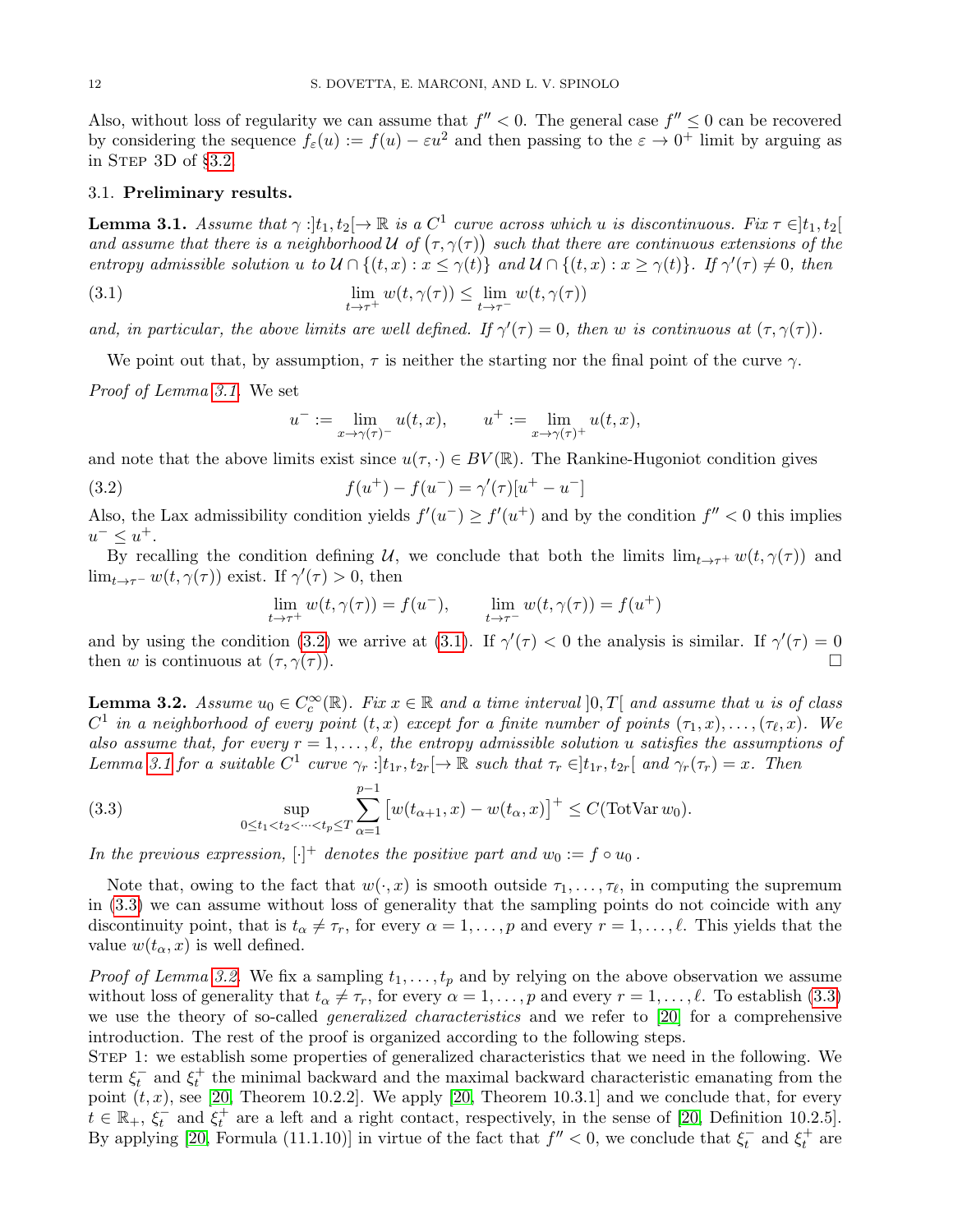Also, without loss of regularity we can assume that $f'' < 0$. The general case $f'' \le 0$ can be recovered by considering the sequence $f_\varepsilon(u) := f(u) - \varepsilon u^2$ and then passing to the $\varepsilon \to 0^+$ limit by arguing as in Step 3D of §3.2.

### 3.1. **Preliminary results.**

**Lemma 3.1.** *Assume that $\gamma : ]t_1, t_2[ \to \mathbb{R}$ is a $C^1$ curve across which $u$ is discontinuous. Fix $\tau \in ]t_1, t_2[$ and assume that there is a neighborhood $\mathcal{U}$ of $\big(\tau, \gamma(\tau)\big)$ such that there are continuous extensions of the entropy admissible solution $u$ to $\mathcal{U} \cap \{(t,x) : x \le \gamma(t)\}$ and $\mathcal{U} \cap \{(t,x) : x \ge \gamma(t)\}$. If $\gamma'(\tau) \neq 0$, then*

$$\lim_{t \to \tau^+} w(t, \gamma(\tau)) \le \lim_{t \to \tau^-} w(t, \gamma(\tau)) \tag{3.1}$$

*and, in particular, the above limits are well defined. If $\gamma'(\tau) = 0$, then $w$ is continuous at $(\tau, \gamma(\tau))$.*

We point out that, by assumption, $\tau$ is neither the starting nor the final point of the curve $\gamma$.

*Proof of Lemma 3.1.* We set

$$u^- := \lim_{x \to \gamma(\tau)^-} u(t, x), \qquad u^+ := \lim_{x \to \gamma(\tau)^+} u(t, x),$$

and note that the above limits exist since $u(\tau, \cdot) \in BV(\mathbb{R})$. The Rankine-Hugoniot condition gives

$$f(u^+) - f(u^-) = \gamma'(\tau)[u^+ - u^-] \tag{3.2}$$

Also, the Lax admissibility condition yields $f'(u^-) \ge f'(u^+)$ and by the condition $f'' < 0$ this implies $u^- \le u^+$.

By recalling the condition defining $\mathcal{U}$, we conclude that both the limits $\lim_{t \to \tau^+} w(t, \gamma(\tau))$ and $\lim_{t \to \tau^-} w(t, \gamma(\tau))$ exist. If $\gamma'(\tau) > 0$, then

$$\lim_{t \to \tau^+} w(t, \gamma(\tau)) = f(u^-), \qquad \lim_{t \to \tau^-} w(t, \gamma(\tau)) = f(u^+)$$

and by using the condition (3.2) we arrive at (3.1). If $\gamma'(\tau) < 0$ the analysis is similar. If $\gamma'(\tau) = 0$ then $w$ is continuous at $(\tau, \gamma(\tau))$. $\square$

**Lemma 3.2.** *Assume $u_0 \in C^\infty_c(\mathbb{R})$. Fix $x \in \mathbb{R}$ and a time interval $]0, T[$ and assume that $u$ is of class $C^1$ in a neighborhood of every point $(t, x)$ except for a finite number of points $(\tau_1, x), \dots, (\tau_\ell, x)$. We also assume that, for every $r = 1, \dots, \ell$, the entropy admissible solution $u$ satisfies the assumptions of Lemma 3.1 for a suitable $C^1$ curve $\gamma_r : ]t_{1r}, t_{2r}[ \to \mathbb{R}$ such that $\tau_r \in ]t_{1r}, t_{2r}[$ and $\gamma_r(\tau_r) = x$. Then*

$$\sup_{0 \le t_1 < t_2 < \dots < t_p \le T} \sum_{\alpha=1}^{p-1} \big[w(t_{\alpha+1}, x) - w(t_\alpha, x)\big]^+ \le C(\mathrm{TotVar}\, w_0). \tag{3.3}$$

*In the previous expression, $[\cdot]^+$ denotes the positive part and $w_0 := f \circ u_0$.*

Note that, owing to the fact that $w(\cdot, x)$ is smooth outside $\tau_1, \dots, \tau_\ell$, in computing the supremum in (3.3) we can assume without loss of generality that the sampling points do not coincide with any discontinuity point, that is $t_\alpha \neq \tau_r$, for every $\alpha = 1, \dots, p$ and every $r = 1, \dots, \ell$. This yields that the value $w(t_\alpha, x)$ is well defined.

*Proof of Lemma 3.2.* We fix a sampling $t_1, \dots, t_p$ and by relying on the above observation we assume without loss of generality that $t_\alpha \neq \tau_r$, for every $\alpha = 1, \dots, p$ and every $r = 1, \dots, \ell$. To establish (3.3) we use the theory of so-called *generalized characteristics* and we refer to [20] for a comprehensive introduction. The rest of the proof is organized according to the following steps.

Step 1: we establish some properties of generalized characteristics that we need in the following. We term $\xi^-_t$ and $\xi^+_t$ the minimal backward and the maximal backward characteristic emanating from the point $(t, x)$, see [20, Theorem 10.2.2]. We apply [20, Theorem 10.3.1] and we conclude that, for every $t \in \mathbb{R}_+$, $\xi^-_t$ and $\xi^+_t$ are a left and a right contact, respectively, in the sense of [20, Definition 10.2.5]. By applying [20, Formula (11.1.10)] in virtue of the fact that $f'' < 0$, we conclude that $\xi^-_t$ and $\xi^+_t$ are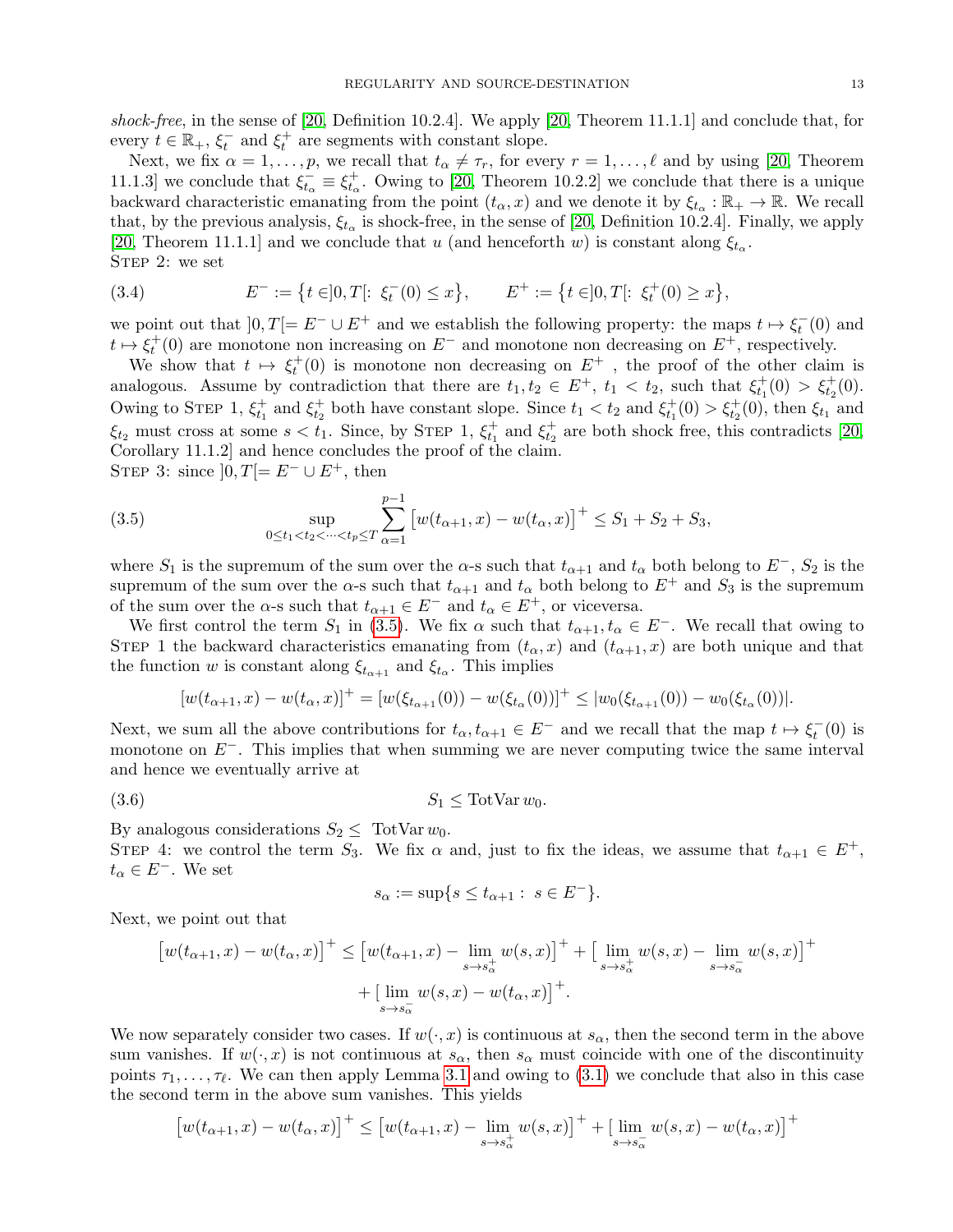*shock-free*, in the sense of [20, Definition 10.2.4]. We apply [20, Theorem 11.1.1] and conclude that, for every $t \in \mathbb{R}_+$, $\xi^-_t$ and $\xi^+_t$ are segments with constant slope.

Next, we fix $\alpha = 1, \dots, p$, we recall that $t_\alpha \neq \tau_r$, for every $r = 1, \dots, \ell$ and by using [20, Theorem 11.1.3] we conclude that $\xi^-_{t_\alpha} \equiv \xi^+_{t_\alpha}$. Owing to [20, Theorem 10.2.2] we conclude that there is a unique backward characteristic emanating from the point $(t_\alpha, x)$ and we denote it by $\xi_{t_\alpha} : \mathbb{R}_+ \to \mathbb{R}$. We recall that, by the previous analysis, $\xi_{t_\alpha}$ is shock-free, in the sense of [20, Definition 10.2.4]. Finally, we apply [20, Theorem 11.1.1] and we conclude that $u$ (and henceforth $w$) is constant along $\xi_{t_\alpha}$.

Step 2: we set

$$E^- := \big\{ t \in ]0, T[ : \ \xi^-_t(0) \le x \big\}, \qquad E^+ := \big\{ t \in ]0, T[ : \ \xi^+_t(0) \ge x \big\}, \tag{3.4}$$

we point out that $]0, T[= E^- \cup E^+$ and we establish the following property: the maps $t \mapsto \xi^-_t(0)$ and $t \mapsto \xi^+_t(0)$ are monotone non increasing on $E^-$ and monotone non decreasing on $E^+$, respectively.

We show that $t \mapsto \xi^+_t(0)$ is monotone non decreasing on $E^+$, the proof of the other claim is analogous. Assume by contradiction that there are $t_1, t_2 \in E^+$, $t_1 < t_2$, such that $\xi^+_{t_1}(0) > \xi^+_{t_2}(0)$. Owing to Step 1, $\xi^+_{t_1}$ and $\xi^+_{t_2}$ both have constant slope. Since $t_1 < t_2$ and $\xi^+_{t_1}(0) > \xi^+_{t_2}(0)$, then $\xi_{t_1}$ and $\xi_{t_2}$ must cross at some $s < t_1$. Since, by Step 1, $\xi^+_{t_1}$ and $\xi^+_{t_2}$ are both shock free, this contradicts [20, Corollary 11.1.2] and hence concludes the proof of the claim.

Step 3: since $]0, T[= E^- \cup E^+$, then

$$\sup_{0 \le t_1 < t_2 < \dots < t_p \le T} \sum_{\alpha=1}^{p-1} \big[ w(t_{\alpha+1}, x) - w(t_\alpha, x) \big]^+ \le S_1 + S_2 + S_3, \tag{3.5}$$

where $S_1$ is the supremum of the sum over the $\alpha$-s such that $t_{\alpha+1}$ and $t_\alpha$ both belong to $E^-$, $S_2$ is the supremum of the sum over the $\alpha$-s such that $t_{\alpha+1}$ and $t_\alpha$ both belong to $E^+$ and $S_3$ is the supremum of the sum over the $\alpha$-s such that $t_{\alpha+1} \in E^-$ and $t_\alpha \in E^+$, or viceversa.

We first control the term $S_1$ in (3.5). We fix $\alpha$ such that $t_{\alpha+1}, t_\alpha \in E^-$. We recall that owing to Step 1 the backward characteristics emanating from $(t_\alpha, x)$ and $(t_{\alpha+1}, x)$ are both unique and that the function $w$ is constant along $\xi_{t_{\alpha+1}}$ and $\xi_{t_\alpha}$. This implies

$$[w(t_{\alpha+1}, x) - w(t_\alpha, x)]^+ = [w(\xi_{t_{\alpha+1}}(0)) - w(\xi_{t_\alpha}(0))]^+ \le |w_0(\xi_{t_{\alpha+1}}(0)) - w_0(\xi_{t_\alpha}(0))|.$$

Next, we sum all the above contributions for $t_\alpha, t_{\alpha+1} \in E^-$ and we recall that the map $t \mapsto \xi^-_t(0)$ is monotone on $E^-$. This implies that when summing we are never computing twice the same interval and hence we eventually arrive at

$$S_1 \le \mathrm{TotVar}\, w_0. \tag{3.6}$$

By analogous considerations $S_2 \le \mathrm{TotVar}\, w_0$.

Step 4: we control the term $S_3$. We fix $\alpha$ and, just to fix the ideas, we assume that $t_{\alpha+1} \in E^+$, $t_\alpha \in E^-$. We set

$$s_\alpha := \sup\{ s \le t_{\alpha+1} : \ s \in E^- \}.$$

Next, we point out that

$$\big[ w(t_{\alpha+1}, x) - w(t_\alpha, x) \big]^+ \le \big[ w(t_{\alpha+1}, x) - \lim_{s \to s_\alpha^+} w(s, x) \big]^+ + \big[ \lim_{s \to s_\alpha^+} w(s, x) - \lim_{s \to s_\alpha^-} w(s, x) \big]^+$$
$$+ \big[ \lim_{s \to s_\alpha^-} w(s, x) - w(t_\alpha, x) \big]^+.$$

We now separately consider two cases. If $w(\cdot, x)$ is continuous at $s_\alpha$, then the second term in the above sum vanishes. If $w(\cdot, x)$ is not continuous at $s_\alpha$, then $s_\alpha$ must coincide with one of the discontinuity points $\tau_1, \dots, \tau_\ell$. We can then apply Lemma 3.1 and owing to (3.1) we conclude that also in this case the second term in the above sum vanishes. This yields

$$\big[ w(t_{\alpha+1}, x) - w(t_\alpha, x) \big]^+ \le \big[ w(t_{\alpha+1}, x) - \lim_{s \to s_\alpha^+} w(s, x) \big]^+ + \big[ \lim_{s \to s_\alpha^-} w(s, x) - w(t_\alpha, x) \big]^+$$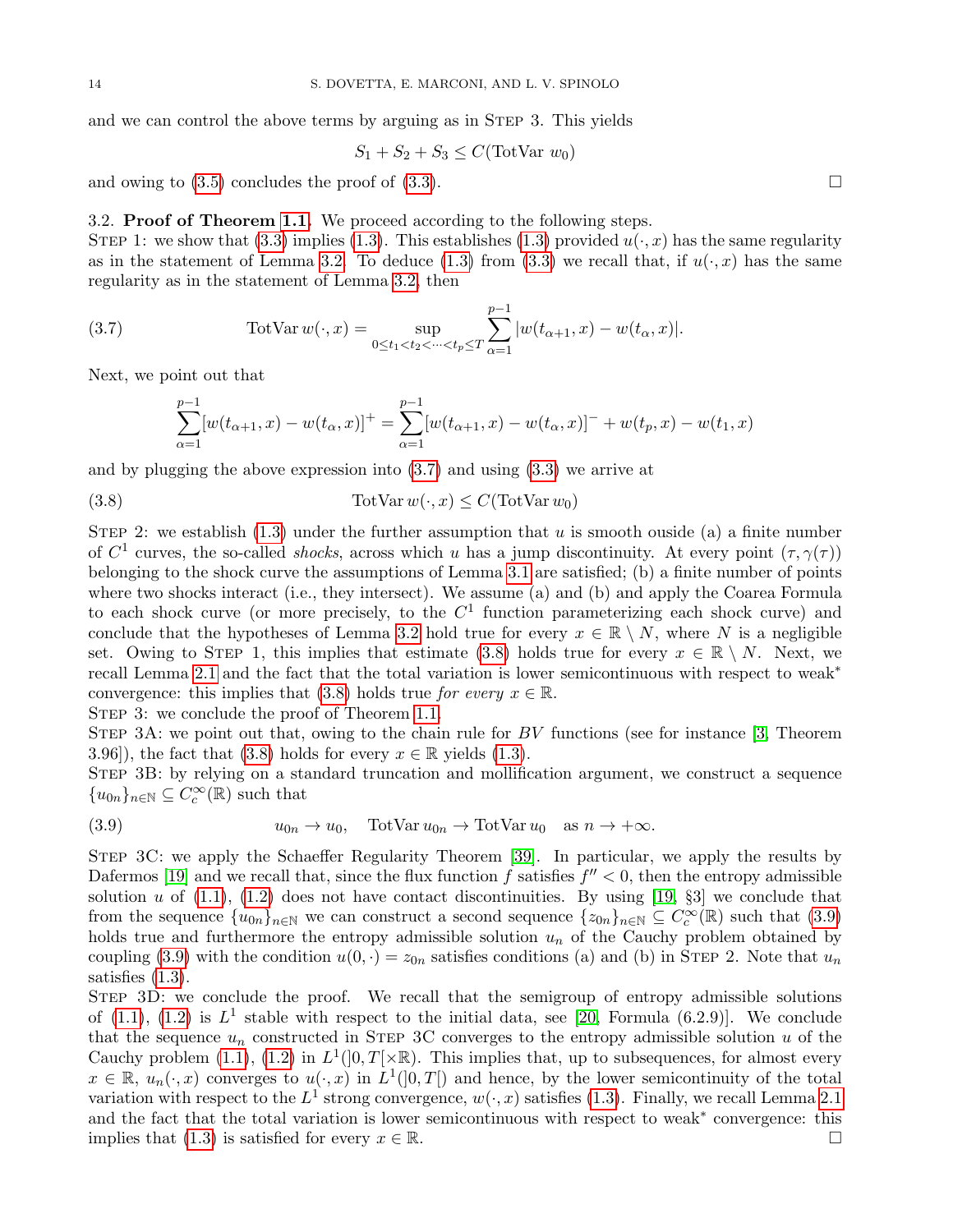and we can control the above terms by arguing as in Step 3. This yields

$$S_1 + S_2 + S_3 \le C(\mathrm{TotVar}\, w_0)$$

and owing to (3.5) concludes the proof of (3.3). □

3.2. **Proof of Theorem 1.1.** We proceed according to the following steps.
Step 1: we show that (3.3) implies (1.3). This establishes (1.3) provided $u(\cdot, x)$ has the same regularity as in the statement of Lemma 3.2. To deduce (1.3) from (3.3) we recall that, if $u(\cdot, x)$ has the same regularity as in the statement of Lemma 3.2, then

$$\mathrm{TotVar}\, w(\cdot, x) = \sup_{0 \le t_1 < t_2 < \cdots < t_p \le T} \sum_{\alpha=1}^{p-1} |w(t_{\alpha+1}, x) - w(t_\alpha, x)|. \tag{3.7}$$

Next, we point out that

$$\sum_{\alpha=1}^{p-1} [w(t_{\alpha+1}, x) - w(t_\alpha, x)]^+ = \sum_{\alpha=1}^{p-1} [w(t_{\alpha+1}, x) - w(t_\alpha, x)]^- + w(t_p, x) - w(t_1, x)$$

and by plugging the above expression into (3.7) and using (3.3) we arrive at

$$\mathrm{TotVar}\, w(\cdot, x) \le C(\mathrm{TotVar}\, w_0) \tag{3.8}$$

Step 2: we establish (1.3) under the further assumption that $u$ is smooth ouside (a) a finite number of $C^1$ curves, the so-called *shocks*, across which $u$ has a jump discontinuity. At every point $(\tau, \gamma(\tau))$ belonging to the shock curve the assumptions of Lemma 3.1 are satisfied; (b) a finite number of points where two shocks interact (i.e., they intersect). We assume (a) and (b) and apply the Coarea Formula to each shock curve (or more precisely, to the $C^1$ function parameterizing each shock curve) and conclude that the hypotheses of Lemma 3.2 hold true for every $x \in \mathbb{R} \setminus N$, where $N$ is a negligible set. Owing to Step 1, this implies that estimate (3.8) holds true for every $x \in \mathbb{R} \setminus N$. Next, we recall Lemma 2.1 and the fact that the total variation is lower semicontinuous with respect to weak$^*$ convergence: this implies that (3.8) holds true *for every* $x \in \mathbb{R}$.
Step 3: we conclude the proof of Theorem 1.1.
Step 3A: we point out that, owing to the chain rule for $BV$ functions (see for instance [3, Theorem 3.96]), the fact that (3.8) holds for every $x \in \mathbb{R}$ yields (1.3).
Step 3B: by relying on a standard truncation and mollification argument, we construct a sequence $\{u_{0n}\}_{n \in \mathbb{N}} \subseteq C^\infty_c(\mathbb{R})$ such that

$$u_{0n} \to u_0, \quad \mathrm{TotVar}\, u_{0n} \to \mathrm{TotVar}\, u_0 \quad \text{as } n \to +\infty. \tag{3.9}$$

Step 3C: we apply the Schaeffer Regularity Theorem [39]. In particular, we apply the results by Dafermos [19] and we recall that, since the flux function $f$ satisfies $f'' < 0$, then the entropy admissible solution $u$ of (1.1), (1.2) does not have contact discontinuities. By using [19, §3] we conclude that from the sequence $\{u_{0n}\}_{n \in \mathbb{N}}$ we can construct a second sequence $\{z_{0n}\}_{n \in \mathbb{N}} \subseteq C^\infty_c(\mathbb{R})$ such that (3.9) holds true and furthermore the entropy admissible solution $u_n$ of the Cauchy problem obtained by coupling (3.9) with the condition $u(0, \cdot) = z_{0n}$ satisfies conditions (a) and (b) in Step 2. Note that $u_n$ satisfies (1.3).
Step 3D: we conclude the proof. We recall that the semigroup of entropy admissible solutions of (1.1), (1.2) is $L^1$ stable with respect to the initial data, see [20, Formula (6.2.9)]. We conclude that the sequence $u_n$ constructed in Step 3C converges to the entropy admissible solution $u$ of the Cauchy problem (1.1), (1.2) in $L^1(]0, T[\times\mathbb{R})$. This implies that, up to subsequences, for almost every $x \in \mathbb{R}$, $u_n(\cdot, x)$ converges to $u(\cdot, x)$ in $L^1(]0, T[)$ and hence, by the lower semicontinuity of the total variation with respect to the $L^1$ strong convergence, $w(\cdot, x)$ satisfies (1.3). Finally, we recall Lemma 2.1 and the fact that the total variation is lower semicontinuous with respect to weak$^*$ convergence: this implies that (1.3) is satisfied for every $x \in \mathbb{R}$. □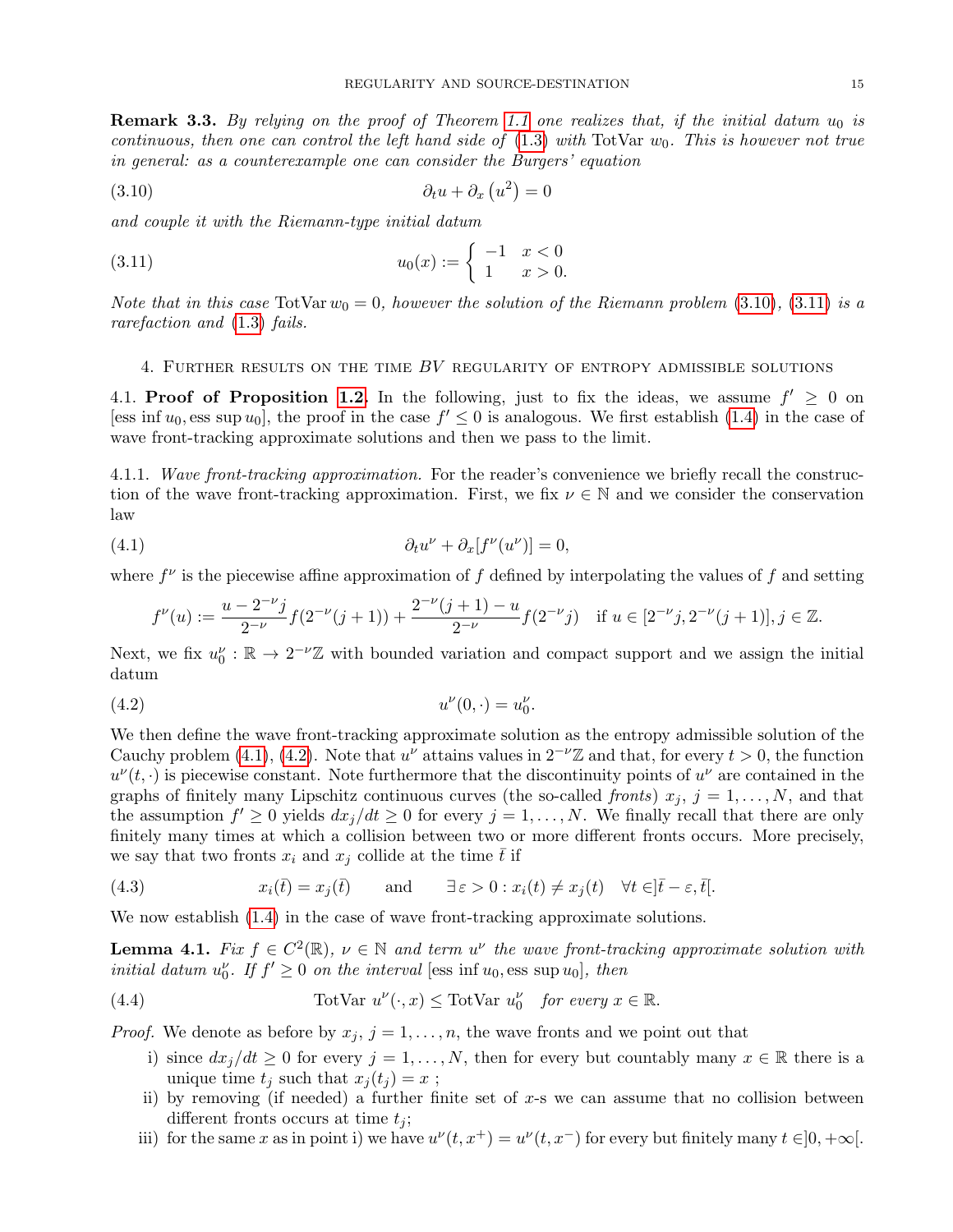**Remark 3.3.** *By relying on the proof of Theorem 1.1 one realizes that, if the initial datum $u_0$ is continuous, then one can control the left hand side of (1.3) with* TotVar $w_0$*. This is however not true in general: as a counterexample one can consider the Burgers' equation*

$$\partial_t u + \partial_x \left(u^2\right) = 0 \tag{3.10}$$

*and couple it with the Riemann-type initial datum*

$$u_0(x) := \begin{cases} -1 & x < 0 \\ 1 & x > 0. \end{cases} \tag{3.11}$$

*Note that in this case* TotVar $w_0 = 0$*, however the solution of the Riemann problem (3.10), (3.11) is a rarefaction and (1.3) fails.*

## 4. Further results on the time $BV$ regularity of entropy admissible solutions

4.1. **Proof of Proposition 1.2.** In the following, just to fix the ideas, we assume $f' \geq 0$ on $[\text{ess inf}\, u_0, \text{ess sup}\, u_0]$, the proof in the case $f' \leq 0$ is analogous. We first establish (1.4) in the case of wave front-tracking approximate solutions and then we pass to the limit.

4.1.1. *Wave front-tracking approximation.* For the reader's convenience we briefly recall the construction of the wave front-tracking approximation. First, we fix $\nu \in \mathbb{N}$ and we consider the conservation law

$$\partial_t u^\nu + \partial_x [f^\nu(u^\nu)] = 0, \tag{4.1}$$

where $f^\nu$ is the piecewise affine approximation of $f$ defined by interpolating the values of $f$ and setting

$$f^\nu(u) := \frac{u - 2^{-\nu} j}{2^{-\nu}} f(2^{-\nu}(j+1)) + \frac{2^{-\nu}(j+1) - u}{2^{-\nu}} f(2^{-\nu} j) \quad \text{if } u \in [2^{-\nu} j, 2^{-\nu}(j+1)], j \in \mathbb{Z}.$$

Next, we fix $u_0^\nu : \mathbb{R} \to 2^{-\nu}\mathbb{Z}$ with bounded variation and compact support and we assign the initial datum

$$u^\nu(0, \cdot) = u_0^\nu. \tag{4.2}$$

We then define the wave front-tracking approximate solution as the entropy admissible solution of the Cauchy problem (4.1), (4.2). Note that $u^\nu$ attains values in $2^{-\nu}\mathbb{Z}$ and that, for every $t > 0$, the function $u^\nu(t, \cdot)$ is piecewise constant. Note furthermore that the discontinuity points of $u^\nu$ are contained in the graphs of finitely many Lipschitz continuous curves (the so-called *fronts*) $x_j$, $j = 1, \dots, N$, and that the assumption $f' \geq 0$ yields $dx_j/dt \geq 0$ for every $j = 1, \dots, N$. We finally recall that there are only finitely many times at which a collision between two or more different fronts occurs. More precisely, we say that two fronts $x_i$ and $x_j$ collide at the time $\bar{t}$ if

$$x_i(\bar{t}) = x_j(\bar{t}) \qquad \text{and} \qquad \exists\, \varepsilon > 0 : x_i(t) \neq x_j(t) \quad \forall t \in ]\bar{t} - \varepsilon, \bar{t}[. \tag{4.3}$$

We now establish (1.4) in the case of wave front-tracking approximate solutions.

**Lemma 4.1.** *Fix $f \in C^2(\mathbb{R})$, $\nu \in \mathbb{N}$ and term $u^\nu$ the wave front-tracking approximate solution with initial datum $u_0^\nu$. If $f' \geq 0$ on the interval $[\text{ess inf}\, u_0, \text{ess sup}\, u_0]$, then*

$$\text{TotVar } u^\nu(\cdot, x) \leq \text{TotVar } u_0^\nu \quad \textit{for every } x \in \mathbb{R}. \tag{4.4}$$

*Proof.* We denote as before by $x_j$, $j = 1, \dots, n$, the wave fronts and we point out that

- i) since $dx_j/dt \geq 0$ for every $j = 1, \dots, N$, then for every but countably many $x \in \mathbb{R}$ there is a unique time $t_j$ such that $x_j(t_j) = x$ ;
- ii) by removing (if needed) a further finite set of $x$-s we can assume that no collision between different fronts occurs at time $t_j$;
- iii) for the same $x$ as in point i) we have $u^\nu(t, x^+) = u^\nu(t, x^-)$ for every but finitely many $t \in ]0, +\infty[$.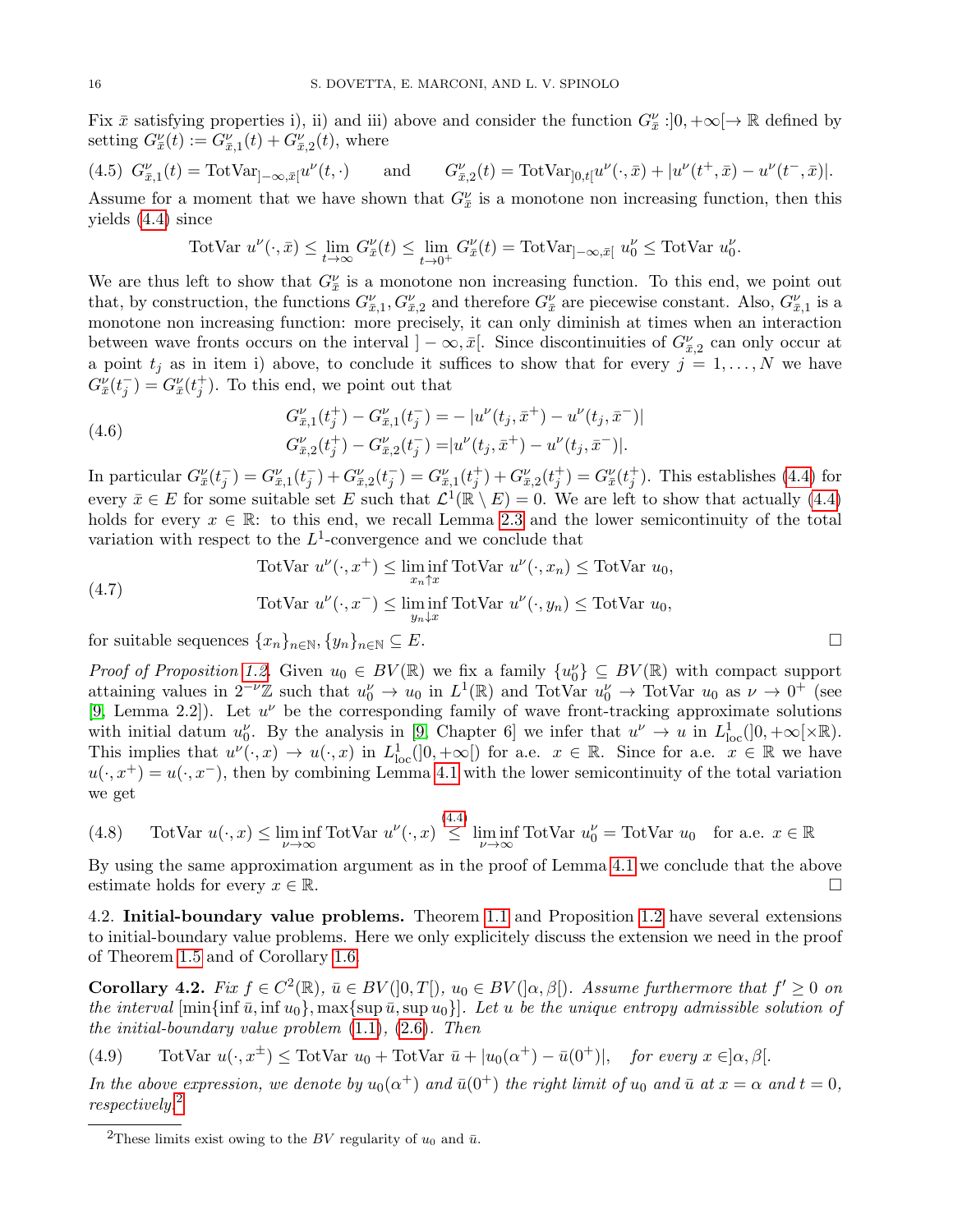Fix $\bar{x}$ satisfying properties i), ii) and iii) above and consider the function $G^\nu_{\bar{x}} : ]0, +\infty[ \to \mathbb{R}$ defined by setting $G^\nu_{\bar{x}}(t) := G^\nu_{\bar{x},1}(t) + G^\nu_{\bar{x},2}(t)$, where

$$
(4.5)\quad G^\nu_{\bar{x},1}(t) = \mathrm{TotVar}_{]-\infty,\bar{x}[} u^\nu(t,\cdot) \qquad \text{and} \qquad G^\nu_{\bar{x},2}(t) = \mathrm{TotVar}_{]0,t[} u^\nu(\cdot,\bar{x}) + |u^\nu(t^+,\bar{x}) - u^\nu(t^-,\bar{x})|.
$$

Assume for a moment that we have shown that $G^\nu_{\bar{x}}$ is a monotone non increasing function, then this yields (4.4) since

$$
\mathrm{TotVar}\; u^\nu(\cdot,\bar{x}) \le \lim_{t\to\infty} G^\nu_{\bar{x}}(t) \le \lim_{t\to 0^+} G^\nu_{\bar{x}}(t) = \mathrm{TotVar}_{]-\infty,\bar{x}[}\; u^\nu_0 \le \mathrm{TotVar}\; u^\nu_0.
$$

We are thus left to show that $G^\nu_{\bar{x}}$ is a monotone non increasing function. To this end, we point out that, by construction, the functions $G^\nu_{\bar{x},1}, G^\nu_{\bar{x},2}$ and therefore $G^\nu_{\bar{x}}$ are piecewise constant. Also, $G^\nu_{\bar{x},1}$ is a monotone non increasing function: more precisely, it can only diminish at times when an interaction between wave fronts occurs on the interval $]-\infty,\bar{x}[$. Since discontinuities of $G^\nu_{\bar{x},2}$ can only occur at a point $t_j$ as in item i) above, to conclude it suffices to show that for every $j = 1,\dots,N$ we have $G^\nu_{\bar{x}}(t_j^-) = G^\nu_{\bar{x}}(t_j^+)$. To this end, we point out that

$$
(4.6)\qquad
\begin{aligned}
G^\nu_{\bar{x},1}(t_j^+) - G^\nu_{\bar{x},1}(t_j^-) &= -\,|u^\nu(t_j,\bar{x}^+) - u^\nu(t_j,\bar{x}^-)| \\
G^\nu_{\bar{x},2}(t_j^+) - G^\nu_{\bar{x},2}(t_j^-) &= |u^\nu(t_j,\bar{x}^+) - u^\nu(t_j,\bar{x}^-)|.
\end{aligned}
$$

In particular $G^\nu_{\bar{x}}(t_j^-) = G^\nu_{\bar{x},1}(t_j^-) + G^\nu_{\bar{x},2}(t_j^-) = G^\nu_{\bar{x},1}(t_j^+) + G^\nu_{\bar{x},2}(t_j^+) = G^\nu_{\bar{x}}(t_j^+)$. This establishes (4.4) for every $\bar{x} \in E$ for some suitable set $E$ such that $\mathcal{L}^1(\mathbb{R}\setminus E) = 0$. We are left to show that actually (4.4) holds for every $x \in \mathbb{R}$: to this end, we recall Lemma 2.3 and the lower semicontinuity of the total variation with respect to the $L^1$-convergence and we conclude that

$$
(4.7)\qquad
\begin{aligned}
\mathrm{TotVar}\; u^\nu(\cdot,x^+) &\le \liminf_{x_n \uparrow x} \mathrm{TotVar}\; u^\nu(\cdot,x_n) \le \mathrm{TotVar}\; u_0, \\
\mathrm{TotVar}\; u^\nu(\cdot,x^-) &\le \liminf_{y_n \downarrow x} \mathrm{TotVar}\; u^\nu(\cdot,y_n) \le \mathrm{TotVar}\; u_0,
\end{aligned}
$$

for suitable sequences $\{x_n\}_{n\in\mathbb{N}}, \{y_n\}_{n\in\mathbb{N}} \subseteq E$. □

*Proof of Proposition 1.2.* Given $u_0 \in BV(\mathbb{R})$ we fix a family $\{u^\nu_0\} \subseteq BV(\mathbb{R})$ with compact support attaining values in $2^{-\nu}\mathbb{Z}$ such that $u^\nu_0 \to u_0$ in $L^1(\mathbb{R})$ and $\mathrm{TotVar}\; u^\nu_0 \to \mathrm{TotVar}\; u_0$ as $\nu \to 0^+$ (see [9, Lemma 2.2]). Let $u^\nu$ be the corresponding family of wave front-tracking approximate solutions with initial datum $u^\nu_0$. By the analysis in [9, Chapter 6] we infer that $u^\nu \to u$ in $L^1_{\mathrm{loc}}(]0,+\infty[\times\mathbb{R})$. This implies that $u^\nu(\cdot,x) \to u(\cdot,x)$ in $L^1_{\mathrm{loc}}(]0,+\infty[)$ for a.e. $x \in \mathbb{R}$. Since for a.e. $x \in \mathbb{R}$ we have $u(\cdot,x^+) = u(\cdot,x^-)$, then by combining Lemma 4.1 with the lower semicontinuity of the total variation we get

$$
(4.8)\qquad \mathrm{TotVar}\; u(\cdot,x) \le \liminf_{\nu\to\infty} \mathrm{TotVar}\; u^\nu(\cdot,x) \overset{(4.4)}{\le} \liminf_{\nu\to\infty} \mathrm{TotVar}\; u^\nu_0 = \mathrm{TotVar}\; u_0 \quad \text{for a.e. } x \in \mathbb{R}
$$

By using the same approximation argument as in the proof of Lemma 4.1 we conclude that the above estimate holds for every $x \in \mathbb{R}$. □

4.2. **Initial-boundary value problems.** Theorem 1.1 and Proposition 1.2 have several extensions to initial-boundary value problems. Here we only explicitly discuss the extension we need in the proof of Theorem 1.5 and of Corollary 1.6.

**Corollary 4.2.** *Fix $f \in C^2(\mathbb{R})$, $\bar{u} \in BV(]0,T[)$, $u_0 \in BV(]\alpha,\beta[)$. Assume furthermore that $f' \ge 0$ on the interval $[\min\{\inf \bar{u}, \inf u_0\}, \max\{\sup \bar{u}, \sup u_0\}]$. Let $u$ be the unique entropy admissible solution of the initial-boundary value problem (1.1), (2.6). Then*

$$
(4.9)\qquad \mathrm{TotVar}\; u(\cdot,x^\pm) \le \mathrm{TotVar}\; u_0 + \mathrm{TotVar}\; \bar{u} + |u_0(\alpha^+) - \bar{u}(0^+)|, \quad \textit{for every } x \in ]\alpha,\beta[.
$$

*In the above expression, we denote by $u_0(\alpha^+)$ and $\bar{u}(0^+)$ the right limit of $u_0$ and $\bar{u}$ at $x = \alpha$ and $t = 0$, respectively.*[2]

[2] These limits exist owing to the $BV$ regularity of $u_0$ and $\bar{u}$.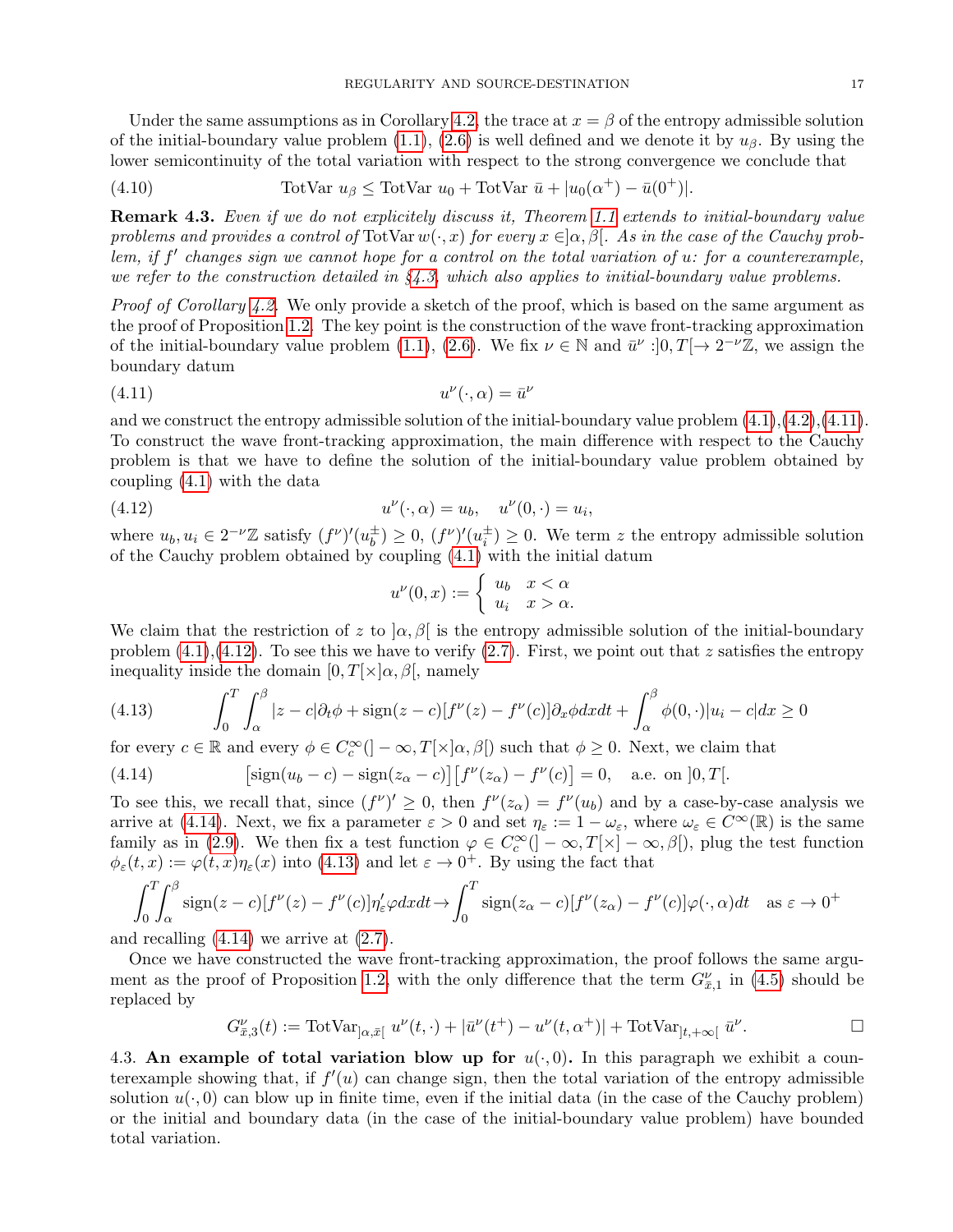Under the same assumptions as in Corollary 4.2, the trace at $x = \beta$ of the entropy admissible solution of the initial-boundary value problem (1.1), (2.6) is well defined and we denote it by $u_\beta$. By using the lower semicontinuity of the total variation with respect to the strong convergence we conclude that

$$
\text{TotVar } u_\beta \leq \text{TotVar } u_0 + \text{TotVar } \bar{u} + |u_0(\alpha^+) - \bar{u}(0^+)|. \tag{4.10}
$$

**Remark 4.3.** *Even if we do not explicitely discuss it, Theorem 1.1 extends to initial-boundary value problems and provides a control of* $\text{TotVar}\, w(\cdot, x)$ *for every* $x \in ]\alpha, \beta[$. *As in the case of the Cauchy problem, if* $f'$ *changes sign we cannot hope for a control on the total variation of* $u$*: for a counterexample, we refer to the construction detailed in §4.3, which also applies to initial-boundary value problems.*

*Proof of Corollary 4.2.* We only provide a sketch of the proof, which is based on the same argument as the proof of Proposition 1.2. The key point is the construction of the wave front-tracking approximation of the initial-boundary value problem (1.1), (2.6). We fix $\nu \in \mathbb{N}$ and $\bar{u}^\nu : ]0, T[ \to 2^{-\nu}\mathbb{Z}$, we assign the boundary datum

$$
u^\nu(\cdot, \alpha) = \bar{u}^\nu \tag{4.11}
$$

and we construct the entropy admissible solution of the initial-boundary value problem (4.1),(4.2),(4.11). To construct the wave front-tracking approximation, the main difference with respect to the Cauchy problem is that we have to define the solution of the initial-boundary value problem obtained by coupling (4.1) with the data

$$
u^\nu(\cdot, \alpha) = u_b, \quad u^\nu(0, \cdot) = u_i, \tag{4.12}
$$

where $u_b, u_i \in 2^{-\nu}\mathbb{Z}$ satisfy $(f^\nu)'(u_b^\pm) \geq 0$, $(f^\nu)'(u_i^\pm) \geq 0$. We term $z$ the entropy admissible solution of the Cauchy problem obtained by coupling (4.1) with the initial datum

$$
u^\nu(0, x) := \begin{cases} u_b & x < \alpha \\ u_i & x > \alpha. \end{cases}
$$

We claim that the restriction of $z$ to $]\alpha, \beta[$ is the entropy admissible solution of the initial-boundary problem (4.1),(4.12). To see this we have to verify (2.7). First, we point out that $z$ satisfies the entropy inequality inside the domain $[0, T[ \times ]\alpha, \beta[$, namely

$$
\int_0^T \int_\alpha^\beta |z - c|\partial_t \phi + \text{sign}(z - c)[f^\nu(z) - f^\nu(c)]\partial_x \phi dx dt + \int_\alpha^\beta \phi(0, \cdot)|u_i - c| dx \geq 0 \tag{4.13}
$$

for every $c \in \mathbb{R}$ and every $\phi \in C_c^\infty(] - \infty, T[ \times ]\alpha, \beta[)$ such that $\phi \geq 0$. Next, we claim that

$$
\big[\text{sign}(u_b - c) - \text{sign}(z_\alpha - c)\big]\big[f^\nu(z_\alpha) - f^\nu(c)\big] = 0, \quad \text{a.e. on } ]0, T[. \tag{4.14}
$$

To see this, we recall that, since $(f^\nu)' \geq 0$, then $f^\nu(z_\alpha) = f^\nu(u_b)$ and by a case-by-case analysis we arrive at (4.14). Next, we fix a parameter $\varepsilon > 0$ and set $\eta_\varepsilon := 1 - \omega_\varepsilon$, where $\omega_\varepsilon \in C^\infty(\mathbb{R})$ is the same family as in (2.9). We then fix a test function $\varphi \in C_c^\infty(] - \infty, T[ \times ] - \infty, \beta[)$, plug the test function $\phi_\varepsilon(t, x) := \varphi(t, x)\eta_\varepsilon(x)$ into (4.13) and let $\varepsilon \to 0^+$. By using the fact that

$$
\int_0^T \int_\alpha^\beta \text{sign}(z - c)[f^\nu(z) - f^\nu(c)]\eta'_\varepsilon \varphi dx dt \to \int_0^T \text{sign}(z_\alpha - c)[f^\nu(z_\alpha) - f^\nu(c)]\varphi(\cdot, \alpha) dt \quad \text{as } \varepsilon \to 0^+
$$

and recalling (4.14) we arrive at (2.7).

Once we have constructed the wave front-tracking approximation, the proof follows the same argument as the proof of Proposition 1.2, with the only difference that the term $G^\nu_{\bar{x},1}$ in (4.5) should be replaced by

$$
G^\nu_{\bar{x},3}(t) := \text{TotVar}_{]\alpha, \bar{x}[}\, u^\nu(t, \cdot) + |\bar{u}^\nu(t^+) - u^\nu(t, \alpha^+)| + \text{TotVar}_{]t, +\infty[}\, \bar{u}^\nu. \qquad \square
$$

4.3. **An example of total variation blow up for** $u(\cdot, 0)$**.** In this paragraph we exhibit a counterexample showing that, if $f'(u)$ can change sign, then the total variation of the entropy admissible solution $u(\cdot, 0)$ can blow up in finite time, even if the initial data (in the case of the Cauchy problem) or the initial and boundary data (in the case of the initial-boundary value problem) have bounded total variation.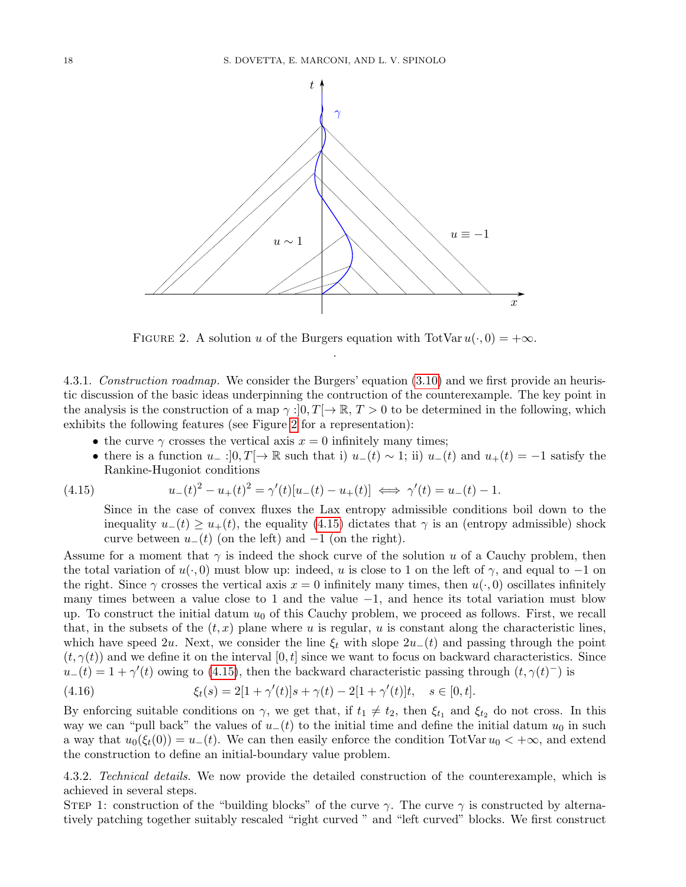FIGURE 2. A solution $u$ of the Burgers equation with $\text{TotVar}\, u(\cdot, 0) = +\infty$.

4.3.1. *Construction roadmap.* We consider the Burgers' equation (3.10) and we first provide an heuristic discussion of the basic ideas underpinning the contruction of the counterexample. The key point in the analysis is the construction of a map $\gamma : ]0, T[ \to \mathbb{R}$, $T > 0$ to be determined in the following, which exhibits the following features (see Figure 2 for a representation):

- the curve $\gamma$ crosses the vertical axis $x = 0$ infinitely many times;
- there is a function $u_- : ]0, T[ \to \mathbb{R}$ such that i) $u_-(t) \sim 1$; ii) $u_-(t)$ and $u_+(t) = -1$ satisfy the Rankine-Hugoniot conditions

$$u_-(t)^2 - u_+(t)^2 = \gamma'(t)[u_-(t) - u_+(t)] \iff \gamma'(t) = u_-(t) - 1. \tag{4.15}$$

  Since in the case of convex fluxes the Lax entropy admissible conditions boil down to the inequality $u_-(t) \geq u_+(t)$, the equality (4.15) dictates that $\gamma$ is an (entropy admissible) shock curve between $u_-(t)$ (on the left) and $-1$ (on the right).

Assume for a moment that $\gamma$ is indeed the shock curve of the solution $u$ of a Cauchy problem, then the total variation of $u(\cdot, 0)$ must blow up: indeed, $u$ is close to 1 on the left of $\gamma$, and equal to $-1$ on the right. Since $\gamma$ crosses the vertical axis $x = 0$ infinitely many times, then $u(\cdot, 0)$ oscillates infinitely many times between a value close to 1 and the value $-1$, and hence its total variation must blow up. To construct the initial datum $u_0$ of this Cauchy problem, we proceed as follows. First, we recall that, in the subsets of the $(t, x)$ plane where $u$ is regular, $u$ is constant along the characteristic lines, which have speed $2u$. Next, we consider the line $\xi_t$ with slope $2u_-(t)$ and passing through the point $(t, \gamma(t))$ and we define it on the interval $[0, t]$ since we want to focus on backward characteristics. Since $u_-(t) = 1 + \gamma'(t)$ owing to (4.15), then the backward characteristic passing through $(t, \gamma(t)^-)$ is

$$\xi_t(s) = 2[1 + \gamma'(t)]s + \gamma(t) - 2[1 + \gamma'(t)]t, \quad s \in [0, t]. \tag{4.16}$$

By enforcing suitable conditions on $\gamma$, we get that, if $t_1 \neq t_2$, then $\xi_{t_1}$ and $\xi_{t_2}$ do not cross. In this way we can "pull back" the values of $u_-(t)$ to the initial time and define the initial datum $u_0$ in such a way that $u_0(\xi_t(0)) = u_-(t)$. We can then easily enforce the condition $\text{TotVar}\, u_0 < +\infty$, and extend the construction to define an initial-boundary value problem.

4.3.2. *Technical details.* We now provide the detailed construction of the counterexample, which is achieved in several steps.

STEP 1: construction of the "building blocks" of the curve $\gamma$. The curve $\gamma$ is constructed by alternatively patching together suitably rescaled "right curved " and "left curved" blocks. We first construct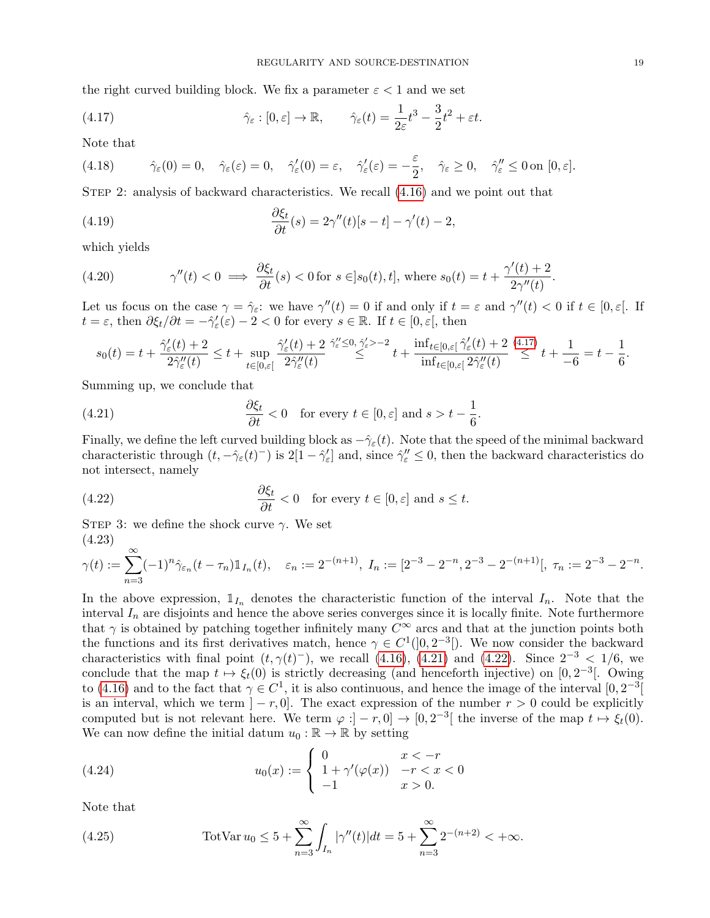the right curved building block. We fix a parameter $\varepsilon < 1$ and we set

$$\hat{\gamma}_\varepsilon : [0, \varepsilon] \to \mathbb{R}, \qquad \hat{\gamma}_\varepsilon(t) = \frac{1}{2\varepsilon} t^3 - \frac{3}{2} t^2 + \varepsilon t. \tag{4.17}$$

Note that

$$\hat{\gamma}_\varepsilon(0) = 0, \quad \hat{\gamma}_\varepsilon(\varepsilon) = 0, \quad \hat{\gamma}'_\varepsilon(0) = \varepsilon, \quad \hat{\gamma}'_\varepsilon(\varepsilon) = -\frac{\varepsilon}{2}, \quad \hat{\gamma}_\varepsilon \geq 0, \quad \hat{\gamma}''_\varepsilon \leq 0 \text{ on } [0, \varepsilon]. \tag{4.18}$$

STEP 2: analysis of backward characteristics. We recall (4.16) and we point out that

$$\frac{\partial \xi_t}{\partial t}(s) = 2\gamma''(t)[s - t] - \gamma'(t) - 2, \tag{4.19}$$

which yields

$$\gamma''(t) < 0 \implies \frac{\partial \xi_t}{\partial t}(s) < 0 \text{ for } s \in ]s_0(t), t], \text{ where } s_0(t) = t + \frac{\gamma'(t) + 2}{2\gamma''(t)}. \tag{4.20}$$

Let us focus on the case $\gamma = \hat{\gamma}_\varepsilon$: we have $\gamma''(t) = 0$ if and only if $t = \varepsilon$ and $\gamma''(t) < 0$ if $t \in [0, \varepsilon[$. If $t = \varepsilon$, then $\partial \xi_t / \partial t = -\hat{\gamma}'_\varepsilon(\varepsilon) - 2 < 0$ for every $s \in \mathbb{R}$. If $t \in [0, \varepsilon[$, then

$$s_0(t) = t + \frac{\hat{\gamma}'_\varepsilon(t) + 2}{2\hat{\gamma}''_\varepsilon(t)} \leq t + \sup_{t \in [0, \varepsilon[} \frac{\hat{\gamma}'_\varepsilon(t) + 2}{2\hat{\gamma}''_\varepsilon(t)} \overset{\hat{\gamma}''_\varepsilon \leq 0, \, \hat{\gamma}'_\varepsilon > -2}{\leq} t + \frac{\inf_{t \in [0, \varepsilon[} \hat{\gamma}'_\varepsilon(t) + 2}{\inf_{t \in [0, \varepsilon[} 2\hat{\gamma}''_\varepsilon(t)} \overset{(4.17)}{\leq} t + \frac{1}{-6} = t - \frac{1}{6}.$$

Summing up, we conclude that

$$\frac{\partial \xi_t}{\partial t} < 0 \quad \text{for every } t \in [0, \varepsilon] \text{ and } s > t - \frac{1}{6}. \tag{4.21}$$

Finally, we define the left curved building block as $-\hat{\gamma}_\varepsilon(t)$. Note that the speed of the minimal backward characteristic through $(t, -\hat{\gamma}_\varepsilon(t)^-)$ is $2[1 - \hat{\gamma}'_\varepsilon]$ and, since $\hat{\gamma}''_\varepsilon \leq 0$, then the backward characteristics do not intersect, namely

$$\frac{\partial \xi_t}{\partial t} < 0 \quad \text{for every } t \in [0, \varepsilon] \text{ and } s \leq t. \tag{4.22}$$

STEP 3: we define the shock curve $\gamma$. We set

$$\gamma(t) := \sum_{n=3}^{\infty} (-1)^n \hat{\gamma}_{\varepsilon_n}(t - \tau_n) \mathbb{1}_{I_n}(t), \quad \varepsilon_n := 2^{-(n+1)}, \; I_n := [2^{-3} - 2^{-n}, 2^{-3} - 2^{-(n+1)}[, \; \tau_n := 2^{-3} - 2^{-n}. \tag{4.23}$$

In the above expression, $\mathbb{1}_{I_n}$ denotes the characteristic function of the interval $I_n$. Note that the interval $I_n$ are disjoints and hence the above series converges since it is locally finite. Note furthermore that $\gamma$ is obtained by patching together infinitely many $C^\infty$ arcs and that at the junction points both the functions and its first derivatives match, hence $\gamma \in C^1(]0, 2^{-3}[)$. We now consider the backward characteristics with final point $(t, \gamma(t)^-)$, we recall (4.16), (4.21) and (4.22). Since $2^{-3} < 1/6$, we conclude that the map $t \mapsto \xi_t(0)$ is strictly decreasing (and henceforth injective) on $[0, 2^{-3}[$. Owing to (4.16) and to the fact that $\gamma \in C^1$, it is also continuous, and hence the image of the interval $[0, 2^{-3}[$ is an interval, which we term $]-r, 0]$. The exact expression of the number $r > 0$ could be explicitly computed but is not relevant here. We term $\varphi : ]-r, 0] \to [0, 2^{-3}[$ the inverse of the map $t \mapsto \xi_t(0)$. We can now define the initial datum $u_0 : \mathbb{R} \to \mathbb{R}$ by setting

$$u_0(x) := \begin{cases} 0 & x < -r \\ 1 + \gamma'(\varphi(x)) & -r < x < 0 \\ -1 & x > 0. \end{cases} \tag{4.24}$$

Note that

$$\text{TotVar}\, u_0 \leq 5 + \sum_{n=3}^{\infty} \int_{I_n} |\gamma''(t)| dt = 5 + \sum_{n=3}^{\infty} 2^{-(n+2)} < +\infty. \tag{4.25}$$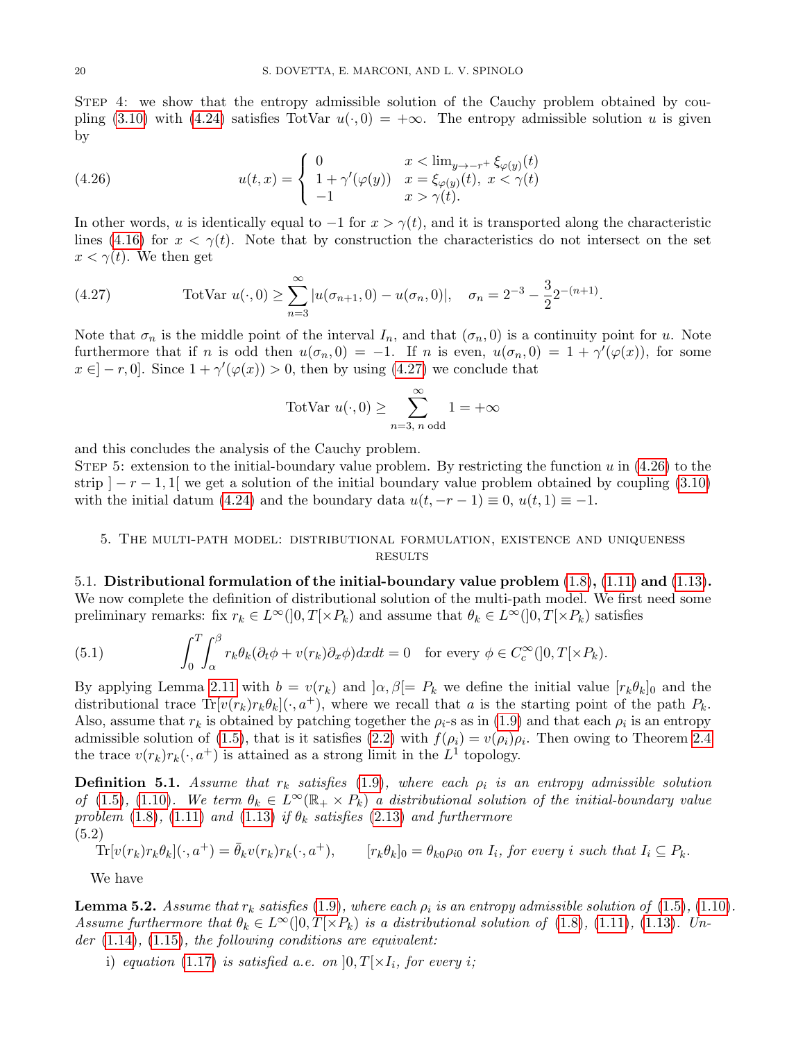STEP 4: we show that the entropy admissible solution of the Cauchy problem obtained by coupling (3.10) with (4.24) satisfies TotVar $u(\cdot, 0) = +\infty$. The entropy admissible solution $u$ is given by

$$
u(t,x) = \begin{cases} 0 & x < \lim_{y \to -r^+} \xi_{\varphi(y)}(t) \\ 1 + \gamma'(\varphi(y)) & x = \xi_{\varphi(y)}(t),\ x < \gamma(t) \\ -1 & x > \gamma(t). \end{cases} \tag{4.26}
$$

In other words, $u$ is identically equal to $-1$ for $x > \gamma(t)$, and it is transported along the characteristic lines (4.16) for $x < \gamma(t)$. Note that by construction the characteristics do not intersect on the set $x < \gamma(t)$. We then get

$$
\text{TotVar } u(\cdot, 0) \geq \sum_{n=3}^{\infty} |u(\sigma_{n+1}, 0) - u(\sigma_n, 0)|, \quad \sigma_n = 2^{-3} - \frac{3}{2} 2^{-(n+1)}. \tag{4.27}
$$

Note that $\sigma_n$ is the middle point of the interval $I_n$, and that $(\sigma_n, 0)$ is a continuity point for $u$. Note furthermore that if $n$ is odd then $u(\sigma_n, 0) = -1$. If $n$ is even, $u(\sigma_n, 0) = 1 + \gamma'(\varphi(x))$, for some $x \in ]-r, 0]$. Since $1 + \gamma'(\varphi(x)) > 0$, then by using (4.27) we conclude that

$$
\text{TotVar } u(\cdot, 0) \geq \sum_{n=3,\ n \text{ odd}}^{\infty} 1 = +\infty
$$

and this concludes the analysis of the Cauchy problem.
STEP 5: extension to the initial-boundary value problem. By restricting the function $u$ in (4.26) to the strip $]-r-1, 1[$ we get a solution of the initial boundary value problem obtained by coupling (3.10) with the initial datum (4.24) and the boundary data $u(t, -r-1) \equiv 0$, $u(t, 1) \equiv -1$.

## 5. The multi-path model: distributional formulation, existence and uniqueness results

**5.1. Distributional formulation of the initial-boundary value problem (1.8), (1.11) and (1.13).** We now complete the definition of distributional solution of the multi-path model. We first need some preliminary remarks: fix $r_k \in L^\infty(]0, T[\times P_k)$ and assume that $\theta_k \in L^\infty(]0, T[\times P_k)$ satisfies

$$
\int_0^T \int_\alpha^\beta r_k \theta_k (\partial_t \phi + v(r_k) \partial_x \phi) dx dt = 0 \quad \text{for every } \phi \in C_c^\infty(]0, T[\times P_k). \tag{5.1}
$$

By applying Lemma 2.11 with $b = v(r_k)$ and $]\alpha, \beta[= P_k$ we define the initial value $[r_k \theta_k]_0$ and the distributional trace $\text{Tr}[v(r_k) r_k \theta_k](\cdot, a^+)$, where we recall that $a$ is the starting point of the path $P_k$. Also, assume that $r_k$ is obtained by patching together the $\rho_i$-s as in (1.9) and that each $\rho_i$ is an entropy admissible solution of (1.5), that is it satisfies (2.2) with $f(\rho_i) = v(\rho_i)\rho_i$. Then owing to Theorem 2.4 the trace $v(r_k) r_k(\cdot, a^+)$ is attained as a strong limit in the $L^1$ topology.

**Definition 5.1.** *Assume that $r_k$ satisfies (1.9), where each $\rho_i$ is an entropy admissible solution of (1.5), (1.10). We term $\theta_k \in L^\infty(\mathbb{R}_+ \times P_k)$ a distributional solution of the initial-boundary value problem (1.8), (1.11) and (1.13) if $\theta_k$ satisfies (2.13) and furthermore*

$$
\text{Tr}[v(r_k) r_k \theta_k](\cdot, a^+) = \bar{\theta}_k v(r_k) r_k(\cdot, a^+), \qquad [r_k \theta_k]_0 = \theta_{k0} \rho_{i0} \text{ on } I_i, \text{ for every } i \text{ such that } I_i \subseteq P_k. \tag{5.2}
$$

We have

**Lemma 5.2.** *Assume that $r_k$ satisfies (1.9), where each $\rho_i$ is an entropy admissible solution of (1.5), (1.10). Assume furthermore that $\theta_k \in L^\infty(]0, T[\times P_k)$ is a distributional solution of (1.8), (1.11), (1.13). Under (1.14), (1.15), the following conditions are equivalent:*

i) *equation (1.17) is satisfied a.e. on $]0, T[\times I_i$, for every $i$;*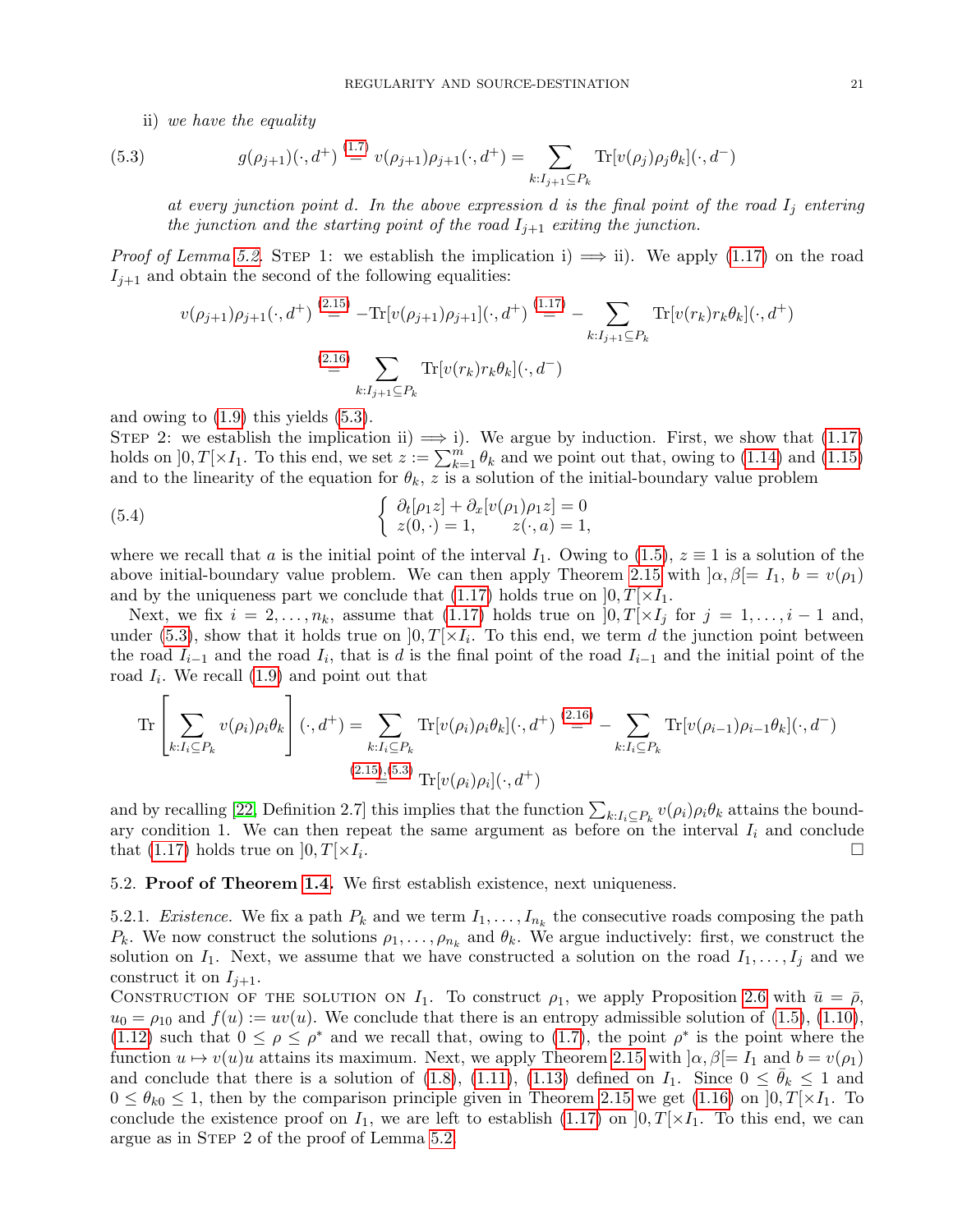ii) *we have the equality*

$$g(\rho_{j+1})(\cdot, d^+) \overset{(1.7)}{=} v(\rho_{j+1})\rho_{j+1}(\cdot, d^+) = \sum_{k: I_{j+1} \subseteq P_k} \text{Tr}[v(\rho_j)\rho_j\theta_k](\cdot, d^-) \tag{5.3}$$

*at every junction point d. In the above expression d is the final point of the road $I_j$ entering the junction and the starting point of the road $I_{j+1}$ exiting the junction.*

*Proof of Lemma 5.2.* Step 1: we establish the implication i) $\implies$ ii). We apply (1.17) on the road $I_{j+1}$ and obtain the second of the following equalities:

$$v(\rho_{j+1})\rho_{j+1}(\cdot, d^+) \overset{(2.15)}{=} -\text{Tr}[v(\rho_{j+1})\rho_{j+1}](\cdot, d^+) \overset{(1.17)}{=} -\sum_{k: I_{j+1} \subseteq P_k} \text{Tr}[v(r_k)r_k\theta_k](\cdot, d^+)$$

$$\overset{(2.16)}{=} \sum_{k: I_{j+1} \subseteq P_k} \text{Tr}[v(r_k)r_k\theta_k](\cdot, d^-)$$

and owing to (1.9) this yields (5.3).

Step 2: we establish the implication ii) $\implies$ i). We argue by induction. First, we show that (1.17) holds on $]0, T[\times I_1$. To this end, we set $z := \sum_{k=1}^m \theta_k$ and we point out that, owing to (1.14) and (1.15) and to the linearity of the equation for $\theta_k$, $z$ is a solution of the initial-boundary value problem

$$\begin{cases} \partial_t[\rho_1 z] + \partial_x[v(\rho_1)\rho_1 z] = 0 \\ z(0, \cdot) = 1, \qquad z(\cdot, a) = 1, \end{cases} \tag{5.4}$$

where we recall that $a$ is the initial point of the interval $I_1$. Owing to (1.5), $z \equiv 1$ is a solution of the above initial-boundary value problem. We can then apply Theorem 2.15 with $]\alpha, \beta[= I_1$, $b = v(\rho_1)$ and by the uniqueness part we conclude that (1.17) holds true on $]0, T[\times I_1$.

Next, we fix $i = 2, \dots, n_k$, assume that (1.17) holds true on $]0, T[\times I_j$ for $j = 1, \dots, i-1$ and, under (5.3), show that it holds true on $]0, T[\times I_i$. To this end, we term $d$ the junction point between the road $I_{i-1}$ and the road $I_i$, that is $d$ is the final point of the road $I_{i-1}$ and the initial point of the road $I_i$. We recall (1.9) and point out that

$$\text{Tr}\left[\sum_{k: I_i \subseteq P_k} v(\rho_i)\rho_i\theta_k\right](\cdot, d^+) = \sum_{k: I_i \subseteq P_k} \text{Tr}[v(\rho_i)\rho_i\theta_k](\cdot, d^+) \overset{(2.16)}{=} -\sum_{k: I_i \subseteq P_k} \text{Tr}[v(\rho_{i-1})\rho_{i-1}\theta_k](\cdot, d^-)$$

$$\overset{(2.15),(5.3)}{=} \text{Tr}[v(\rho_i)\rho_i](\cdot, d^+)$$

and by recalling [22, Definition 2.7] this implies that the function $\sum_{k: I_i \subseteq P_k} v(\rho_i)\rho_i\theta_k$ attains the boundary condition 1. We can then repeat the same argument as before on the interval $I_i$ and conclude that (1.17) holds true on $]0, T[\times I_i$. $\square$

5.2. **Proof of Theorem 1.4.** We first establish existence, next uniqueness.

5.2.1. *Existence.* We fix a path $P_k$ and we term $I_1, \dots, I_{n_k}$ the consecutive roads composing the path $P_k$. We now construct the solutions $\rho_1, \dots, \rho_{n_k}$ and $\theta_k$. We argue inductively: first, we construct the solution on $I_1$. Next, we assume that we have constructed a solution on the road $I_1, \dots, I_j$ and we construct it on $I_{j+1}$.

Construction of the solution on $I_1$. To construct $\rho_1$, we apply Proposition 2.6 with $\bar{u} = \bar{\rho}$, $u_0 = \rho_{10}$ and $f(u) := uv(u)$. We conclude that there is an entropy admissible solution of (1.5), (1.10), (1.12) such that $0 \le \rho \le \rho^*$ and we recall that, owing to (1.7), the point $\rho^*$ is the point where the function $u \mapsto v(u)u$ attains its maximum. Next, we apply Theorem 2.15 with $]\alpha, \beta[= I_1$ and $b = v(\rho_1)$ and conclude that there is a solution of (1.8), (1.11), (1.13) defined on $I_1$. Since $0 \le \bar{\theta}_k \le 1$ and $0 \le \theta_{k0} \le 1$, then by the comparison principle given in Theorem 2.15 we get (1.16) on $]0, T[\times I_1$. To conclude the existence proof on $I_1$, we are left to establish (1.17) on $]0, T[\times I_1$. To this end, we can argue as in Step 2 of the proof of Lemma 5.2.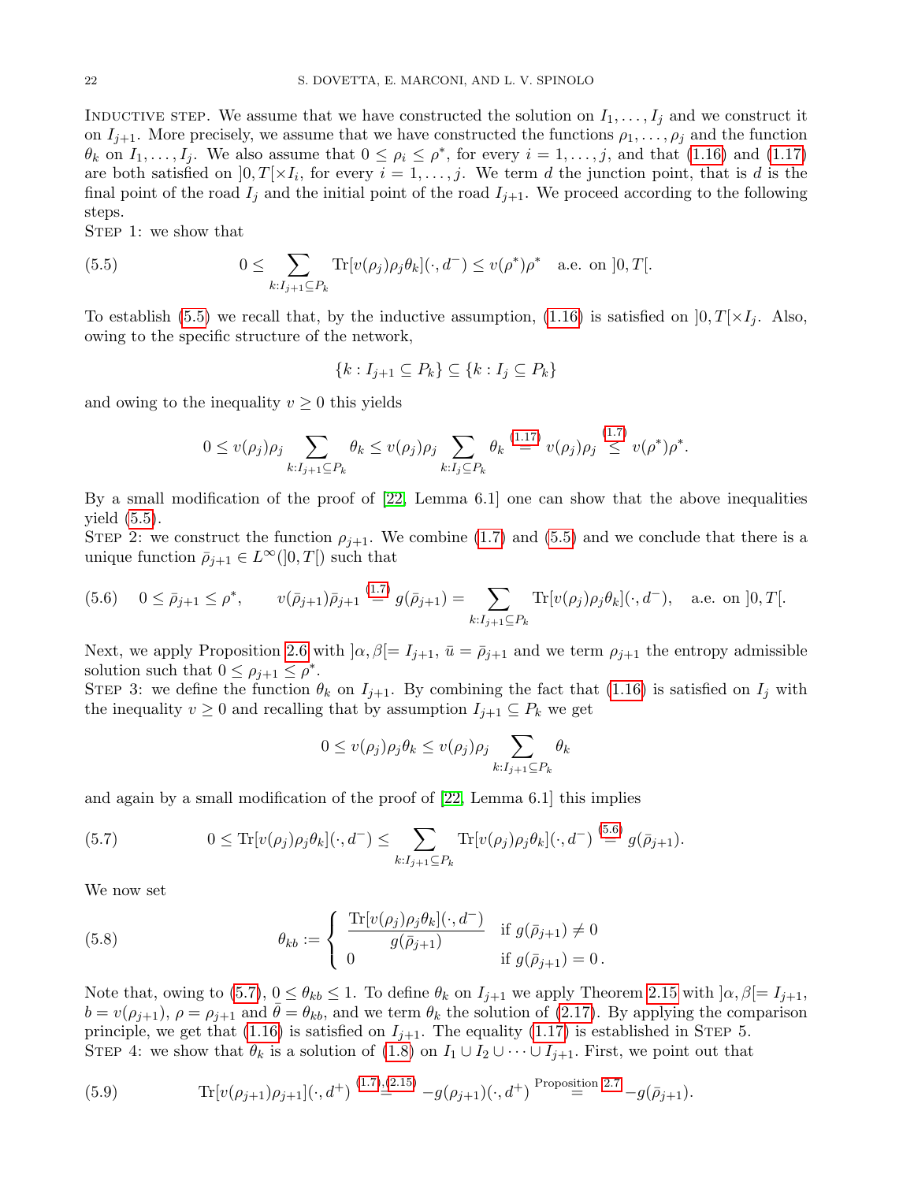Inductive step. We assume that we have constructed the solution on $I_1, \dots, I_j$ and we construct it on $I_{j+1}$. More precisely, we assume that we have constructed the functions $\rho_1, \dots, \rho_j$ and the function $\theta_k$ on $I_1, \dots, I_j$. We also assume that $0 \le \rho_i \le \rho^*$, for every $i = 1, \dots, j$, and that (1.16) and (1.17) are both satisfied on $]0,T[\times I_i$, for every $i = 1, \dots, j$. We term $d$ the junction point, that is $d$ is the final point of the road $I_j$ and the initial point of the road $I_{j+1}$. We proceed according to the following steps.

Step 1: we show that

$$
0 \le \sum_{k: I_{j+1} \subseteq P_k} \mathrm{Tr}[v(\rho_j)\rho_j\theta_k](\cdot, d^-) \le v(\rho^*)\rho^* \quad \text{a.e. on } ]0,T[. \tag{5.5}
$$

To establish (5.5) we recall that, by the inductive assumption, (1.16) is satisfied on $]0,T[\times I_j$. Also, owing to the specific structure of the network,

$$
\{k : I_{j+1} \subseteq P_k\} \subseteq \{k : I_j \subseteq P_k\}
$$

and owing to the inequality $v \ge 0$ this yields

$$
0 \le v(\rho_j)\rho_j \sum_{k: I_{j+1} \subseteq P_k} \theta_k \le v(\rho_j)\rho_j \sum_{k: I_j \subseteq P_k} \theta_k \overset{(1.17)}{=} v(\rho_j)\rho_j \overset{(1.7)}{\le} v(\rho^*)\rho^*.
$$

By a small modification of the proof of [22, Lemma 6.1] one can show that the above inequalities yield (5.5).

Step 2: we construct the function $\rho_{j+1}$. We combine (1.7) and (5.5) and we conclude that there is a unique function $\bar\rho_{j+1} \in L^\infty(]0,T[)$ such that

$$
0 \le \bar\rho_{j+1} \le \rho^*, \qquad v(\bar\rho_{j+1})\bar\rho_{j+1} \overset{(1.7)}{=} g(\bar\rho_{j+1}) = \sum_{k: I_{j+1} \subseteq P_k} \mathrm{Tr}[v(\rho_j)\rho_j\theta_k](\cdot, d^-), \quad \text{a.e. on } ]0,T[. \tag{5.6}
$$

Next, we apply Proposition 2.6 with $]\alpha,\beta[= I_{j+1}$, $\bar u = \bar\rho_{j+1}$ and we term $\rho_{j+1}$ the entropy admissible solution such that $0 \le \rho_{j+1} \le \rho^*$.

Step 3: we define the function $\theta_k$ on $I_{j+1}$. By combining the fact that (1.16) is satisfied on $I_j$ with the inequality $v \ge 0$ and recalling that by assumption $I_{j+1} \subseteq P_k$ we get

$$
0 \le v(\rho_j)\rho_j\theta_k \le v(\rho_j)\rho_j \sum_{k: I_{j+1} \subseteq P_k} \theta_k
$$

and again by a small modification of the proof of [22, Lemma 6.1] this implies

$$
0 \le \mathrm{Tr}[v(\rho_j)\rho_j\theta_k](\cdot, d^-) \le \sum_{k: I_{j+1} \subseteq P_k} \mathrm{Tr}[v(\rho_j)\rho_j\theta_k](\cdot, d^-) \overset{(5.6)}{=} g(\bar\rho_{j+1}). \tag{5.7}
$$

We now set

$$
\theta_{kb} := \begin{cases} \dfrac{\mathrm{Tr}[v(\rho_j)\rho_j\theta_k](\cdot, d^-)}{g(\bar\rho_{j+1})} & \text{if } g(\bar\rho_{j+1}) \ne 0 \\ 0 & \text{if } g(\bar\rho_{j+1}) = 0\,. \end{cases} \tag{5.8}
$$

Note that, owing to (5.7), $0 \le \theta_{kb} \le 1$. To define $\theta_k$ on $I_{j+1}$ we apply Theorem 2.15 with $]\alpha,\beta[= I_{j+1}$, $b = v(\rho_{j+1})$, $\rho = \rho_{j+1}$ and $\bar\theta = \theta_{kb}$, and we term $\theta_k$ the solution of (2.17). By applying the comparison principle, we get that (1.16) is satisfied on $I_{j+1}$. The equality (1.17) is established in Step 5.

Step 4: we show that $\theta_k$ is a solution of (1.8) on $I_1 \cup I_2 \cup \dots \cup I_{j+1}$. First, we point out that

$$
\mathrm{Tr}[v(\rho_{j+1})\rho_{j+1}](\cdot, d^+) \overset{(1.7),(2.15)}{=} -g(\rho_{j+1})(\cdot, d^+) \overset{\text{Proposition 2.7}}{=} -g(\bar\rho_{j+1}). \tag{5.9}
$$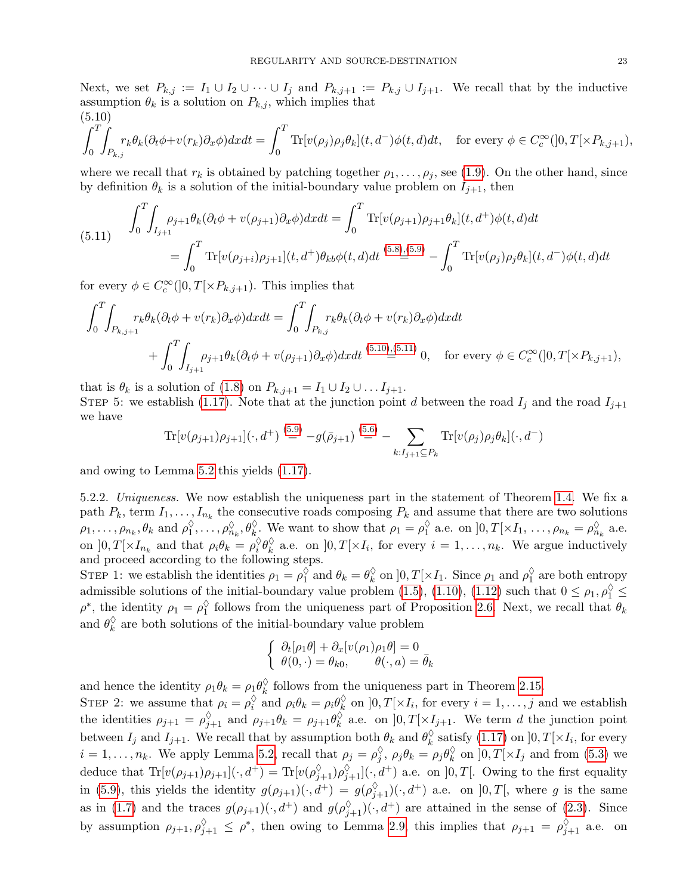Next, we set $P_{k,j} := I_1 \cup I_2 \cup \cdots \cup I_j$ and $P_{k,j+1} := P_{k,j} \cup I_{j+1}$. We recall that by the inductive assumption $\theta_k$ is a solution on $P_{k,j}$, which implies that

$$
\int_0^T \int_{P_{k,j}} r_k \theta_k (\partial_t \phi + v(r_k)\partial_x \phi) dx dt = \int_0^T \mathrm{Tr}[v(\rho_j)\rho_j \theta_k](t, d^-)\phi(t,d) dt, \quad \text{for every } \phi \in C^\infty_c(]0,T[\times P_{k,j+1}), \tag{5.10}
$$

where we recall that $r_k$ is obtained by patching together $\rho_1, \dots, \rho_j$, see (1.9). On the other hand, since by definition $\theta_k$ is a solution of the initial-boundary value problem on $I_{j+1}$, then

$$
\begin{aligned}
\int_0^T \int_{I_{j+1}} \rho_{j+1}\theta_k (\partial_t \phi + v(\rho_{j+1})\partial_x \phi) dx dt &= \int_0^T \mathrm{Tr}[v(\rho_{j+1})\rho_{j+1}\theta_k](t,d^+)\phi(t,d)dt \\
&= \int_0^T \mathrm{Tr}[v(\rho_{j+i})\rho_{j+1}](t,d^+)\theta_{kb}\phi(t,d)dt \overset{(5.8),(5.9)}{=} -\int_0^T \mathrm{Tr}[v(\rho_j)\rho_j\theta_k](t,d^-)\phi(t,d)dt
\end{aligned} \tag{5.11}
$$

for every $\phi \in C^\infty_c(]0,T[\times P_{k,j+1})$. This implies that

$$
\begin{aligned}
\int_0^T \int_{P_{k,j+1}} r_k \theta_k (\partial_t \phi + v(r_k)\partial_x \phi) dx dt &= \int_0^T \int_{P_{k,j}} r_k \theta_k (\partial_t \phi + v(r_k)\partial_x \phi) dx dt \\
&\quad + \int_0^T \int_{I_{j+1}} \rho_{j+1}\theta_k (\partial_t \phi + v(\rho_{j+1})\partial_x \phi) dx dt \overset{(5.10),(5.11)}{=} 0, \quad \text{for every } \phi \in C^\infty_c(]0,T[\times P_{k,j+1}),
\end{aligned}
$$

that is $\theta_k$ is a solution of (1.8) on $P_{k,j+1} = I_1 \cup I_2 \cup \dots I_{j+1}$.

STEP 5: we establish (1.17). Note that at the junction point $d$ between the road $I_j$ and the road $I_{j+1}$ we have

$$
\mathrm{Tr}[v(\rho_{j+1})\rho_{j+1}](\cdot, d^+) \overset{(5.9)}{=} -g(\bar\rho_{j+1}) \overset{(5.6)}{=} -\sum_{k: I_{j+1}\subseteq P_k} \mathrm{Tr}[v(\rho_j)\rho_j\theta_k](\cdot, d^-)
$$

and owing to Lemma 5.2 this yields (1.17).

5.2.2. *Uniqueness.* We now establish the uniqueness part in the statement of Theorem 1.4. We fix a path $P_k$, term $I_1, \dots, I_{n_k}$ the consecutive roads composing $P_k$ and assume that there are two solutions $\rho_1, \dots, \rho_{n_k}, \theta_k$ and $\rho_1^\diamondsuit, \dots, \rho_{n_k}^\diamondsuit, \theta_k^\diamondsuit$. We want to show that $\rho_1 = \rho_1^\diamondsuit$ a.e. on $]0,T[\times I_1, \dots, \rho_{n_k} = \rho_{n_k}^\diamondsuit$ a.e. on $]0,T[\times I_{n_k}$ and that $\rho_i\theta_k = \rho_i^\diamondsuit\theta_k^\diamondsuit$ a.e. on $]0,T[\times I_i$, for every $i = 1, \dots, n_k$. We argue inductively and proceed according to the following steps.

STEP 1: we establish the identities $\rho_1 = \rho_1^\diamondsuit$ and $\theta_k = \theta_k^\diamondsuit$ on $]0,T[\times I_1$. Since $\rho_1$ and $\rho_1^\diamondsuit$ are both entropy admissible solutions of the initial-boundary value problem (1.5), (1.10), (1.12) such that $0 \le \rho_1, \rho_1^\diamondsuit \le \rho^*$, the identity $\rho_1 = \rho_1^\diamondsuit$ follows from the uniqueness part of Proposition 2.6. Next, we recall that $\theta_k$ and $\theta_k^\diamondsuit$ are both solutions of the initial-boundary value problem

$$
\begin{cases}
\partial_t[\rho_1\theta] + \partial_x[v(\rho_1)\rho_1\theta] = 0 \\
\theta(0,\cdot) = \theta_{k0}, \qquad \theta(\cdot, a) = \bar\theta_k
\end{cases}
$$

and hence the identity $\rho_1\theta_k = \rho_1\theta_k^\diamondsuit$ follows from the uniqueness part in Theorem 2.15.

STEP 2: we assume that $\rho_i = \rho_i^\diamondsuit$ and $\rho_i\theta_k = \rho_i\theta_k^\diamondsuit$ on $]0,T[\times I_i$, for every $i = 1, \dots, j$ and we establish the identities $\rho_{j+1} = \rho_{j+1}^\diamondsuit$ and $\rho_{j+1}\theta_k = \rho_{j+1}\theta_k^\diamondsuit$ a.e. on $]0,T[\times I_{j+1}$. We term $d$ the junction point between $I_j$ and $I_{j+1}$. We recall that by assumption both $\theta_k$ and $\theta_k^\diamondsuit$ satisfy (1.17) on $]0,T[\times I_i$, for every $i = 1, \dots, n_k$. We apply Lemma 5.2, recall that $\rho_j = \rho_j^\diamondsuit$, $\rho_j\theta_k = \rho_j\theta_k^\diamondsuit$ on $]0,T[\times I_j$ and from (5.3) we deduce that $\mathrm{Tr}[v(\rho_{j+1})\rho_{j+1}](\cdot, d^+) = \mathrm{Tr}[v(\rho_{j+1}^\diamondsuit)\rho_{j+1}^\diamondsuit](\cdot, d^+)$ a.e. on $]0,T[$. Owing to the first equality in (5.9), this yields the identity $g(\rho_{j+1})(\cdot, d^+) = g(\rho_{j+1}^\diamondsuit)(\cdot, d^+)$ a.e. on $]0,T[$, where $g$ is the same as in (1.7) and the traces $g(\rho_{j+1})(\cdot, d^+)$ and $g(\rho_{j+1}^\diamondsuit)(\cdot, d^+)$ are attained in the sense of (2.3). Since by assumption $\rho_{j+1}, \rho_{j+1}^\diamondsuit \le \rho^*$, then owing to Lemma 2.9, this implies that $\rho_{j+1} = \rho_{j+1}^\diamondsuit$ a.e. on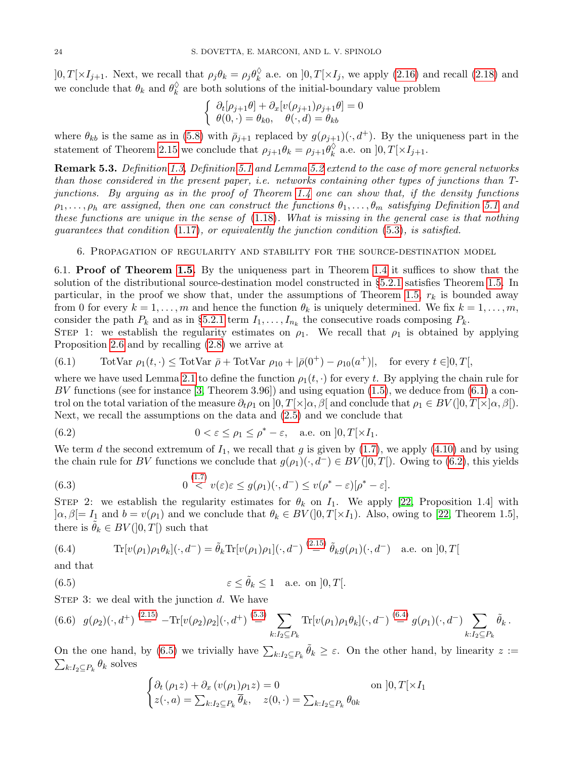$]0,T[\times I_{j+1}$. Next, we recall that $\rho_j\theta_k = \rho_j\theta_k^\diamondsuit$ a.e. on $]0,T[\times I_j$, we apply (2.16) and recall (2.18) and we conclude that $\theta_k$ and $\theta_k^\diamondsuit$ are both solutions of the initial-boundary value problem

$$\begin{cases} \partial_t[\rho_{j+1}\theta] + \partial_x[v(\rho_{j+1})\rho_{j+1}\theta] = 0 \\ \theta(0,\cdot) = \theta_{k0}, \quad \theta(\cdot, d) = \theta_{kb} \end{cases}$$

where $\theta_{kb}$ is the same as in (5.8) with $\bar\rho_{j+1}$ replaced by $g(\rho_{j+1})(\cdot, d^+)$. By the uniqueness part in the statement of Theorem 2.15 we conclude that $\rho_{j+1}\theta_k = \rho_{j+1}\theta_k^\diamondsuit$ a.e. on $]0,T[\times I_{j+1}$.

**Remark 5.3.** *Definition 1.3, Definition 5.1 and Lemma 5.2 extend to the case of more general networks than those considered in the present paper, i.e. networks containing other types of junctions than T-junctions. By arguing as in the proof of Theorem 1.4 one can show that, if the density functions $\rho_1, \dots, \rho_h$ are assigned, then one can construct the functions $\theta_1, \dots, \theta_m$ satisfying Definition 5.1 and these functions are unique in the sense of (1.18). What is missing in the general case is that nothing guarantees that condition (1.17), or equivalently the junction condition (5.3), is satisfied.*

## 6. Propagation of regularity and stability for the source-destination model

6.1. **Proof of Theorem 1.5.** By the uniqueness part in Theorem 1.4 it suffices to show that the solution of the distributional source-destination model constructed in §5.2.1 satisfies Theorem 1.5. In particular, in the proof we show that, under the assumptions of Theorem 1.5, $r_k$ is bounded away from 0 for every $k = 1, \dots, m$ and hence the function $\theta_k$ is uniquely determined. We fix $k = 1, \dots, m$, consider the path $P_k$ and as in §5.2.1 term $I_1, \dots, I_{n_k}$ the consecutive roads composing $P_k$.

Step 1: we establish the regularity estimates on $\rho_1$. We recall that $\rho_1$ is obtained by applying Proposition 2.6 and by recalling (2.8) we arrive at

$$\text{TotVar } \rho_1(t,\cdot) \le \text{TotVar } \bar\rho + \text{TotVar } \rho_{10} + |\bar\rho(0^+) - \rho_{10}(a^+)|, \quad \text{for every } t \in ]0,T[, \tag{6.1}$$

where we have used Lemma 2.1 to define the function $\rho_1(t,\cdot)$ for every $t$. By applying the chain rule for $BV$ functions (see for instance [3, Theorem 3.96]) and using equation (1.5), we deduce from (6.1) a control on the total variation of the measure $\partial_t\rho_1$ on $]0,T[\times]\alpha,\beta[$ and conclude that $\rho_1 \in BV(]0,T[\times]\alpha,\beta[)$. Next, we recall the assumptions on the data and (2.5) and we conclude that

$$0 < \varepsilon \le \rho_1 \le \rho^* - \varepsilon, \quad \text{a.e. on } ]0,T[\times I_1. \tag{6.2}$$

We term $d$ the second extremum of $I_1$, we recall that $g$ is given by (1.7), we apply (4.10) and by using the chain rule for $BV$ functions we conclude that $g(\rho_1)(\cdot, d^-) \in BV(]0,T[)$. Owing to (6.2), this yields

$$0 \overset{(1.7)}{<} v(\varepsilon)\varepsilon \le g(\rho_1)(\cdot, d^-) \le v(\rho^* - \varepsilon)[\rho^* - \varepsilon]. \tag{6.3}$$

Step 2: we establish the regularity estimates for $\theta_k$ on $I_1$. We apply [22, Proposition 1.4] with $]\alpha,\beta[= I_1$ and $b = v(\rho_1)$ and we conclude that $\theta_k \in BV(]0,T[\times I_1)$. Also, owing to [22, Theorem 1.5], there is $\tilde\theta_k \in BV(]0,T[)$ such that

$$\text{Tr}[v(\rho_1)\rho_1\theta_k](\cdot, d^-) = \tilde\theta_k \text{Tr}[v(\rho_1)\rho_1](\cdot, d^-) \overset{(2.15)}{=} \tilde\theta_k g(\rho_1)(\cdot, d^-) \quad \text{a.e. on } ]0,T[ \tag{6.4}$$

and that

$$\varepsilon \le \tilde\theta_k \le 1 \quad \text{a.e. on } ]0,T[. \tag{6.5}$$

Step 3: we deal with the junction $d$. We have

$$g(\rho_2)(\cdot, d^+) \overset{(2.15)}{=} -\text{Tr}[v(\rho_2)\rho_2](\cdot, d^+) \overset{(5.3)}{=} \sum_{k: I_2 \subseteq P_k} \text{Tr}[v(\rho_1)\rho_1\theta_k](\cdot, d^-) \overset{(6.4)}{=} g(\rho_1)(\cdot, d^-) \sum_{k: I_2 \subseteq P_k} \tilde\theta_k\,. \tag{6.6}$$

On the one hand, by (6.5) we trivially have $\sum_{k: I_2 \subseteq P_k} \tilde\theta_k \ge \varepsilon$. On the other hand, by linearity $z := \sum_{k: I_2 \subseteq P_k} \theta_k$ solves

$$\begin{cases} \partial_t(\rho_1 z) + \partial_x(v(\rho_1)\rho_1 z) = 0 & \text{on } ]0,T[\times I_1 \\ z(\cdot, a) = \sum_{k: I_2 \subseteq P_k} \overline\theta_k, \quad z(0,\cdot) = \sum_{k: I_2 \subseteq P_k} \theta_{0k} \end{cases}$$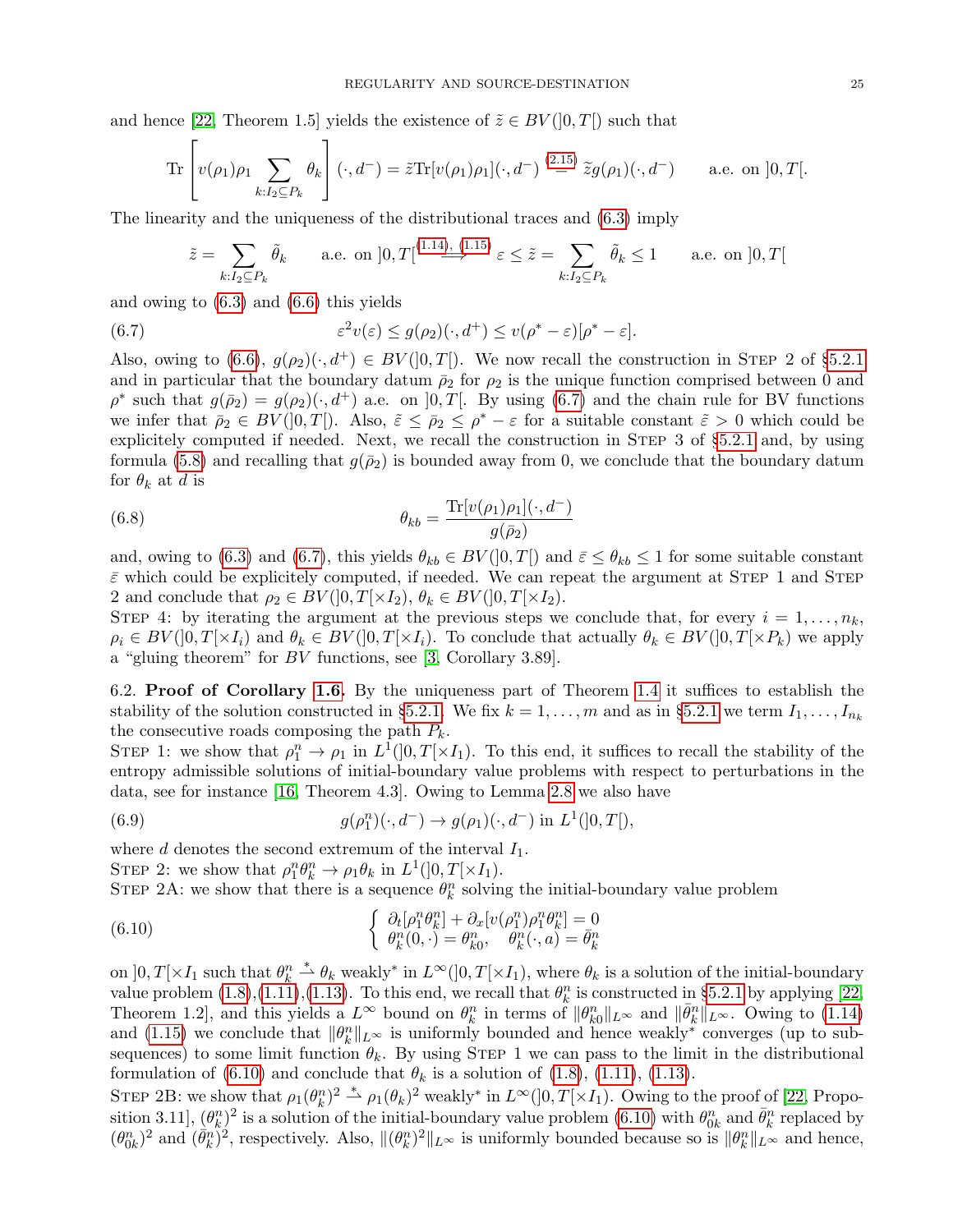and hence [22, Theorem 1.5] yields the existence of $\tilde z \in BV(]0,T[)$ such that

$$\mathrm{Tr}\left[ v(\rho_1)\rho_1 \sum_{k: I_2 \subseteq P_k} \theta_k \right](\cdot, d^-) = \tilde z \mathrm{Tr}[v(\rho_1)\rho_1](\cdot, d^-) \stackrel{(2.15)}{=} \tilde z g(\rho_1)(\cdot, d^-) \qquad \text{a.e. on } ]0,T[.$$

The linearity and the uniqueness of the distributional traces and (6.3) imply

$$\tilde z = \sum_{k: I_2 \subseteq P_k} \tilde \theta_k \qquad \text{a.e. on } ]0,T[ \stackrel{(1.14),\,(1.15)}{\Longrightarrow} \varepsilon \leq \tilde z = \sum_{k: I_2 \subseteq P_k} \tilde\theta_k \leq 1 \qquad \text{a.e. on } ]0,T[$$

and owing to (6.3) and (6.6) this yields

$$\varepsilon^2 v(\varepsilon) \leq g(\rho_2)(\cdot, d^+) \leq v(\rho^* - \varepsilon)[\rho^* - \varepsilon]. \tag{6.7}$$

Also, owing to (6.6), $g(\rho_2)(\cdot, d^+) \in BV(]0,T[)$. We now recall the construction in Step 2 of §5.2.1 and in particular that the boundary datum $\bar\rho_2$ for $\rho_2$ is the unique function comprised between 0 and $\rho^*$ such that $g(\bar\rho_2) = g(\rho_2)(\cdot, d^+)$ a.e. on $]0,T[$. By using (6.7) and the chain rule for BV functions we infer that $\bar\rho_2 \in BV(]0,T[)$. Also, $\hat\varepsilon \leq \bar\rho_2 \leq \rho^* - \varepsilon$ for a suitable constant $\hat\varepsilon > 0$ which could be explicitely computed if needed. Next, we recall the construction in Step 3 of §5.2.1 and, by using formula (5.8) and recalling that $g(\bar\rho_2)$ is bounded away from 0, we conclude that the boundary datum for $\theta_k$ at $d$ is

$$\theta_{kb} = \frac{\mathrm{Tr}[v(\rho_1)\rho_1](\cdot, d^-)}{g(\bar\rho_2)} \tag{6.8}$$

and, owing to (6.3) and (6.7), this yields $\theta_{kb} \in BV(]0,T[)$ and $\bar\varepsilon \leq \theta_{kb} \leq 1$ for some suitable constant $\bar\varepsilon$ which could be explicitely computed, if needed. We can repeat the argument at Step 1 and Step 2 and conclude that $\rho_2 \in BV(]0,T[\times I_2)$, $\theta_k \in BV(]0,T[\times I_2)$.

Step 4: by iterating the argument at the previous steps we conclude that, for every $i = 1, \dots, n_k$, $\rho_i \in BV(]0,T[\times I_i)$ and $\theta_k \in BV(]0,T[\times I_i)$. To conclude that actually $\theta_k \in BV(]0,T[\times P_k)$ we apply a "gluing theorem" for $BV$ functions, see [3, Corollary 3.89].

## 6.2. Proof of Corollary 1.6.

By the uniqueness part of Theorem 1.4 it suffices to establish the stability of the solution constructed in §5.2.1. We fix $k = 1, \dots, m$ and as in §5.2.1 we term $I_1, \dots, I_{n_k}$ the consecutive roads composing the path $P_k$.

Step 1: we show that $\rho_1^n \to \rho_1$ in $L^1(]0,T[\times I_1)$. To this end, it suffices to recall the stability of the entropy admissible solutions of initial-boundary value problems with respect to perturbations in the data, see for instance [16, Theorem 4.3]. Owing to Lemma 2.8 we also have

$$g(\rho_1^n)(\cdot, d^-) \to g(\rho_1)(\cdot, d^-) \text{ in } L^1(]0,T[), \tag{6.9}$$

where $d$ denotes the second extremum of the interval $I_1$.

Step 2: we show that $\rho_1^n \theta_k^n \to \rho_1 \theta_k$ in $L^1(]0,T[\times I_1)$.

Step 2A: we show that there is a sequence $\theta_k^n$ solving the initial-boundary value problem

$$\begin{cases} \partial_t[\rho_1^n \theta_k^n] + \partial_x[v(\rho_1^n)\rho_1^n \theta_k^n] = 0 \\ \theta_k^n(0, \cdot) = \theta_{k0}^n, \quad \theta_k^n(\cdot, a) = \bar\theta_k^n \end{cases} \tag{6.10}$$

on $]0,T[\times I_1$ such that $\theta_k^n \stackrel{*}{\rightharpoonup} \theta_k$ weakly$^*$ in $L^\infty(]0,T[\times I_1)$, where $\theta_k$ is a solution of the initial-boundary value problem (1.8),(1.11),(1.13). To this end, we recall that $\theta_k^n$ is constructed in §5.2.1 by applying [22, Theorem 1.2], and this yields a $L^\infty$ bound on $\theta_k^n$ in terms of $\|\theta_{k0}^n\|_{L^\infty}$ and $\|\bar\theta_k^n\|_{L^\infty}$. Owing to (1.14) and (1.15) we conclude that $\|\theta_k^n\|_{L^\infty}$ is uniformly bounded and hence weakly$^*$ converges (up to subsequences) to some limit function $\theta_k$. By using Step 1 we can pass to the limit in the distributional formulation of (6.10) and conclude that $\theta_k$ is a solution of (1.8), (1.11), (1.13).

Step 2B: we show that $\rho_1(\theta_k^n)^2 \stackrel{*}{\rightharpoonup} \rho_1(\theta_k)^2$ weakly$^*$ in $L^\infty(]0,T[\times I_1)$. Owing to the proof of [22, Proposition 3.11], $(\theta_k^n)^2$ is a solution of the initial-boundary value problem (6.10) with $\theta_{0k}^n$ and $\bar\theta_k^n$ replaced by $(\theta_{0k}^n)^2$ and $(\bar\theta_k^n)^2$, respectively. Also, $\|(\theta_k^n)^2\|_{L^\infty}$ is uniformly bounded because so is $\|\theta_k^n\|_{L^\infty}$ and hence,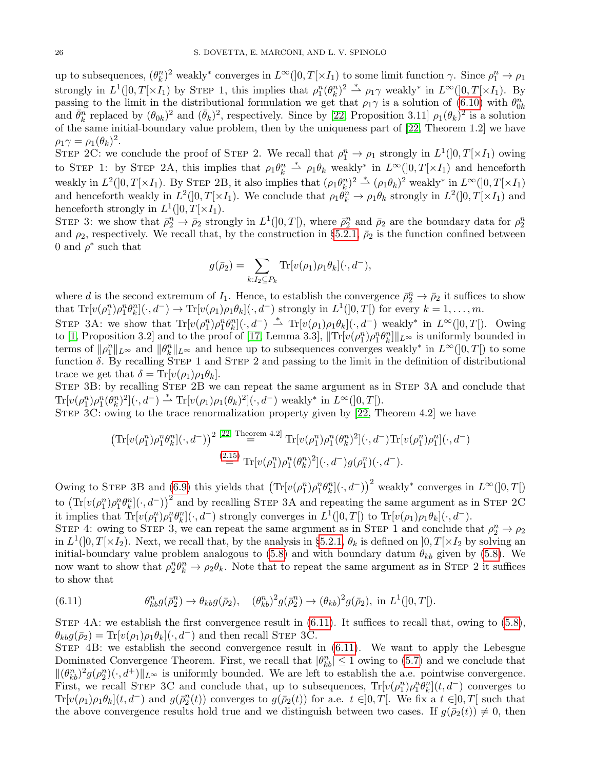up to subsequences, $(\theta_k^n)^2$ weakly$^*$ converges in $L^\infty(]0,T[\times I_1)$ to some limit function $\gamma$. Since $\rho_1^n \to \rho_1$ strongly in $L^1(]0,T[\times I_1)$ by Step 1, this implies that $\rho_1^n(\theta_k^n)^2 \overset{*}{\rightharpoonup} \rho_1\gamma$ weakly$^*$ in $L^\infty(]0,T[\times I_1)$. By passing to the limit in the distributional formulation we get that $\rho_1\gamma$ is a solution of (6.10) with $\theta_{0k}^n$ and $\bar\theta_k^n$ replaced by $(\theta_{0k})^2$ and $(\bar\theta_k)^2$, respectively. Since by [22, Proposition 3.11] $\rho_1(\theta_k)^2$ is a solution of the same initial-boundary value problem, then by the uniqueness part of [22, Theorem 1.2] we have $\rho_1\gamma = \rho_1(\theta_k)^2$.

Step 2C: we conclude the proof of Step 2. We recall that $\rho_1^n \to \rho_1$ strongly in $L^1(]0,T[\times I_1)$ owing to Step 1: by Step 2A, this implies that $\rho_1\theta_k^n \overset{*}{\rightharpoonup} \rho_1\theta_k$ weakly$^*$ in $L^\infty(]0,T[\times I_1)$ and henceforth weakly in $L^2(]0,T[\times I_1)$. By Step 2B, it also implies that $(\rho_1\theta_k^n)^2 \overset{*}{\rightharpoonup} (\rho_1\theta_k)^2$ weakly$^*$ in $L^\infty(]0,T[\times I_1)$ and henceforth weakly in $L^2(]0,T[\times I_1)$. We conclude that $\rho_1\theta_k^n \to \rho_1\theta_k$ strongly in $L^2(]0,T[\times I_1)$ and henceforth strongly in $L^1(]0,T[\times I_1)$.

Step 3: we show that $\bar\rho_2^n \to \bar\rho_2$ strongly in $L^1(]0,T[)$, where $\bar\rho_2^n$ and $\bar\rho_2$ are the boundary data for $\rho_2^n$ and $\rho_2$, respectively. We recall that, by the construction in §5.2.1, $\bar\rho_2$ is the function confined between $0$ and $\rho^*$ such that

$$g(\bar\rho_2) = \sum_{k: I_2 \subseteq P_k} \mathrm{Tr}[v(\rho_1)\rho_1\theta_k](\cdot, d^-),$$

where $d$ is the second extremum of $I_1$. Hence, to establish the convergence $\bar\rho_2^n \to \bar\rho_2$ it suffices to show that $\mathrm{Tr}[v(\rho_1^n)\rho_1^n\theta_k^n](\cdot, d^-) \to \mathrm{Tr}[v(\rho_1)\rho_1\theta_k](\cdot, d^-)$ strongly in $L^1(]0,T[)$ for every $k = 1, \dots, m$.

Step 3A: we show that $\mathrm{Tr}[v(\rho_1^n)\rho_1^n\theta_k^n](\cdot, d^-) \overset{*}{\rightharpoonup} \mathrm{Tr}[v(\rho_1)\rho_1\theta_k](\cdot, d^-)$ weakly$^*$ in $L^\infty(]0,T[)$. Owing to [1, Proposition 3.2] and to the proof of [17, Lemma 3.3], $\|\mathrm{Tr}[v(\rho_1^n)\rho_1^n\theta_k^n]\|_{L^\infty}$ is uniformly bounded in terms of $\|\rho_1^n\|_{L^\infty}$ and $\|\theta_k^n\|_{L^\infty}$ and hence up to subsequences converges weakly$^*$ in $L^\infty(]0,T[)$ to some function $\delta$. By recalling Step 1 and Step 2 and passing to the limit in the definition of distributional trace we get that $\delta = \mathrm{Tr}[v(\rho_1)\rho_1\theta_k]$.

Step 3B: by recalling Step 2B we can repeat the same argument as in Step 3A and conclude that $\mathrm{Tr}[v(\rho_1^n)\rho_1^n(\theta_k^n)^2](\cdot, d^-) \overset{*}{\rightharpoonup} \mathrm{Tr}[v(\rho_1)\rho_1(\theta_k)^2](\cdot, d^-)$ weakly$^*$ in $L^\infty(]0,T[)$.

Step 3C: owing to the trace renormalization property given by [22, Theorem 4.2] we have

$$\begin{aligned}\left(\mathrm{Tr}[v(\rho_1^n)\rho_1^n\theta_k^n](\cdot, d^-)\right)^2 &\overset{[22,\ \text{Theorem 4.2}]}{=} \mathrm{Tr}[v(\rho_1^n)\rho_1^n(\theta_k^n)^2](\cdot, d^-)\mathrm{Tr}[v(\rho_1^n)\rho_1^n](\cdot, d^-)\\ &\overset{(2.15)}{=} \mathrm{Tr}[v(\rho_1^n)\rho_1^n(\theta_k^n)^2](\cdot, d^-)g(\rho_1^n)(\cdot, d^-).\end{aligned}$$

Owing to Step 3B and (6.9) this yields that $\left(\mathrm{Tr}[v(\rho_1^n)\rho_1^n\theta_k^n](\cdot, d^-)\right)^2$ weakly$^*$ converges in $L^\infty(]0,T[)$ to $\left(\mathrm{Tr}[v(\rho_1^n)\rho_1^n\theta_k^n](\cdot, d^-)\right)^2$ and by recalling Step 3A and repeating the same argument as in Step 2C it implies that $\mathrm{Tr}[v(\rho_1^n)\rho_1^n\theta_k^n](\cdot, d^-)$ strongly converges in $L^1(]0,T[)$ to $\mathrm{Tr}[v(\rho_1)\rho_1\theta_k](\cdot, d^-)$.

Step 4: owing to Step 3, we can repeat the same argument as in Step 1 and conclude that $\rho_2^n \to \rho_2$ in $L^1(]0,T[\times I_2)$. Next, we recall that, by the analysis in §5.2.1, $\theta_k$ is defined on $]0,T[\times I_2$ by solving an initial-boundary value problem analogous to (5.8) and with boundary datum $\theta_{kb}$ given by (5.8). We now want to show that $\rho_2^n\theta_k^n \to \rho_2\theta_k$. Note that to repeat the same argument as in Step 2 it suffices to show that

$$\theta_{kb}^n g(\bar\rho_2^n) \to \theta_{kb} g(\bar\rho_2), \quad (\theta_{kb}^n)^2 g(\bar\rho_2^n) \to (\theta_{kb})^2 g(\bar\rho_2), \text{ in } L^1(]0,T[). \tag{6.11}$$

Step 4A: we establish the first convergence result in (6.11). It suffices to recall that, owing to (5.8), $\theta_{kb} g(\bar\rho_2) = \mathrm{Tr}[v(\rho_1)\rho_1\theta_k](\cdot, d^-)$ and then recall Step 3C.

Step 4B: we establish the second convergence result in (6.11). We want to apply the Lebesgue Dominated Convergence Theorem. First, we recall that $|\theta_{kb}^n| \le 1$ owing to (5.7) and we conclude that $\|(\theta_{kb}^n)^2 g(\rho_2^n)(\cdot, d^+)\|_{L^\infty}$ is uniformly bounded. We are left to establish the a.e. pointwise convergence. First, we recall Step 3C and conclude that, up to subsequences, $\mathrm{Tr}[v(\rho_1^n)\rho_1^n\theta_k^n](t, d^-)$ converges to $\mathrm{Tr}[v(\rho_1)\rho_1\theta_k](t, d^-)$ and $g(\bar\rho_2^n(t))$ converges to $g(\bar\rho_2(t))$ for a.e. $t \in ]0,T[$. We fix a $t \in ]0,T[$ such that the above convergence results hold true and we distinguish between two cases. If $g(\bar\rho_2(t)) \neq 0$, then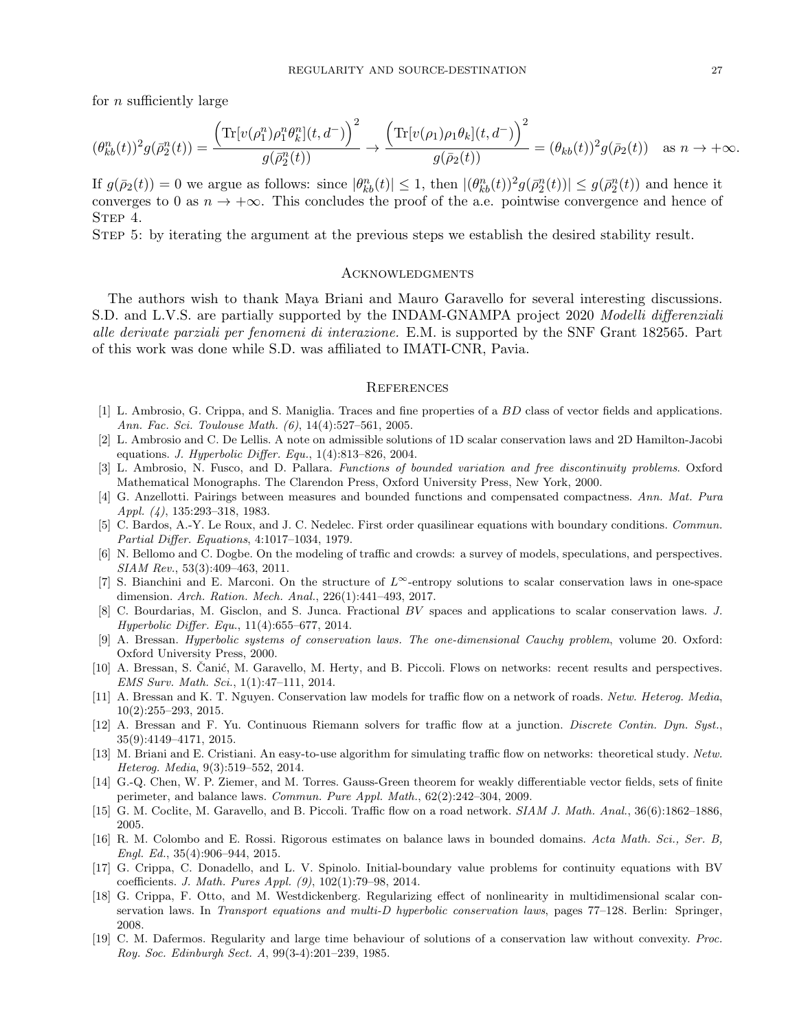for $n$ sufficiently large

$$(\theta_{kb}^n(t))^2 g(\bar{\rho}_2^n(t)) = \frac{\Big(\mathrm{Tr}[v(\rho_1^n)\rho_1^n\theta_k^n](t,d^-)\Big)^2}{g(\bar{\rho}_2^n(t))} \to \frac{\Big(\mathrm{Tr}[v(\rho_1)\rho_1\theta_k](t,d^-)\Big)^2}{g(\bar{\rho}_2(t))} = (\theta_{kb}(t))^2 g(\bar{\rho}_2(t)) \quad \text{as } n \to +\infty.$$

If $g(\bar{\rho}_2(t)) = 0$ we argue as follows: since $|\theta_{kb}^n(t)| \leq 1$, then $|(\theta_{kb}^n(t))^2 g(\bar{\rho}_2^n(t))| \leq g(\bar{\rho}_2^n(t))$ and hence it converges to 0 as $n \to +\infty$. This concludes the proof of the a.e. pointwise convergence and hence of Step 4.

Step 5: by iterating the argument at the previous steps we establish the desired stability result.

## Acknowledgments

The authors wish to thank Maya Briani and Mauro Garavello for several interesting discussions. S.D. and L.V.S. are partially supported by the INDAM-GNAMPA project 2020 *Modelli differenziali alle derivate parziali per fenomeni di interazione*. E.M. is supported by the SNF Grant 182565. Part of this work was done while S.D. was affiliated to IMATI-CNR, Pavia.

## References

[1] L. Ambrosio, G. Crippa, and S. Maniglia. Traces and fine properties of a *BD* class of vector fields and applications. *Ann. Fac. Sci. Toulouse Math. (6)*, 14(4):527–561, 2005.

[2] L. Ambrosio and C. De Lellis. A note on admissible solutions of 1D scalar conservation laws and 2D Hamilton-Jacobi equations. *J. Hyperbolic Differ. Equ.*, 1(4):813–826, 2004.

[3] L. Ambrosio, N. Fusco, and D. Pallara. *Functions of bounded variation and free discontinuity problems*. Oxford Mathematical Monographs. The Clarendon Press, Oxford University Press, New York, 2000.

[4] G. Anzellotti. Pairings between measures and bounded functions and compensated compactness. *Ann. Mat. Pura Appl. (4)*, 135:293–318, 1983.

[5] C. Bardos, A.-Y. Le Roux, and J. C. Nedelec. First order quasilinear equations with boundary conditions. *Commun. Partial Differ. Equations*, 4:1017–1034, 1979.

[6] N. Bellomo and C. Dogbe. On the modeling of traffic and crowds: a survey of models, speculations, and perspectives. *SIAM Rev.*, 53(3):409–463, 2011.

[7] S. Bianchini and E. Marconi. On the structure of $L^\infty$-entropy solutions to scalar conservation laws in one-space dimension. *Arch. Ration. Mech. Anal.*, 226(1):441–493, 2017.

[8] C. Bourdarias, M. Gisclon, and S. Junca. Fractional *BV* spaces and applications to scalar conservation laws. *J. Hyperbolic Differ. Equ.*, 11(4):655–677, 2014.

[9] A. Bressan. *Hyperbolic systems of conservation laws. The one-dimensional Cauchy problem*, volume 20. Oxford: Oxford University Press, 2000.

[10] A. Bressan, S. Čanić, M. Garavello, M. Herty, and B. Piccoli. Flows on networks: recent results and perspectives. *EMS Surv. Math. Sci.*, 1(1):47–111, 2014.

[11] A. Bressan and K. T. Nguyen. Conservation law models for traffic flow on a network of roads. *Netw. Heterog. Media*, 10(2):255–293, 2015.

[12] A. Bressan and F. Yu. Continuous Riemann solvers for traffic flow at a junction. *Discrete Contin. Dyn. Syst.*, 35(9):4149–4171, 2015.

[13] M. Briani and E. Cristiani. An easy-to-use algorithm for simulating traffic flow on networks: theoretical study. *Netw. Heterog. Media*, 9(3):519–552, 2014.

[14] G.-Q. Chen, W. P. Ziemer, and M. Torres. Gauss-Green theorem for weakly differentiable vector fields, sets of finite perimeter, and balance laws. *Commun. Pure Appl. Math.*, 62(2):242–304, 2009.

[15] G. M. Coclite, M. Garavello, and B. Piccoli. Traffic flow on a road network. *SIAM J. Math. Anal.*, 36(6):1862–1886, 2005.

[16] R. M. Colombo and E. Rossi. Rigorous estimates on balance laws in bounded domains. *Acta Math. Sci., Ser. B, Engl. Ed.*, 35(4):906–944, 2015.

[17] G. Crippa, C. Donadello, and L. V. Spinolo. Initial-boundary value problems for continuity equations with BV coefficients. *J. Math. Pures Appl. (9)*, 102(1):79–98, 2014.

[18] G. Crippa, F. Otto, and M. Westdickenberg. Regularizing effect of nonlinearity in multidimensional scalar conservation laws. In *Transport equations and multi-D hyperbolic conservation laws*, pages 77–128. Berlin: Springer, 2008.

[19] C. M. Dafermos. Regularity and large time behaviour of solutions of a conservation law without convexity. *Proc. Roy. Soc. Edinburgh Sect. A*, 99(3-4):201–239, 1985.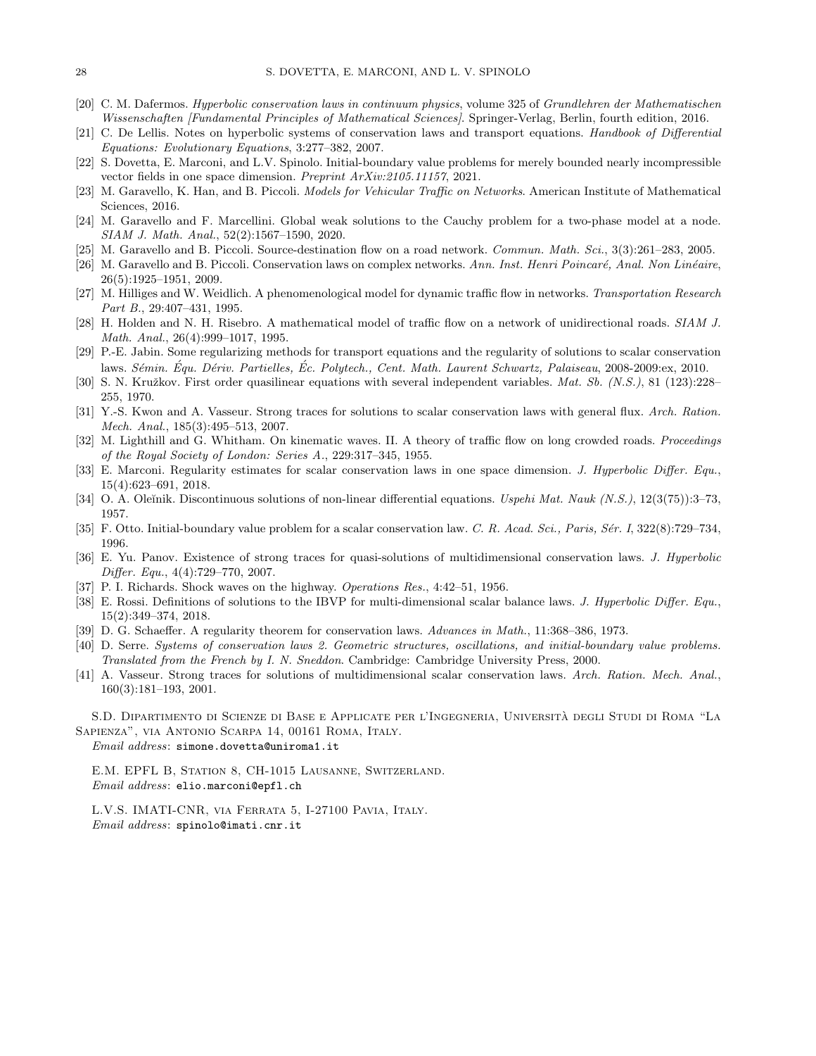[20] C. M. Dafermos. *Hyperbolic conservation laws in continuum physics*, volume 325 of *Grundlehren der Mathematischen Wissenschaften [Fundamental Principles of Mathematical Sciences]*. Springer-Verlag, Berlin, fourth edition, 2016.

[21] C. De Lellis. Notes on hyperbolic systems of conservation laws and transport equations. *Handbook of Differential Equations: Evolutionary Equations*, 3:277–382, 2007.

[22] S. Dovetta, E. Marconi, and L.V. Spinolo. Initial-boundary value problems for merely bounded nearly incompressible vector fields in one space dimension. *Preprint ArXiv:2105.11157*, 2021.

[23] M. Garavello, K. Han, and B. Piccoli. *Models for Vehicular Traffic on Networks*. American Institute of Mathematical Sciences, 2016.

[24] M. Garavello and F. Marcellini. Global weak solutions to the Cauchy problem for a two-phase model at a node. *SIAM J. Math. Anal.*, 52(2):1567–1590, 2020.

[25] M. Garavello and B. Piccoli. Source-destination flow on a road network. *Commun. Math. Sci.*, 3(3):261–283, 2005.

[26] M. Garavello and B. Piccoli. Conservation laws on complex networks. *Ann. Inst. Henri Poincaré, Anal. Non Linéaire*, 26(5):1925–1951, 2009.

[27] M. Hilliges and W. Weidlich. A phenomenological model for dynamic traffic flow in networks. *Transportation Research Part B.*, 29:407–431, 1995.

[28] H. Holden and N. H. Risebro. A mathematical model of traffic flow on a network of unidirectional roads. *SIAM J. Math. Anal.*, 26(4):999–1017, 1995.

[29] P.-E. Jabin. Some regularizing methods for transport equations and the regularity of solutions to scalar conservation laws. *Sémin. Équ. Dériv. Partielles, Éc. Polytech., Cent. Math. Laurent Schwartz, Palaiseau*, 2008-2009:ex, 2010.

[30] S. N. Kružkov. First order quasilinear equations with several independent variables. *Mat. Sb. (N.S.)*, 81 (123):228–255, 1970.

[31] Y.-S. Kwon and A. Vasseur. Strong traces for solutions to scalar conservation laws with general flux. *Arch. Ration. Mech. Anal.*, 185(3):495–513, 2007.

[32] M. Lighthill and G. Whitham. On kinematic waves. II. A theory of traffic flow on long crowded roads. *Proceedings of the Royal Society of London: Series A.*, 229:317–345, 1955.

[33] E. Marconi. Regularity estimates for scalar conservation laws in one space dimension. *J. Hyperbolic Differ. Equ.*, 15(4):623–691, 2018.

[34] O. A. Oleĭnik. Discontinuous solutions of non-linear differential equations. *Uspehi Mat. Nauk (N.S.)*, 12(3(75)):3–73, 1957.

[35] F. Otto. Initial-boundary value problem for a scalar conservation law. *C. R. Acad. Sci., Paris, Sér. I*, 322(8):729–734, 1996.

[36] E. Yu. Panov. Existence of strong traces for quasi-solutions of multidimensional conservation laws. *J. Hyperbolic Differ. Equ.*, 4(4):729–770, 2007.

[37] P. I. Richards. Shock waves on the highway. *Operations Res.*, 4:42–51, 1956.

[38] E. Rossi. Definitions of solutions to the IBVP for multi-dimensional scalar balance laws. *J. Hyperbolic Differ. Equ.*, 15(2):349–374, 2018.

[39] D. G. Schaeffer. A regularity theorem for conservation laws. *Advances in Math.*, 11:368–386, 1973.

[40] D. Serre. *Systems of conservation laws 2. Geometric structures, oscillations, and initial-boundary value problems. Translated from the French by I. N. Sneddon*. Cambridge: Cambridge University Press, 2000.

[41] A. Vasseur. Strong traces for solutions of multidimensional scalar conservation laws. *Arch. Ration. Mech. Anal.*, 160(3):181–193, 2001.

S.D. Dipartimento di Scienze di Base e Applicate per l'Ingegneria, Università degli Studi di Roma "La Sapienza", via Antonio Scarpa 14, 00161 Roma, Italy.
*Email address*: `simone.dovetta@uniroma1.it`

E.M. EPFL B, Station 8, CH-1015 Lausanne, Switzerland.
*Email address*: `elio.marconi@epfl.ch`

L.V.S. IMATI-CNR, via Ferrata 5, I-27100 Pavia, Italy.
*Email address*: `spinolo@imati.cnr.it`